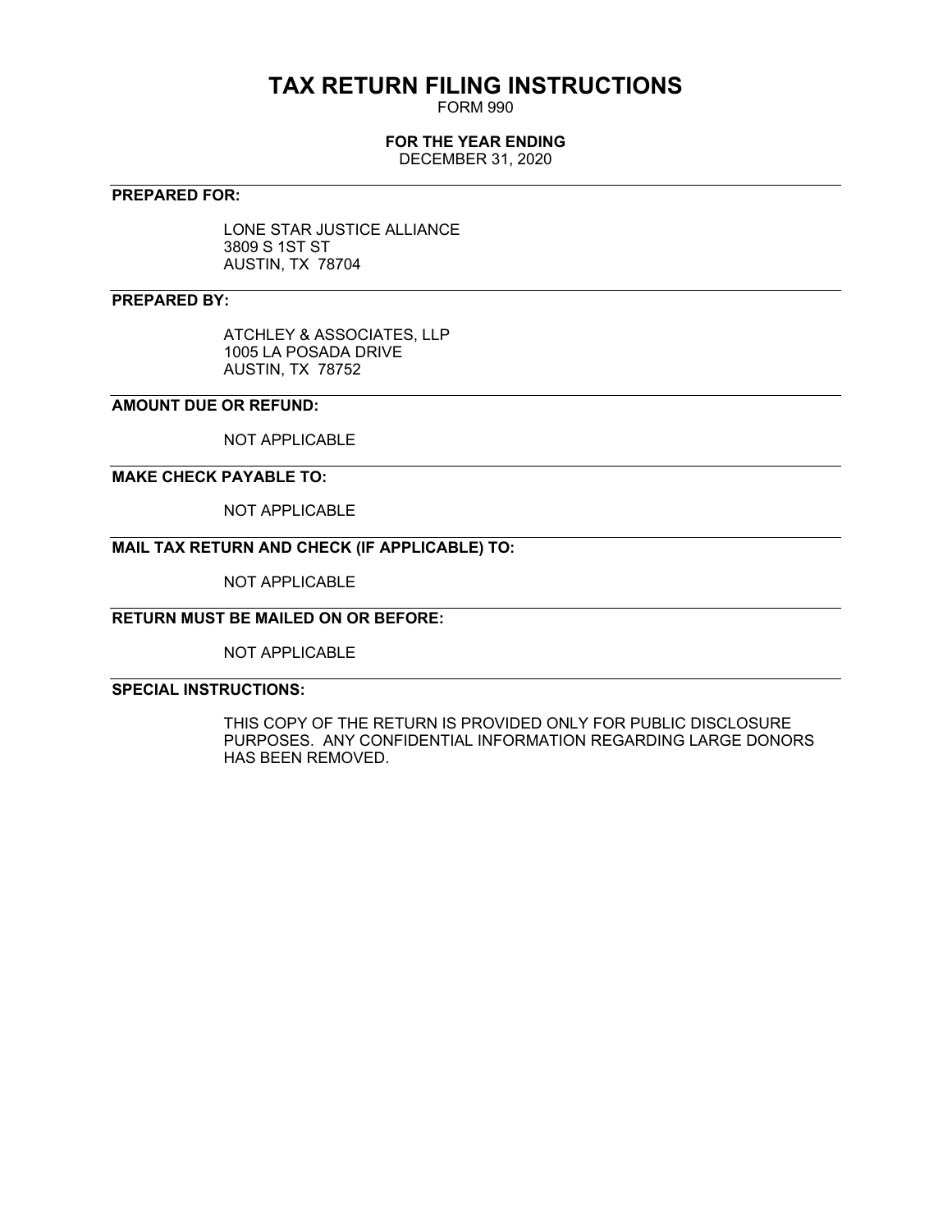# TAX RETURN FILING INSTRUCTIONS

FORM 990

**FOR THE YEAR ENDING**

DECEMBER 31, 2020

---

**PREPARED FOR:**

LONE STAR JUSTICE ALLIANCE
3809 S 1ST ST
AUSTIN, TX 78704

---

**PREPARED BY:**

ATCHLEY & ASSOCIATES, LLP
1005 LA POSADA DRIVE
AUSTIN, TX 78752

---

**AMOUNT DUE OR REFUND:**

NOT APPLICABLE

---

**MAKE CHECK PAYABLE TO:**

NOT APPLICABLE

---

**MAIL TAX RETURN AND CHECK (IF APPLICABLE) TO:**

NOT APPLICABLE

---

**RETURN MUST BE MAILED ON OR BEFORE:**

NOT APPLICABLE

---

**SPECIAL INSTRUCTIONS:**

THIS COPY OF THE RETURN IS PROVIDED ONLY FOR PUBLIC DISCLOSURE PURPOSES. ANY CONFIDENTIAL INFORMATION REGARDING LARGE DONORS HAS BEEN REMOVED.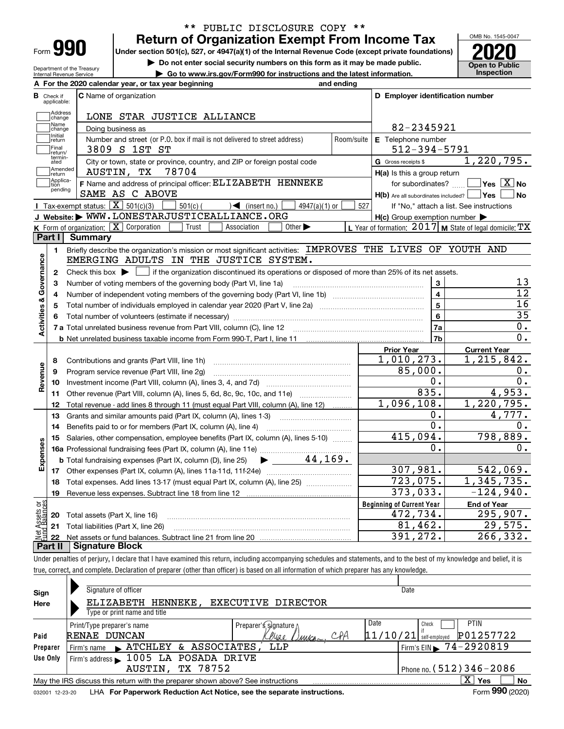\*\* PUBLIC DISCLOSURE COPY \*\*

# Form 990 — Return of Organization Exempt From Income Tax

**2020**

OMB No. 1545-0047

Under section 501(c), 527, or 4947(a)(1) of the Internal Revenue Code (except private foundations)

▶ Do not enter social security numbers on this form as it may be made public.

▶ Go to www.irs.gov/Form990 for instructions and the latest information.

Department of the Treasury
Internal Revenue Service

**Open to Public Inspection**

**A** For the 2020 calendar year, or tax year beginning and ending

**B** Check if applicable: Address change, Name change, Initial return, Final return/terminated, Amended return, Application pending

**C** Name of organization: LONE STAR JUSTICE ALLIANCE

Doing business as

Number and street (or P.O. box if mail is not delivered to street address): 3809 S 1ST ST — Room/suite

City or town, state or province, country, and ZIP or foreign postal code: AUSTIN, TX 78704

**D** Employer identification number: 82-2345921

**E** Telephone number: 512-394-5791

**G** Gross receipts $ 1,220,795.

**F** Name and address of principal officer: ELIZABETH HENNEKE, SAME AS C ABOVE

**H(a)** Is this a group return for subordinates? ☐ Yes ☒ No

**H(b)** Are all subordinates included? ☐ Yes ☐ No — If "No," attach a list. See instructions

**H(c)** Group exemption number ▶

**I** Tax-exempt status: ☒ 501(c)(3) ☐ 501(c) ( ) ◀ (insert no.) ☐ 4947(a)(1) or ☐ 527

**J** Website: ▶ WWW.LONESTARJUSTICEALLIANCE.ORG

**K** Form of organization: ☒ Corporation ☐ Trust ☐ Association ☐ Other ▶

**L** Year of formation: 2017 **M** State of legal domicile: TX

## Part I Summary

**Activities & Governance**

1. Briefly describe the organization's mission or most significant activities: IMPROVES THE LIVES OF YOUTH AND EMERGING ADULTS IN THE JUSTICE SYSTEM.
2. Check this box ▶ ☐ if the organization discontinued its operations or disposed of more than 25% of its net assets.

| Line | Description | | Value |
|---|---|---|---|
| 3 | Number of voting members of the governing body (Part VI, line 1a) | 3 | 13 |
| 4 | Number of independent voting members of the governing body (Part VI, line 1b) | 4 | 12 |
| 5 | Total number of individuals employed in calendar year 2020 (Part V, line 2a) | 5 | 16 |
| 6 | Total number of volunteers (estimate if necessary) | 6 | 35 |
| 7a | Total unrelated business revenue from Part VIII, column (C), line 12 | 7a | 0. |
| 7b | Net unrelated business taxable income from Form 990-T, Part I, line 11 | 7b | 0. |

**Revenue / Expenses**

| Line | Description | Prior Year | Current Year |
|---|---|---|---|
| 8 | Contributions and grants (Part VIII, line 1h) | 1,010,273. | 1,215,842. |
| 9 | Program service revenue (Part VIII, line 2g) | 85,000. | 0. |
| 10 | Investment income (Part VIII, column (A), lines 3, 4, and 7d) | 0. | 0. |
| 11 | Other revenue (Part VIII, column (A), lines 5, 6d, 8c, 9c, 10c, and 11e) | 835. | 4,953. |
| 12 | Total revenue - add lines 8 through 11 (must equal Part VIII, column (A), line 12) | 1,096,108. | 1,220,795. |
| 13 | Grants and similar amounts paid (Part IX, column (A), lines 1-3) | 0. | 4,777. |
| 14 | Benefits paid to or for members (Part IX, column (A), line 4) | 0. | 0. |
| 15 | Salaries, other compensation, employee benefits (Part IX, column (A), lines 5-10) | 415,094. | 798,889. |
| 16a | Professional fundraising fees (Part IX, column (A), line 11e) | 0. | 0. |
| 16b | Total fundraising expenses (Part IX, column (D), line 25) ▶ 44,169. | | |
| 17 | Other expenses (Part IX, column (A), lines 11a-11d, 11f-24e) | 307,981. | 542,069. |
| 18 | Total expenses. Add lines 13-17 (must equal Part IX, column (A), line 25) | 723,075. | 1,345,735. |
| 19 | Revenue less expenses. Subtract line 18 from line 12 | 373,033. | -124,940. |

**Net Assets or Fund Balances**

| Line | Description | Beginning of Current Year | End of Year |
|---|---|---|---|
| 20 | Total assets (Part X, line 16) | 472,734. | 295,907. |
| 21 | Total liabilities (Part X, line 26) | 81,462. | 29,575. |
| 22 | Net assets or fund balances. Subtract line 21 from line 20 | 391,272. | 266,332. |

## Part II Signature Block

Under penalties of perjury, I declare that I have examined this return, including accompanying schedules and statements, and to the best of my knowledge and belief, it is true, correct, and complete. Declaration of preparer (other than officer) is based on all information of which preparer has any knowledge.

**Sign Here**

Signature of officer — Date

ELIZABETH HENNEKE, EXECUTIVE DIRECTOR
Type or print name and title

**Paid Preparer Use Only**

| Print/Type preparer's name | Preparer's signature | Date | Check if self-employed | PTIN |
|---|---|---|---|---|
| RENAE DUNCAN | Renae Duncan, CPA | 11/10/21 | ☐ | P01257722 |

Firm's name ▶ ATCHLEY & ASSOCIATES, LLP — Firm's EIN ▶ 74-2920819

Firm's address ▶ 1005 LA POSADA DRIVE, AUSTIN, TX 78752 — Phone no. (512)346-2086

May the IRS discuss this return with the preparer shown above? See instructions ☒ Yes ☐ No

032001 12-23-20 LHA For Paperwork Reduction Act Notice, see the separate instructions. Form **990** (2020)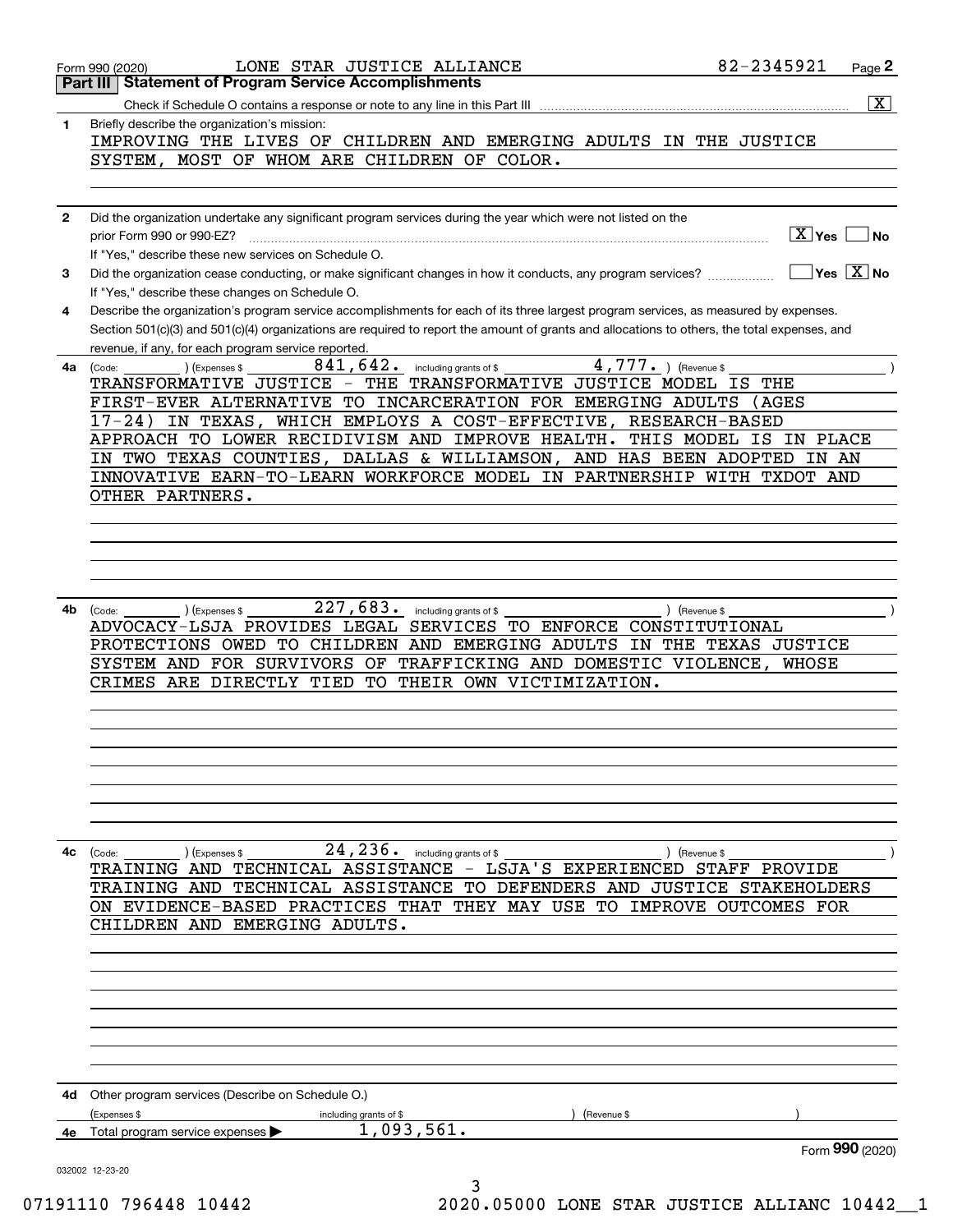Form 990 (2020) LONE STAR JUSTICE ALLIANCE 82-2345921

## Part III Statement of Program Service Accomplishments

Check if Schedule O contains a response or note to any line in this Part III ... [X]

**1** Briefly describe the organization's mission:

IMPROVING THE LIVES OF CHILDREN AND EMERGING ADULTS IN THE JUSTICE SYSTEM, MOST OF WHOM ARE CHILDREN OF COLOR.

**2** Did the organization undertake any significant program services during the year which were not listed on the prior Form 990 or 990-EZ? [X] Yes [ ] No

If "Yes," describe these new services on Schedule O.

**3** Did the organization cease conducting, or make significant changes in how it conducts, any program services? [ ] Yes [X] No

If "Yes," describe these changes on Schedule O.

**4** Describe the organization's program service accomplishments for each of its three largest program services, as measured by expenses. Section 501(c)(3) and 501(c)(4) organizations are required to report the amount of grants and allocations to others, the total expenses, and revenue, if any, for each program service reported.

**4a** (Code: ) (Expenses $ 841,642. including grants of $ 4,777. ) (Revenue $ )

TRANSFORMATIVE JUSTICE - THE TRANSFORMATIVE JUSTICE MODEL IS THE FIRST-EVER ALTERNATIVE TO INCARCERATION FOR EMERGING ADULTS (AGES 17-24) IN TEXAS, WHICH EMPLOYS A COST-EFFECTIVE, RESEARCH-BASED APPROACH TO LOWER RECIDIVISM AND IMPROVE HEALTH. THIS MODEL IS IN PLACE IN TWO TEXAS COUNTIES, DALLAS & WILLIAMSON, AND HAS BEEN ADOPTED IN AN INNOVATIVE EARN-TO-LEARN WORKFORCE MODEL IN PARTNERSHIP WITH TXDOT AND OTHER PARTNERS.

**4b** (Code: ) (Expenses $ 227,683. including grants of $ ) (Revenue $ )

ADVOCACY-LSJA PROVIDES LEGAL SERVICES TO ENFORCE CONSTITUTIONAL PROTECTIONS OWED TO CHILDREN AND EMERGING ADULTS IN THE TEXAS JUSTICE SYSTEM AND FOR SURVIVORS OF TRAFFICKING AND DOMESTIC VIOLENCE, WHOSE CRIMES ARE DIRECTLY TIED TO THEIR OWN VICTIMIZATION.

**4c** (Code: ) (Expenses $ 24,236. including grants of $ ) (Revenue $ )

TRAINING AND TECHNICAL ASSISTANCE - LSJA'S EXPERIENCED STAFF PROVIDE TRAINING AND TECHNICAL ASSISTANCE TO DEFENDERS AND JUSTICE STAKEHOLDERS ON EVIDENCE-BASED PRACTICES THAT THEY MAY USE TO IMPROVE OUTCOMES FOR CHILDREN AND EMERGING ADULTS.

**4d** Other program services (Describe on Schedule O.)

(Expenses $ including grants of $ ) (Revenue $ )

**4e** Total program service expenses ▶ 1,093,561.

Form 990 (2020)

032002 12-23-20

07191110 796448 10442 2020.05000 LONE STAR JUSTICE ALLIANC 10442__1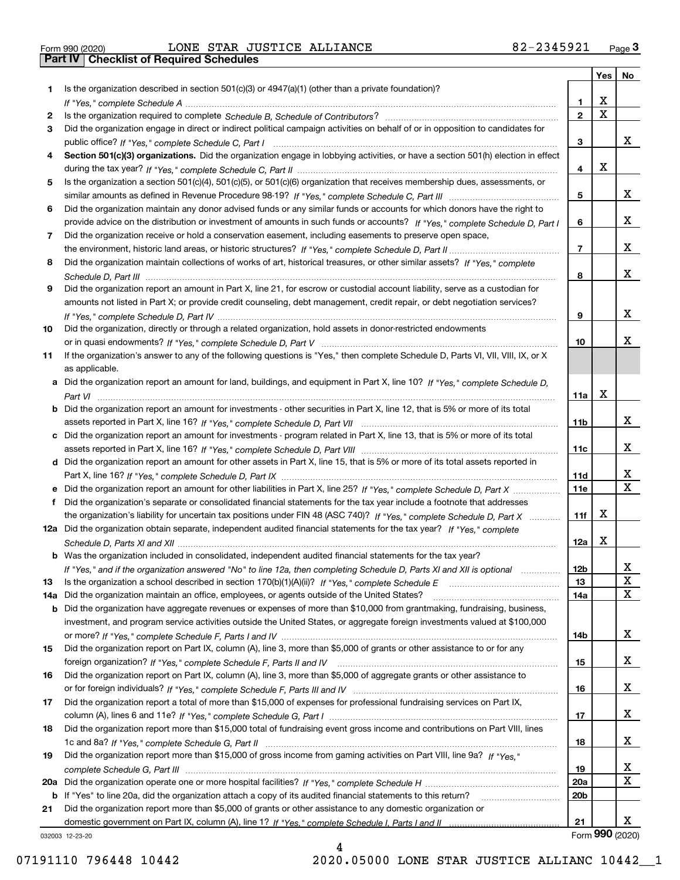Form 990 (2020) LONE STAR JUSTICE ALLIANCE 82-2345921 Page 3

## Part IV | Checklist of Required Schedules

| | | | Yes | No |
|---|---|---|---|---|
| 1 | Is the organization described in section 501(c)(3) or 4947(a)(1) (other than a private foundation)? *If "Yes," complete Schedule A* | 1 | X | |
| 2 | Is the organization required to complete *Schedule B, Schedule of Contributors*? | 2 | X | |
| 3 | Did the organization engage in direct or indirect political campaign activities on behalf of or in opposition to candidates for public office? *If "Yes," complete Schedule C, Part I* | 3 | | X |
| 4 | **Section 501(c)(3) organizations.** Did the organization engage in lobbying activities, or have a section 501(h) election in effect during the tax year? *If "Yes," complete Schedule C, Part II* | 4 | X | |
| 5 | Is the organization a section 501(c)(4), 501(c)(5), or 501(c)(6) organization that receives membership dues, assessments, or similar amounts as defined in Revenue Procedure 98-19? *If "Yes," complete Schedule C, Part III* | 5 | | X |
| 6 | Did the organization maintain any donor advised funds or any similar funds or accounts for which donors have the right to provide advice on the distribution or investment of amounts in such funds or accounts? *If "Yes," complete Schedule D, Part I* | 6 | | X |
| 7 | Did the organization receive or hold a conservation easement, including easements to preserve open space, the environment, historic land areas, or historic structures? *If "Yes," complete Schedule D, Part II* | 7 | | X |
| 8 | Did the organization maintain collections of works of art, historical treasures, or other similar assets? *If "Yes," complete Schedule D, Part III* | 8 | | X |
| 9 | Did the organization report an amount in Part X, line 21, for escrow or custodial account liability, serve as a custodian for amounts not listed in Part X; or provide credit counseling, debt management, credit repair, or debt negotiation services? *If "Yes," complete Schedule D, Part IV* | 9 | | X |
| 10 | Did the organization, directly or through a related organization, hold assets in donor-restricted endowments or in quasi endowments? *If "Yes," complete Schedule D, Part V* | 10 | | X |
| 11 | If the organization's answer to any of the following questions is "Yes," then complete Schedule D, Parts VI, VII, VIII, IX, or X as applicable. | | | |
| a | Did the organization report an amount for land, buildings, and equipment in Part X, line 10? *If "Yes," complete Schedule D, Part VI* | 11a | X | |
| b | Did the organization report an amount for investments - other securities in Part X, line 12, that is 5% or more of its total assets reported in Part X, line 16? *If "Yes," complete Schedule D, Part VII* | 11b | | X |
| c | Did the organization report an amount for investments - program related in Part X, line 13, that is 5% or more of its total assets reported in Part X, line 16? *If "Yes," complete Schedule D, Part VIII* | 11c | | X |
| d | Did the organization report an amount for other assets in Part X, line 15, that is 5% or more of its total assets reported in Part X, line 16? *If "Yes," complete Schedule D, Part IX* | 11d | | X |
| e | Did the organization report an amount for other liabilities in Part X, line 25? *If "Yes," complete Schedule D, Part X* | 11e | | X |
| f | Did the organization's separate or consolidated financial statements for the tax year include a footnote that addresses the organization's liability for uncertain tax positions under FIN 48 (ASC 740)? *If "Yes," complete Schedule D, Part X* | 11f | X | |
| 12a | Did the organization obtain separate, independent audited financial statements for the tax year? *If "Yes," complete Schedule D, Parts XI and XII* | 12a | X | |
| b | Was the organization included in consolidated, independent audited financial statements for the tax year? *If "Yes," and if the organization answered "No" to line 12a, then completing Schedule D, Parts XI and XII is optional* | 12b | | X |
| 13 | Is the organization a school described in section 170(b)(1)(A)(ii)? *If "Yes," complete Schedule E* | 13 | | X |
| 14a | Did the organization maintain an office, employees, or agents outside of the United States? | 14a | | X |
| b | Did the organization have aggregate revenues or expenses of more than $10,000 from grantmaking, fundraising, business, investment, and program service activities outside the United States, or aggregate foreign investments valued at $100,000 or more? *If "Yes," complete Schedule F, Parts I and IV* | 14b | | X |
| 15 | Did the organization report on Part IX, column (A), line 3, more than $5,000 of grants or other assistance to or for any foreign organization? *If "Yes," complete Schedule F, Parts II and IV* | 15 | | X |
| 16 | Did the organization report on Part IX, column (A), line 3, more than $5,000 of aggregate grants or other assistance to or for foreign individuals? *If "Yes," complete Schedule F, Parts III and IV* | 16 | | X |
| 17 | Did the organization report a total of more than $15,000 of expenses for professional fundraising services on Part IX, column (A), lines 6 and 11e? *If "Yes," complete Schedule G, Part I* | 17 | | X |
| 18 | Did the organization report more than $15,000 total of fundraising event gross income and contributions on Part VIII, lines 1c and 8a? *If "Yes," complete Schedule G, Part II* | 18 | | X |
| 19 | Did the organization report more than $15,000 of gross income from gaming activities on Part VIII, line 9a? *If "Yes," complete Schedule G, Part III* | 19 | | X |
| 20a | Did the organization operate one or more hospital facilities? *If "Yes," complete Schedule H* | 20a | | X |
| b | If "Yes" to line 20a, did the organization attach a copy of its audited financial statements to this return? | 20b | | |
| 21 | Did the organization report more than $5,000 of grants or other assistance to any domestic organization or domestic government on Part IX, column (A), line 1? *If "Yes," complete Schedule I, Parts I and II* | 21 | | X |

032003 12-23-20 Form **990** (2020)

07191110 796448 10442 2020.05000 LONE STAR JUSTICE ALLIANC 10442__1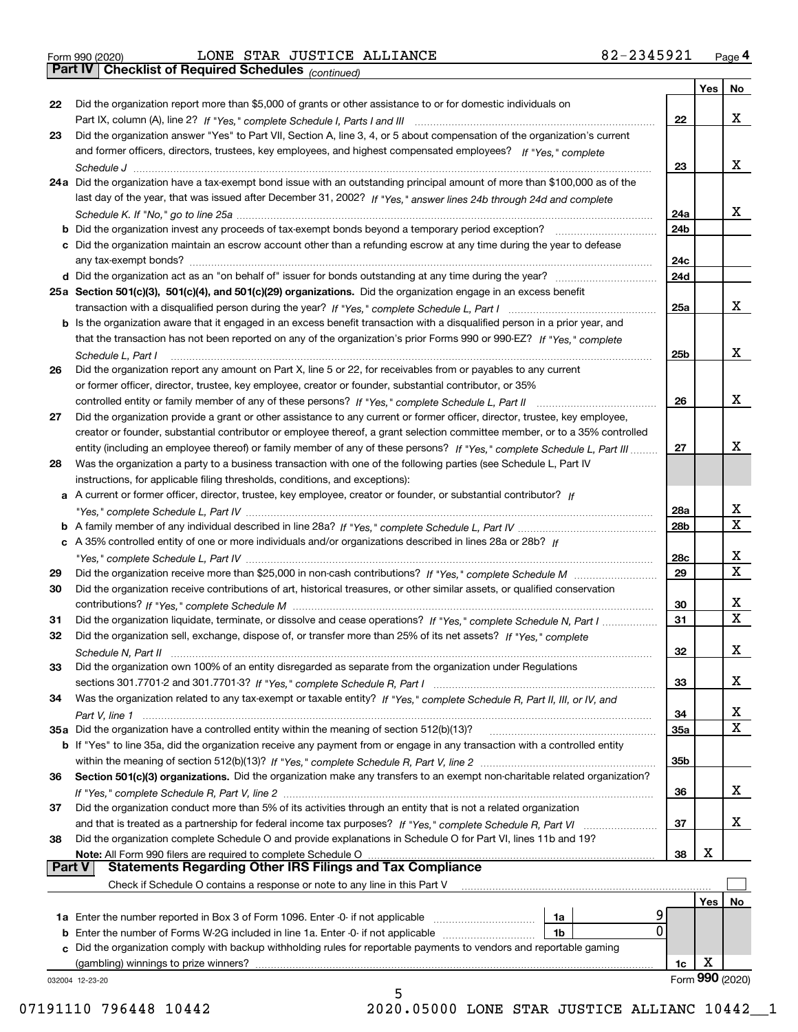Form 990 (2020) LONE STAR JUSTICE ALLIANCE 82-2345921 Page 4

## Part IV Checklist of Required Schedules *(continued)*

| | | | Yes | No |
|---|---|---|---|---|
| 22 | Did the organization report more than $5,000 of grants or other assistance to or for domestic individuals on Part IX, column (A), line 2? *If "Yes," complete Schedule I, Parts I and III* | 22 | | X |
| 23 | Did the organization answer "Yes" to Part VII, Section A, line 3, 4, or 5 about compensation of the organization's current and former officers, directors, trustees, key employees, and highest compensated employees? *If "Yes," complete Schedule J* | 23 | | X |
| 24a | Did the organization have a tax-exempt bond issue with an outstanding principal amount of more than $100,000 as of the last day of the year, that was issued after December 31, 2002? *If "Yes," answer lines 24b through 24d and complete Schedule K. If "No," go to line 25a* | 24a | | X |
| b | Did the organization invest any proceeds of tax-exempt bonds beyond a temporary period exception? | 24b | | |
| c | Did the organization maintain an escrow account other than a refunding escrow at any time during the year to defease any tax-exempt bonds? | 24c | | |
| d | Did the organization act as an "on behalf of" issuer for bonds outstanding at any time during the year? | 24d | | |
| 25a | **Section 501(c)(3), 501(c)(4), and 501(c)(29) organizations.** Did the organization engage in an excess benefit transaction with a disqualified person during the year? *If "Yes," complete Schedule L, Part I* | 25a | | X |
| b | Is the organization aware that it engaged in an excess benefit transaction with a disqualified person in a prior year, and that the transaction has not been reported on any of the organization's prior Forms 990 or 990-EZ? *If "Yes," complete Schedule L, Part I* | 25b | | X |
| 26 | Did the organization report any amount on Part X, line 5 or 22, for receivables from or payables to any current or former officer, director, trustee, key employee, creator or founder, substantial contributor, or 35% controlled entity or family member of any of these persons? *If "Yes," complete Schedule L, Part II* | 26 | | X |
| 27 | Did the organization provide a grant or other assistance to any current or former officer, director, trustee, key employee, creator or founder, substantial contributor or employee thereof, a grant selection committee member, or to a 35% controlled entity (including an employee thereof) or family member of any of these persons? *If "Yes," complete Schedule L, Part III* | 27 | | X |
| 28 | Was the organization a party to a business transaction with one of the following parties (see Schedule L, Part IV instructions, for applicable filing thresholds, conditions, and exceptions): | | | |
| a | A current or former officer, director, trustee, key employee, creator or founder, or substantial contributor? *If "Yes," complete Schedule L, Part IV* | 28a | | X |
| b | A family member of any individual described in line 28a? *If "Yes," complete Schedule L, Part IV* | 28b | | X |
| c | A 35% controlled entity of one or more individuals and/or organizations described in lines 28a or 28b? *If "Yes," complete Schedule L, Part IV* | 28c | | X |
| 29 | Did the organization receive more than $25,000 in non-cash contributions? *If "Yes," complete Schedule M* | 29 | | X |
| 30 | Did the organization receive contributions of art, historical treasures, or other similar assets, or qualified conservation contributions? *If "Yes," complete Schedule M* | 30 | | X |
| 31 | Did the organization liquidate, terminate, or dissolve and cease operations? *If "Yes," complete Schedule N, Part I* | 31 | | X |
| 32 | Did the organization sell, exchange, dispose of, or transfer more than 25% of its net assets? *If "Yes," complete Schedule N, Part II* | 32 | | X |
| 33 | Did the organization own 100% of an entity disregarded as separate from the organization under Regulations sections 301.7701-2 and 301.7701-3? *If "Yes," complete Schedule R, Part I* | 33 | | X |
| 34 | Was the organization related to any tax-exempt or taxable entity? *If "Yes," complete Schedule R, Part II, III, or IV, and Part V, line 1* | 34 | | X |
| 35a | Did the organization have a controlled entity within the meaning of section 512(b)(13)? | 35a | | X |
| b | If "Yes" to line 35a, did the organization receive any payment from or engage in any transaction with a controlled entity within the meaning of section 512(b)(13)? *If "Yes," complete Schedule R, Part V, line 2* | 35b | | |
| 36 | **Section 501(c)(3) organizations.** Did the organization make any transfers to an exempt non-charitable related organization? *If "Yes," complete Schedule R, Part V, line 2* | 36 | | X |
| 37 | Did the organization conduct more than 5% of its activities through an entity that is not a related organization and that is treated as a partnership for federal income tax purposes? *If "Yes," complete Schedule R, Part VI* | 37 | | X |
| 38 | Did the organization complete Schedule O and provide explanations in Schedule O for Part VI, lines 11b and 19? **Note:** All Form 990 filers are required to complete Schedule O | 38 | X | |

## Part V Statements Regarding Other IRS Filings and Tax Compliance

Check if Schedule O contains a response or note to any line in this Part V

| | | | | | Yes | No |
|---|---|---|---|---|---|---|
| 1a | Enter the number reported in Box 3 of Form 1096. Enter -0- if not applicable | 1a | 9 | | | |
| b | Enter the number of Forms W-2G included in line 1a. Enter -0- if not applicable | 1b | 0 | | | |
| c | Did the organization comply with backup withholding rules for reportable payments to vendors and reportable gaming (gambling) winnings to prize winners? | | | 1c | X | |

032004 12-23-20 Form **990** (2020)

07191110 796448 10442 2020.05000 LONE STAR JUSTICE ALLIANC 10442__1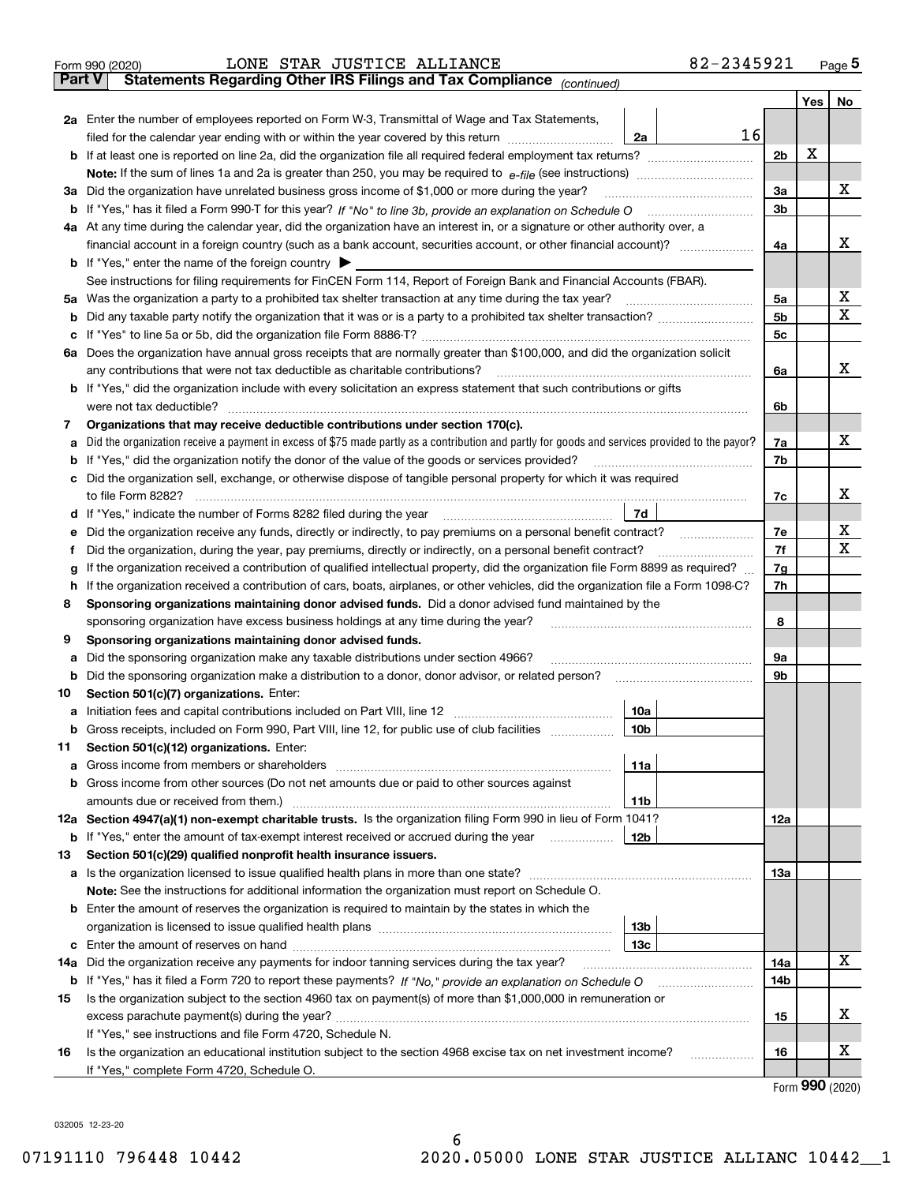Form 990 (2020) LONE STAR JUSTICE ALLIANCE 82-2345921 Page **5**

**Part V** **Statements Regarding Other IRS Filings and Tax Compliance** *(continued)*

| | | | | | Yes | No |
|---|---|---|---|---|---|---|
| **2a** | Enter the number of employees reported on Form W-3, Transmittal of Wage and Tax Statements, filed for the calendar year ending with or within the year covered by this return | 2a | 16 | | | |
| **b** | If at least one is reported on line 2a, did the organization file all required federal employment tax returns? | | | 2b | X | |
| | **Note:** If the sum of lines 1a and 2a is greater than 250, you may be required to *e-file* (see instructions) | | | | | |
| **3a** | Did the organization have unrelated business gross income of $1,000 or more during the year? | | | 3a | | X |
| **b** | If "Yes," has it filed a Form 990-T for this year? *If "No" to line 3b, provide an explanation on Schedule O* | | | 3b | | |
| **4a** | At any time during the calendar year, did the organization have an interest in, or a signature or other authority over, a financial account in a foreign country (such as a bank account, securities account, or other financial account)? | | | 4a | | X |
| **b** | If "Yes," enter the name of the foreign country ▶ | | | | | |
| | See instructions for filing requirements for FinCEN Form 114, Report of Foreign Bank and Financial Accounts (FBAR). | | | | | |
| **5a** | Was the organization a party to a prohibited tax shelter transaction at any time during the tax year? | | | 5a | | X |
| **b** | Did any taxable party notify the organization that it was or is a party to a prohibited tax shelter transaction? | | | 5b | | X |
| **c** | If "Yes" to line 5a or 5b, did the organization file Form 8886-T? | | | 5c | | |
| **6a** | Does the organization have annual gross receipts that are normally greater than $100,000, and did the organization solicit any contributions that were not tax deductible as charitable contributions? | | | 6a | | X |
| **b** | If "Yes," did the organization include with every solicitation an express statement that such contributions or gifts were not tax deductible? | | | 6b | | |
| **7** | **Organizations that may receive deductible contributions under section 170(c).** | | | | | |
| **a** | Did the organization receive a payment in excess of $75 made partly as a contribution and partly for goods and services provided to the payor? | | | 7a | | X |
| **b** | If "Yes," did the organization notify the donor of the value of the goods or services provided? | | | 7b | | |
| **c** | Did the organization sell, exchange, or otherwise dispose of tangible personal property for which it was required to file Form 8282? | | | 7c | | X |
| **d** | If "Yes," indicate the number of Forms 8282 filed during the year | 7d | | | | |
| **e** | Did the organization receive any funds, directly or indirectly, to pay premiums on a personal benefit contract? | | | 7e | | X |
| **f** | Did the organization, during the year, pay premiums, directly or indirectly, on a personal benefit contract? | | | 7f | | X |
| **g** | If the organization received a contribution of qualified intellectual property, did the organization file Form 8899 as required? | | | 7g | | |
| **h** | If the organization received a contribution of cars, boats, airplanes, or other vehicles, did the organization file a Form 1098-C? | | | 7h | | |
| **8** | **Sponsoring organizations maintaining donor advised funds.** Did a donor advised fund maintained by the sponsoring organization have excess business holdings at any time during the year? | | | 8 | | |
| **9** | **Sponsoring organizations maintaining donor advised funds.** | | | | | |
| **a** | Did the sponsoring organization make any taxable distributions under section 4966? | | | 9a | | |
| **b** | Did the sponsoring organization make a distribution to a donor, donor advisor, or related person? | | | 9b | | |
| **10** | **Section 501(c)(7) organizations.** Enter: | | | | | |
| **a** | Initiation fees and capital contributions included on Part VIII, line 12 | 10a | | | | |
| **b** | Gross receipts, included on Form 990, Part VIII, line 12, for public use of club facilities | 10b | | | | |
| **11** | **Section 501(c)(12) organizations.** Enter: | | | | | |
| **a** | Gross income from members or shareholders | 11a | | | | |
| **b** | Gross income from other sources (Do not net amounts due or paid to other sources against amounts due or received from them.) | 11b | | | | |
| **12a** | **Section 4947(a)(1) non-exempt charitable trusts.** Is the organization filing Form 990 in lieu of Form 1041? | | | 12a | | |
| **b** | If "Yes," enter the amount of tax-exempt interest received or accrued during the year | 12b | | | | |
| **13** | **Section 501(c)(29) qualified nonprofit health insurance issuers.** | | | | | |
| **a** | Is the organization licensed to issue qualified health plans in more than one state? | | | 13a | | |
| | **Note:** See the instructions for additional information the organization must report on Schedule O. | | | | | |
| **b** | Enter the amount of reserves the organization is required to maintain by the states in which the organization is licensed to issue qualified health plans | 13b | | | | |
| **c** | Enter the amount of reserves on hand | 13c | | | | |
| **14a** | Did the organization receive any payments for indoor tanning services during the tax year? | | | 14a | | X |
| **b** | If "Yes," has it filed a Form 720 to report these payments? *If "No," provide an explanation on Schedule O* | | | 14b | | |
| **15** | Is the organization subject to the section 4960 tax on payment(s) of more than $1,000,000 in remuneration or excess parachute payment(s) during the year? | | | 15 | | X |
| | If "Yes," see instructions and file Form 4720, Schedule N. | | | | | |
| **16** | Is the organization an educational institution subject to the section 4968 excise tax on net investment income? | | | 16 | | X |
| | If "Yes," complete Form 4720, Schedule O. | | | | | |

Form **990** (2020)

032005 12-23-20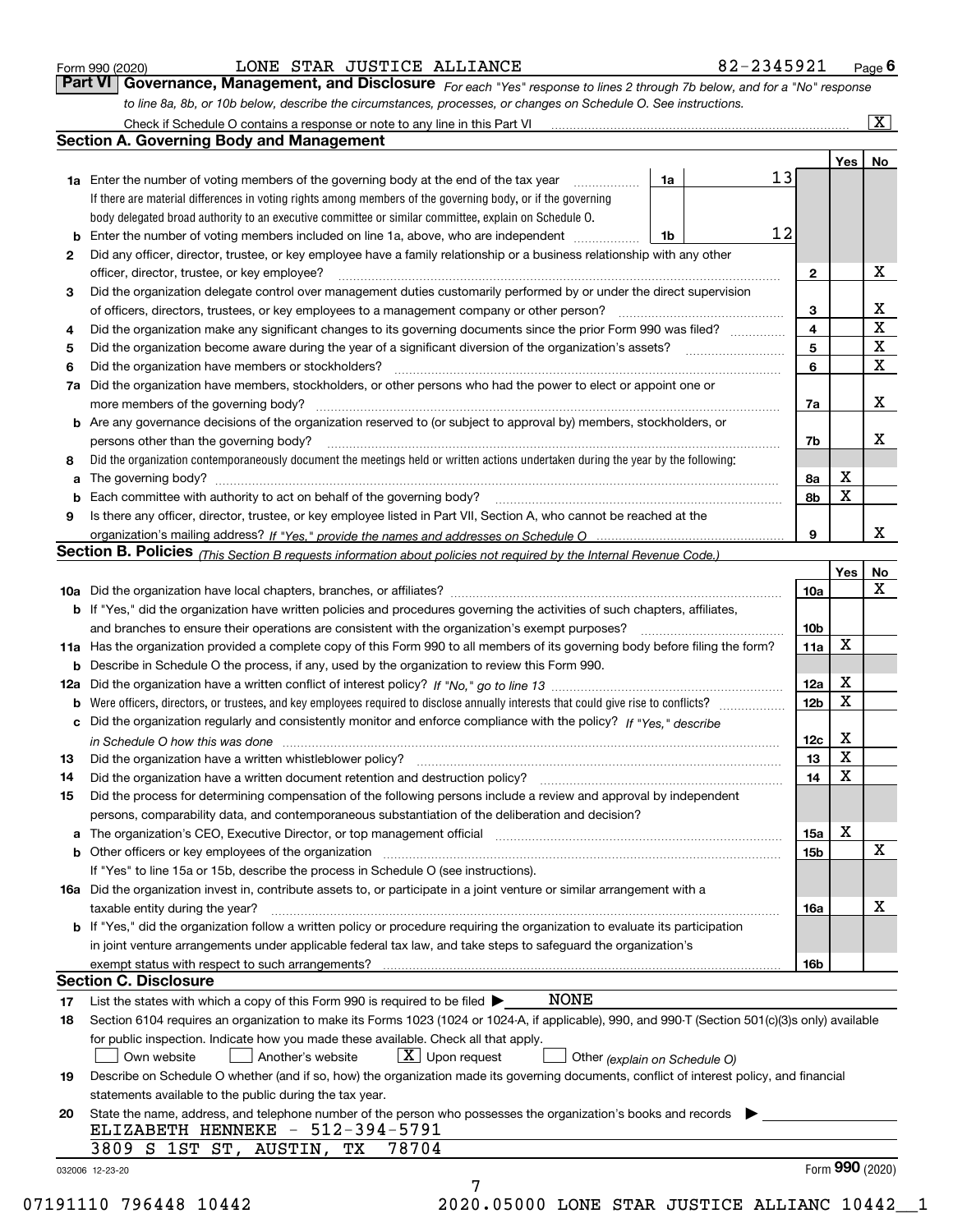Form 990 (2020) LONE STAR JUSTICE ALLIANCE 82-2345921 Page **6**

## Part VI Governance, Management, and Disclosure

*For each "Yes" response to lines 2 through 7b below, and for a "No" response to line 8a, 8b, or 10b below, describe the circumstances, processes, or changes on Schedule O. See instructions.*

Check if Schedule O contains a response or note to any line in this Part VI [X]

### Section A. Governing Body and Management

| | | | | Yes | No |
|---|---|---|---|---|---|
| **1a** | Enter the number of voting members of the governing body at the end of the tax year. If there are material differences in voting rights among members of the governing body, or if the governing body delegated broad authority to an executive committee or similar committee, explain on Schedule O. | 1a | 13 | | |
| **b** | Enter the number of voting members included on line 1a, above, who are independent | 1b | 12 | | |
| **2** | Did any officer, director, trustee, or key employee have a family relationship or a business relationship with any other officer, director, trustee, or key employee? | 2 | | | X |
| **3** | Did the organization delegate control over management duties customarily performed by or under the direct supervision of officers, directors, trustees, or key employees to a management company or other person? | 3 | | | X |
| **4** | Did the organization make any significant changes to its governing documents since the prior Form 990 was filed? | 4 | | | X |
| **5** | Did the organization become aware during the year of a significant diversion of the organization's assets? | 5 | | | X |
| **6** | Did the organization have members or stockholders? | 6 | | | X |
| **7a** | Did the organization have members, stockholders, or other persons who had the power to elect or appoint one or more members of the governing body? | 7a | | | X |
| **b** | Are any governance decisions of the organization reserved to (or subject to approval by) members, stockholders, or persons other than the governing body? | 7b | | | X |
| **8** | Did the organization contemporaneously document the meetings held or written actions undertaken during the year by the following: | | | | |
| **a** | The governing body? | 8a | | X | |
| **b** | Each committee with authority to act on behalf of the governing body? | 8b | | X | |
| **9** | Is there any officer, director, trustee, or key employee listed in Part VII, Section A, who cannot be reached at the organization's mailing address? *If "Yes," provide the names and addresses on Schedule O* | 9 | | | X |

### Section B. Policies *(This Section B requests information about policies not required by the Internal Revenue Code.)*

| | | | Yes | No |
|---|---|---|---|---|
| **10a** | Did the organization have local chapters, branches, or affiliates? | 10a | | X |
| **b** | If "Yes," did the organization have written policies and procedures governing the activities of such chapters, affiliates, and branches to ensure their operations are consistent with the organization's exempt purposes? | 10b | | |
| **11a** | Has the organization provided a complete copy of this Form 990 to all members of its governing body before filing the form? | 11a | X | |
| **b** | Describe in Schedule O the process, if any, used by the organization to review this Form 990. | | | |
| **12a** | Did the organization have a written conflict of interest policy? *If "No," go to line 13* | 12a | X | |
| **b** | Were officers, directors, or trustees, and key employees required to disclose annually interests that could give rise to conflicts? | 12b | X | |
| **c** | Did the organization regularly and consistently monitor and enforce compliance with the policy? *If "Yes," describe in Schedule O how this was done* | 12c | X | |
| **13** | Did the organization have a written whistleblower policy? | 13 | X | |
| **14** | Did the organization have a written document retention and destruction policy? | 14 | X | |
| **15** | Did the process for determining compensation of the following persons include a review and approval by independent persons, comparability data, and contemporaneous substantiation of the deliberation and decision? | | | |
| **a** | The organization's CEO, Executive Director, or top management official | 15a | X | |
| **b** | Other officers or key employees of the organization | 15b | | X |
| | If "Yes" to line 15a or 15b, describe the process in Schedule O (see instructions). | | | |
| **16a** | Did the organization invest in, contribute assets to, or participate in a joint venture or similar arrangement with a taxable entity during the year? | 16a | | X |
| **b** | If "Yes," did the organization follow a written policy or procedure requiring the organization to evaluate its participation in joint venture arrangements under applicable federal tax law, and take steps to safeguard the organization's exempt status with respect to such arrangements? | 16b | | |

### Section C. Disclosure

**17** List the states with which a copy of this Form 990 is required to be filed ▶ NONE

**18** Section 6104 requires an organization to make its Forms 1023 (1024 or 1024-A, if applicable), 990, and 990-T (Section 501(c)(3)s only) available for public inspection. Indicate how you made these available. Check all that apply.

[ ] Own website [ ] Another's website [X] Upon request [ ] Other *(explain on Schedule O)*

**19** Describe on Schedule O whether (and if so, how) the organization made its governing documents, conflict of interest policy, and financial statements available to the public during the tax year.

**20** State the name, address, and telephone number of the person who possesses the organization's books and records ▶

ELIZABETH HENNEKE - 512-394-5791
3809 S 1ST ST, AUSTIN, TX 78704

032006 12-23-20 Form **990** (2020)

07191110 796448 10442 2020.05000 LONE STAR JUSTICE ALLIANC 10442__1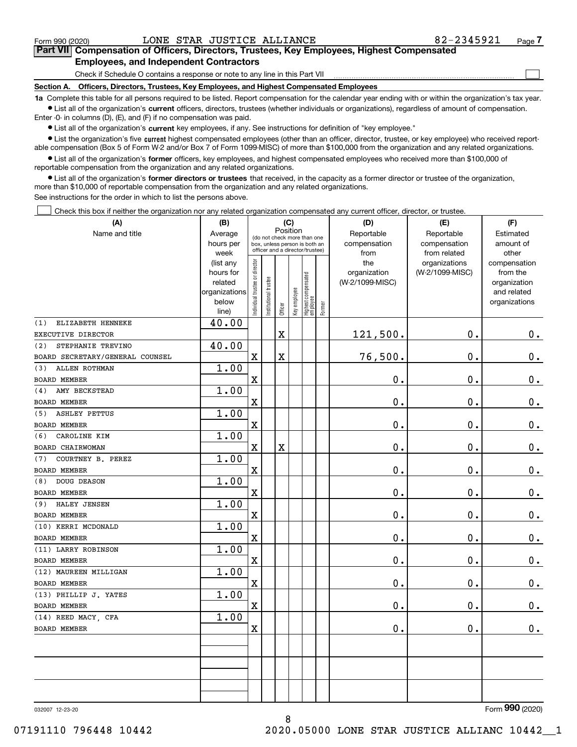Form 990 (2020) LONE STAR JUSTICE ALLIANCE 82-2345921 Page 7

**Part VII Compensation of Officers, Directors, Trustees, Key Employees, Highest Compensated Employees, and Independent Contractors**

Check if Schedule O contains a response or note to any line in this Part VII ☐

**Section A. Officers, Directors, Trustees, Key Employees, and Highest Compensated Employees**

**1a** Complete this table for all persons required to be listed. Report compensation for the calendar year ending with or within the organization's tax year.

- List all of the organization's **current** officers, directors, trustees (whether individuals or organizations), regardless of amount of compensation. Enter -0- in columns (D), (E), and (F) if no compensation was paid.
- List all of the organization's **current** key employees, if any. See instructions for definition of "key employee."
- List the organization's five **current** highest compensated employees (other than an officer, director, trustee, or key employee) who received reportable compensation (Box 5 of Form W-2 and/or Box 7 of Form 1099-MISC) of more than $100,000 from the organization and any related organizations.
- List all of the organization's **former** officers, key employees, and highest compensated employees who received more than $100,000 of reportable compensation from the organization and any related organizations.
- List all of the organization's **former directors or trustees** that received, in the capacity as a former director or trustee of the organization, more than $10,000 of reportable compensation from the organization and any related organizations.

See instructions for the order in which to list the persons above.

☐ Check this box if neither the organization nor any related organization compensated any current officer, director, or trustee.

| (A) Name and title | (B) Average hours per week (list any hours for related organizations below line) | (C) Position: Individual trustee or director | Institutional trustee | Officer | Key employee | Highest compensated employee | Former | (D) Reportable compensation from the organization (W-2/1099-MISC) | (E) Reportable compensation from related organizations (W-2/1099-MISC) | (F) Estimated amount of other compensation from the organization and related organizations |
|---|---|---|---|---|---|---|---|---|---|---|
| (1) ELIZABETH HENNEKE<br>EXECUTIVE DIRECTOR | 40.00 | | | X | | | | 121,500. | 0. | 0. |
| (2) STEPHANIE TREVINO<br>BOARD SECRETARY/GENERAL COUNSEL | 40.00 | X | | X | | | | 76,500. | 0. | 0. |
| (3) ALLEN ROTHMAN<br>BOARD MEMBER | 1.00 | X | | | | | | 0. | 0. | 0. |
| (4) AMY BECKSTEAD<br>BOARD MEMBER | 1.00 | X | | | | | | 0. | 0. | 0. |
| (5) ASHLEY PETTUS<br>BOARD MEMBER | 1.00 | X | | | | | | 0. | 0. | 0. |
| (6) CAROLINE KIM<br>BOARD CHAIRWOMAN | 1.00 | X | | X | | | | 0. | 0. | 0. |
| (7) COURTNEY B. PEREZ<br>BOARD MEMBER | 1.00 | X | | | | | | 0. | 0. | 0. |
| (8) DOUG DEASON<br>BOARD MEMBER | 1.00 | X | | | | | | 0. | 0. | 0. |
| (9) HALEY JENSEN<br>BOARD MEMBER | 1.00 | X | | | | | | 0. | 0. | 0. |
| (10) KERRI MCDONALD<br>BOARD MEMBER | 1.00 | X | | | | | | 0. | 0. | 0. |
| (11) LARRY ROBINSON<br>BOARD MEMBER | 1.00 | X | | | | | | 0. | 0. | 0. |
| (12) MAUREEN MILLIGAN<br>BOARD MEMBER | 1.00 | X | | | | | | 0. | 0. | 0. |
| (13) PHILLIP J. YATES<br>BOARD MEMBER | 1.00 | X | | | | | | 0. | 0. | 0. |
| (14) REED MACY, CFA<br>BOARD MEMBER | 1.00 | X | | | | | | 0. | 0. | 0. |
| | | | | | | | | | | |
| | | | | | | | | | | |
| | | | | | | | | | | |

032007 12-23-20 Form 990 (2020)

07191110 796448 10442 2020.05000 LONE STAR JUSTICE ALLIANC 10442__1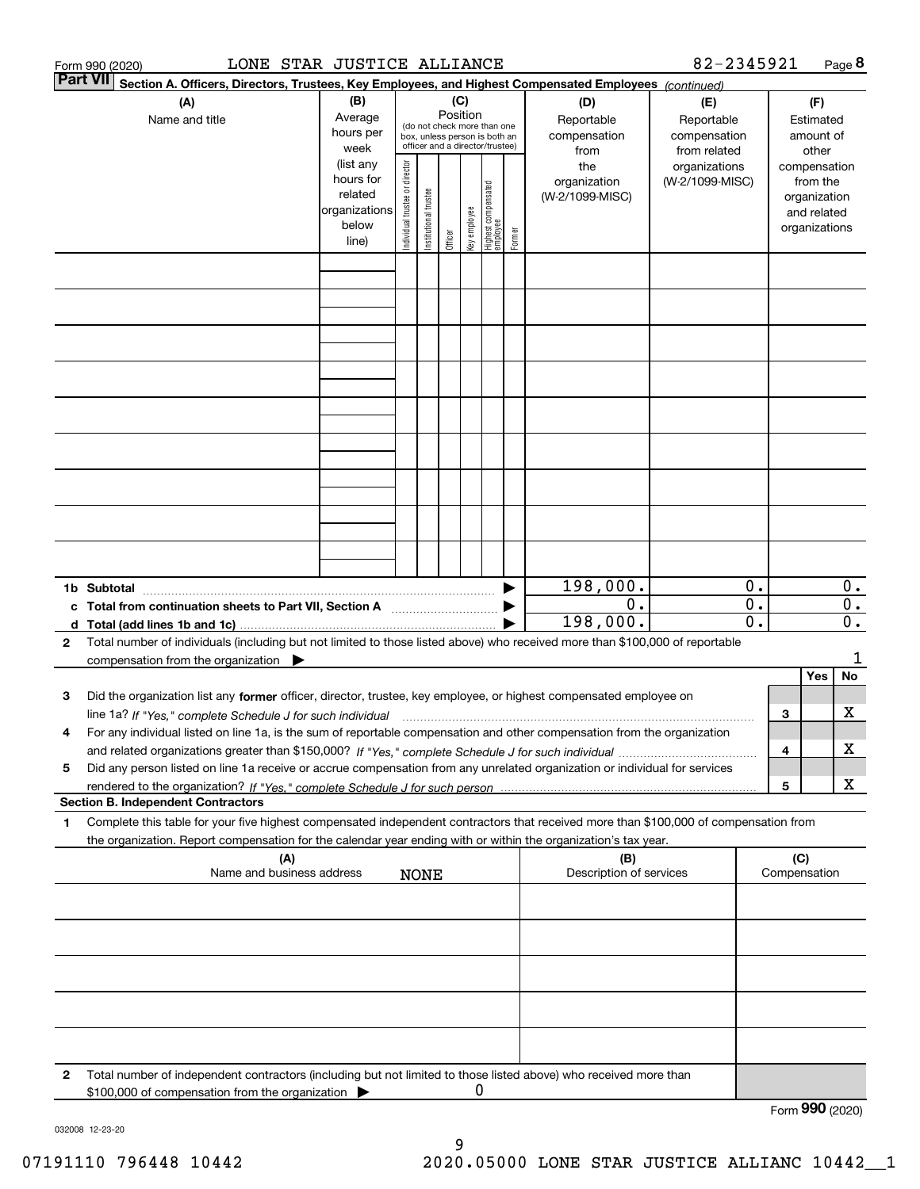Form 990 (2020) LONE STAR JUSTICE ALLIANCE 82-2345921 Page 8

## Part VII Section A. Officers, Directors, Trustees, Key Employees, and Highest Compensated Employees *(continued)*

| (A) Name and title | (B) Average hours per week (list any hours for related organizations below line) | (C) Position (do not check more than one box, unless person is both an officer and a director/trustee): Individual trustee or director | Institutional trustee | Officer | Key employee | Highest compensated employee | Former | (D) Reportable compensation from the organization (W-2/1099-MISC) | (E) Reportable compensation from related organizations (W-2/1099-MISC) | (F) Estimated amount of other compensation from the organization and related organizations |
|---|---|---|---|---|---|---|---|---|---|---|
| | | | | | | | | | | |
| | | | | | | | | | | |
| | | | | | | | | | | |
| | | | | | | | | | | |
| | | | | | | | | | | |
| | | | | | | | | | | |
| | | | | | | | | | | |
| | | | | | | | | | | |
| | | | | | | | | | | |
| **1b Subtotal** | | | | | | | | 198,000. | 0. | 0. |
| **c Total from continuation sheets to Part VII, Section A** | | | | | | | | 0. | 0. | 0. |
| **d Total (add lines 1b and 1c)** | | | | | | | | 198,000. | 0. | 0. |

**2** Total number of individuals (including but not limited to those listed above) who received more than $100,000 of reportable compensation from the organization ▶ 1

| | | Yes | No |
|---|---|---|---|
| **3** Did the organization list any **former** officer, director, trustee, key employee, or highest compensated employee on line 1a? *If "Yes," complete Schedule J for such individual* | 3 | | X |
| **4** For any individual listed on line 1a, is the sum of reportable compensation and other compensation from the organization and related organizations greater than $150,000? *If "Yes," complete Schedule J for such individual* | 4 | | X |
| **5** Did any person listed on line 1a receive or accrue compensation from any unrelated organization or individual for services rendered to the organization? *If "Yes," complete Schedule J for such person* | 5 | | X |

### Section B. Independent Contractors

**1** Complete this table for your five highest compensated independent contractors that received more than $100,000 of compensation from the organization. Report compensation for the calendar year ending with or within the organization's tax year.

| (A) Name and business address NONE | (B) Description of services | (C) Compensation |
|---|---|---|
| | | |
| | | |
| | | |
| | | |
| | | |

**2** Total number of independent contractors (including but not limited to those listed above) who received more than $100,000 of compensation from the organization ▶ 0

Form **990** (2020)

032008 12-23-20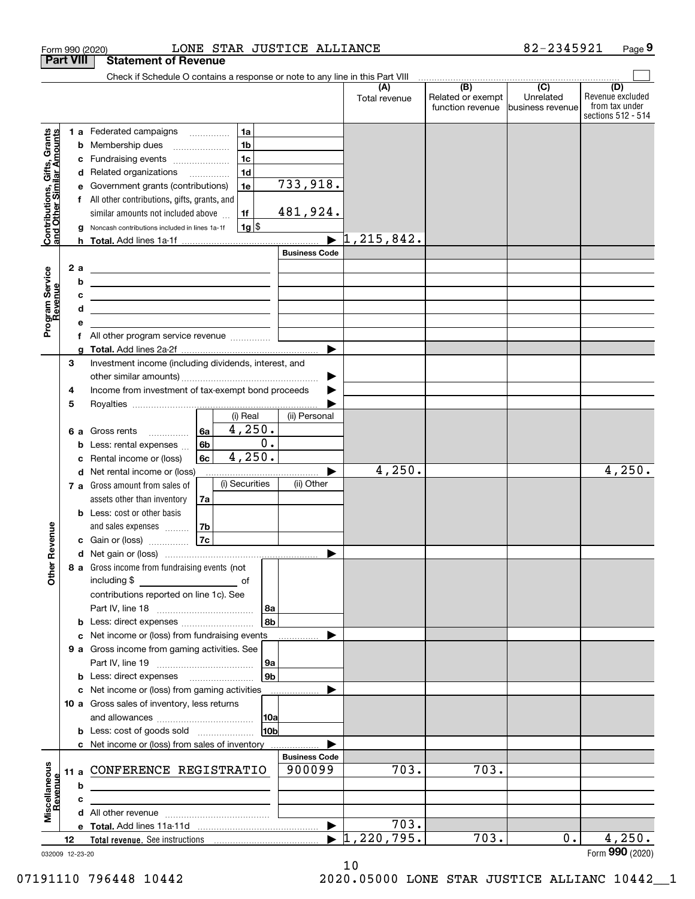Form 990 (2020) LONE STAR JUSTICE ALLIANCE 82-2345921 Page 9

**Part VIII Statement of Revenue**

Check if Schedule O contains a response or note to any line in this Part VIII

| | | | (A) Total revenue | (B) Related or exempt function revenue | (C) Unrelated business revenue | (D) Revenue excluded from tax under sections 512 - 514 |
|---|---|---|---|---|---|---|
| **Contributions, Gifts, Grants and Other Similar Amounts** | 1a Federated campaigns | 1a | | | | |
| | b Membership dues | 1b | | | | |
| | c Fundraising events | 1c | | | | |
| | d Related organizations | 1d | | | | |
| | e Government grants (contributions) | 1e 733,918. | | | | |
| | f All other contributions, gifts, grants, and similar amounts not included above | 1f 481,924. | | | | |
| | g Noncash contributions included in lines 1a-1f | 1g $ | | | | |
| | h Total. Add lines 1a-1f | | 1,215,842. | | | |
| **Program Service Revenue** | | Business Code | | | | |
| | 2a | | | | | |
| | b | | | | | |
| | c | | | | | |
| | d | | | | | |
| | e | | | | | |
| | f All other program service revenue | | | | | |
| | g Total. Add lines 2a-2f | | | | | |
| **Other Revenue** | 3 Investment income (including dividends, interest, and other similar amounts) | | | | | |
| | 4 Income from investment of tax-exempt bond proceeds | | | | | |
| | 5 Royalties | | | | | |
| | | (i) Real / (ii) Personal | | | | |
| | 6a Gross rents | 6a 4,250. | | | | |
| | b Less: rental expenses | 6b 0. | | | | |
| | c Rental income or (loss) | 6c 4,250. | | | | |
| | d Net rental income or (loss) | | 4,250. | | | 4,250. |
| | | (i) Securities / (ii) Other | | | | |
| | 7a Gross amount from sales of assets other than inventory | 7a | | | | |
| | b Less: cost or other basis and sales expenses | 7b | | | | |
| | c Gain or (loss) | 7c | | | | |
| | d Net gain or (loss) | | | | | |
| | 8a Gross income from fundraising events (not including $ of contributions reported on line 1c). See Part IV, line 18 | 8a | | | | |
| | b Less: direct expenses | 8b | | | | |
| | c Net income or (loss) from fundraising events | | | | | |
| | 9a Gross income from gaming activities. See Part IV, line 19 | 9a | | | | |
| | b Less: direct expenses | 9b | | | | |
| | c Net income or (loss) from gaming activities | | | | | |
| | 10a Gross sales of inventory, less returns and allowances | 10a | | | | |
| | b Less: cost of goods sold | 10b | | | | |
| | c Net income or (loss) from sales of inventory | | | | | |
| **Miscellaneous Revenue** | | Business Code | | | | |
| | 11a CONFERENCE REGISTRATIO | 900099 | 703. | 703. | | |
| | b | | | | | |
| | c | | | | | |
| | d All other revenue | | | | | |
| | e Total. Add lines 11a-11d | | 703. | | | |
| | 12 Total revenue. See instructions | | 1,220,795. | 703. | 0. | 4,250. |

032009 12-23-20 Form **990** (2020)

07191110 796448 10442 2020.05000 LONE STAR JUSTICE ALLIANC 10442__1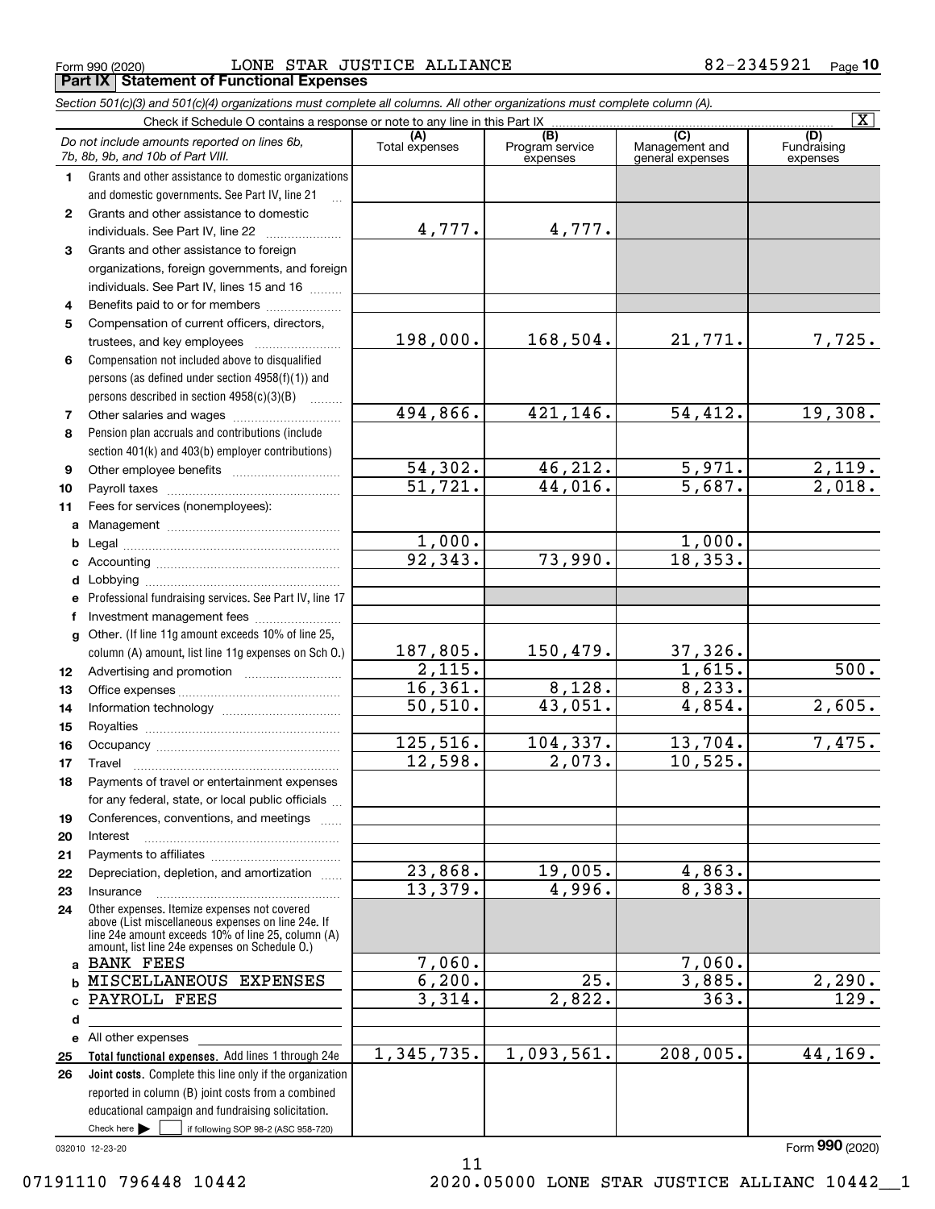Form 990 (2020) LONE STAR JUSTICE ALLIANCE 82-2345921 Page **10**

## Part IX Statement of Functional Expenses

*Section 501(c)(3) and 501(c)(4) organizations must complete all columns. All other organizations must complete column (A).*

Check if Schedule O contains a response or note to any line in this Part IX [X]

| | *Do not include amounts reported on lines 6b, 7b, 8b, 9b, and 10b of Part VIII.* | (A) Total expenses | (B) Program service expenses | (C) Management and general expenses | (D) Fundraising expenses |
|---|---|---|---|---|---|
| 1 | Grants and other assistance to domestic organizations and domestic governments. See Part IV, line 21 | | | | |
| 2 | Grants and other assistance to domestic individuals. See Part IV, line 22 | 4,777. | 4,777. | | |
| 3 | Grants and other assistance to foreign organizations, foreign governments, and foreign individuals. See Part IV, lines 15 and 16 | | | | |
| 4 | Benefits paid to or for members | | | | |
| 5 | Compensation of current officers, directors, trustees, and key employees | 198,000. | 168,504. | 21,771. | 7,725. |
| 6 | Compensation not included above to disqualified persons (as defined under section 4958(f)(1)) and persons described in section 4958(c)(3)(B) | | | | |
| 7 | Other salaries and wages | 494,866. | 421,146. | 54,412. | 19,308. |
| 8 | Pension plan accruals and contributions (include section 401(k) and 403(b) employer contributions) | | | | |
| 9 | Other employee benefits | 54,302. | 46,212. | 5,971. | 2,119. |
| 10 | Payroll taxes | 51,721. | 44,016. | 5,687. | 2,018. |
| 11 | Fees for services (nonemployees): | | | | |
| a | Management | | | | |
| b | Legal | 1,000. | | 1,000. | |
| c | Accounting | 92,343. | 73,990. | 18,353. | |
| d | Lobbying | | | | |
| e | Professional fundraising services. See Part IV, line 17 | | | | |
| f | Investment management fees | | | | |
| g | Other. (If line 11g amount exceeds 10% of line 25, column (A) amount, list line 11g expenses on Sch O.) | 187,805. | 150,479. | 37,326. | |
| 12 | Advertising and promotion | 2,115. | | 1,615. | 500. |
| 13 | Office expenses | 16,361. | 8,128. | 8,233. | |
| 14 | Information technology | 50,510. | 43,051. | 4,854. | 2,605. |
| 15 | Royalties | | | | |
| 16 | Occupancy | 125,516. | 104,337. | 13,704. | 7,475. |
| 17 | Travel | 12,598. | 2,073. | 10,525. | |
| 18 | Payments of travel or entertainment expenses for any federal, state, or local public officials | | | | |
| 19 | Conferences, conventions, and meetings | | | | |
| 20 | Interest | | | | |
| 21 | Payments to affiliates | | | | |
| 22 | Depreciation, depletion, and amortization | 23,868. | 19,005. | 4,863. | |
| 23 | Insurance | 13,379. | 4,996. | 8,383. | |
| 24 | Other expenses. Itemize expenses not covered above (List miscellaneous expenses on line 24e. If line 24e amount exceeds 10% of line 25, column (A) amount, list line 24e expenses on Schedule O.) | | | | |
| a | BANK FEES | 7,060. | | 7,060. | |
| b | MISCELLANEOUS EXPENSES | 6,200. | 25. | 3,885. | 2,290. |
| c | PAYROLL FEES | 3,314. | 2,822. | 363. | 129. |
| d | | | | | |
| e | All other expenses | | | | |
| 25 | **Total functional expenses.** Add lines 1 through 24e | 1,345,735. | 1,093,561. | 208,005. | 44,169. |
| 26 | **Joint costs.** Complete this line only if the organization reported in column (B) joint costs from a combined educational campaign and fundraising solicitation. Check here [ ] if following SOP 98-2 (ASC 958-720) | | | | |

032010 12-23-20

Form **990** (2020)

07191110 796448 10442 2020.05000 LONE STAR JUSTICE ALLIANC 10442__1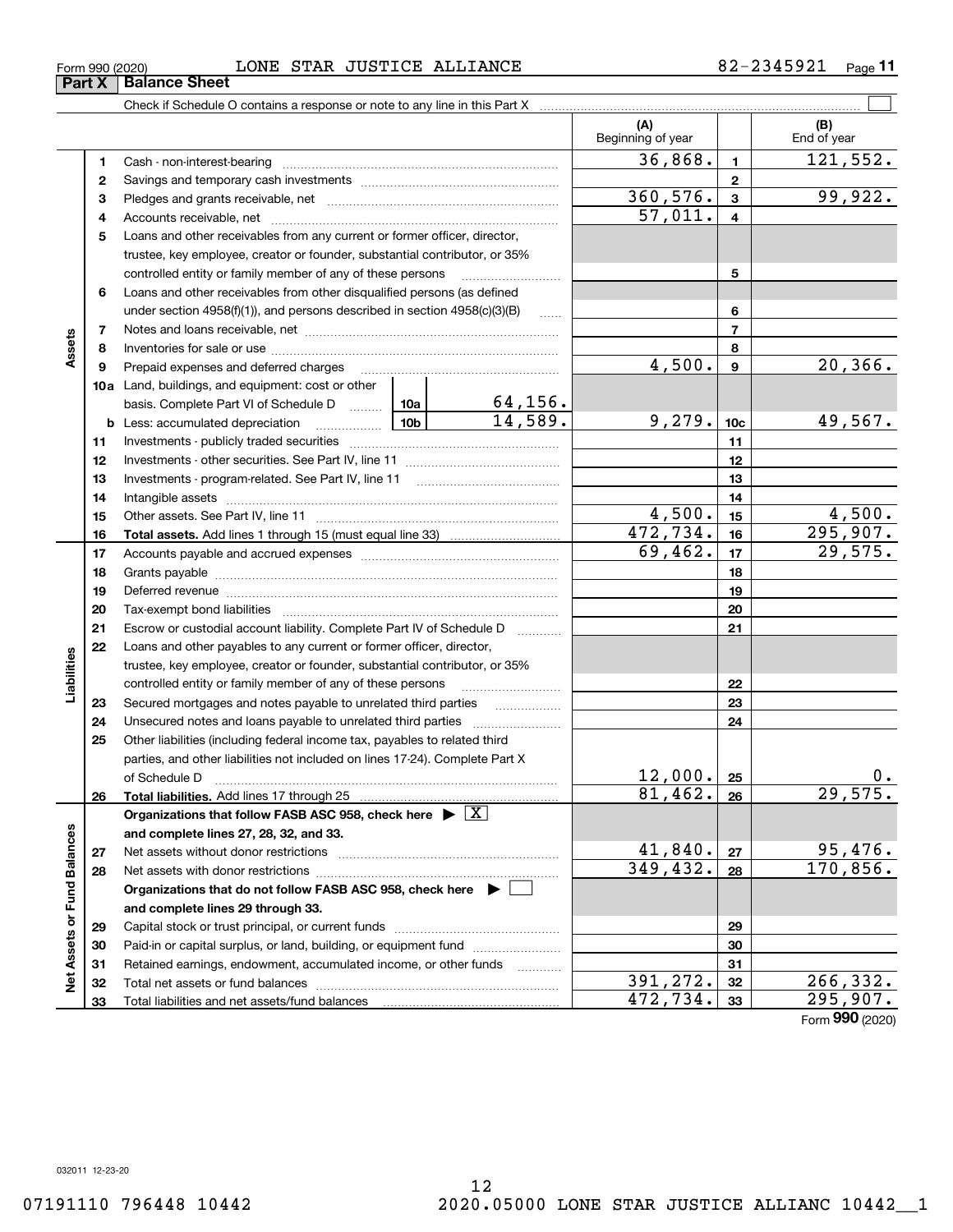Form 990 (2020) LONE STAR JUSTICE ALLIANCE 82-2345921 Page **11**

## Part X Balance Sheet

Check if Schedule O contains a response or note to any line in this Part X ☐

| Section | Line | Description | | | (A) Beginning of year | | (B) End of year |
|---|---|---|---|---|---|---|---|
| Assets | 1 | Cash - non-interest-bearing | | | 36,868. | 1 | 121,552. |
| | 2 | Savings and temporary cash investments | | | | 2 | |
| | 3 | Pledges and grants receivable, net | | | 360,576. | 3 | 99,922. |
| | 4 | Accounts receivable, net | | | 57,011. | 4 | |
| | 5 | Loans and other receivables from any current or former officer, director, trustee, key employee, creator or founder, substantial contributor, or 35% controlled entity or family member of any of these persons | | | | 5 | |
| | 6 | Loans and other receivables from other disqualified persons (as defined under section 4958(f)(1)), and persons described in section 4958(c)(3)(B) | | | | 6 | |
| | 7 | Notes and loans receivable, net | | | | 7 | |
| | 8 | Inventories for sale or use | | | | 8 | |
| | 9 | Prepaid expenses and deferred charges | | | 4,500. | 9 | 20,366. |
| | 10a | Land, buildings, and equipment: cost or other basis. Complete Part VI of Schedule D | 10a | 64,156. | | | |
| | b | Less: accumulated depreciation | 10b | 14,589. | 9,279. | 10c | 49,567. |
| | 11 | Investments - publicly traded securities | | | | 11 | |
| | 12 | Investments - other securities. See Part IV, line 11 | | | | 12 | |
| | 13 | Investments - program-related. See Part IV, line 11 | | | | 13 | |
| | 14 | Intangible assets | | | | 14 | |
| | 15 | Other assets. See Part IV, line 11 | | | 4,500. | 15 | 4,500. |
| | 16 | **Total assets.** Add lines 1 through 15 (must equal line 33) | | | 472,734. | 16 | 295,907. |
| Liabilities | 17 | Accounts payable and accrued expenses | | | 69,462. | 17 | 29,575. |
| | 18 | Grants payable | | | | 18 | |
| | 19 | Deferred revenue | | | | 19 | |
| | 20 | Tax-exempt bond liabilities | | | | 20 | |
| | 21 | Escrow or custodial account liability. Complete Part IV of Schedule D | | | | 21 | |
| | 22 | Loans and other payables to any current or former officer, director, trustee, key employee, creator or founder, substantial contributor, or 35% controlled entity or family member of any of these persons | | | | 22 | |
| | 23 | Secured mortgages and notes payable to unrelated third parties | | | | 23 | |
| | 24 | Unsecured notes and loans payable to unrelated third parties | | | | 24 | |
| | 25 | Other liabilities (including federal income tax, payables to related third parties, and other liabilities not included on lines 17-24). Complete Part X of Schedule D | | | 12,000. | 25 | 0. |
| | 26 | **Total liabilities.** Add lines 17 through 25 | | | 81,462. | 26 | 29,575. |
| Net Assets or Fund Balances | | **Organizations that follow FASB ASC 958, check here ▶ ☒ and complete lines 27, 28, 32, and 33.** | | | | | |
| | 27 | Net assets without donor restrictions | | | 41,840. | 27 | 95,476. |
| | 28 | Net assets with donor restrictions | | | 349,432. | 28 | 170,856. |
| | | **Organizations that do not follow FASB ASC 958, check here ▶ ☐ and complete lines 29 through 33.** | | | | | |
| | 29 | Capital stock or trust principal, or current funds | | | | 29 | |
| | 30 | Paid-in or capital surplus, or land, building, or equipment fund | | | | 30 | |
| | 31 | Retained earnings, endowment, accumulated income, or other funds | | | | 31 | |
| | 32 | Total net assets or fund balances | | | 391,272. | 32 | 266,332. |
| | 33 | Total liabilities and net assets/fund balances | | | 472,734. | 33 | 295,907. |

Form **990** (2020)

032011 12-23-20

07191110 796448 10442 2020.05000 LONE STAR JUSTICE ALLIANC 10442__1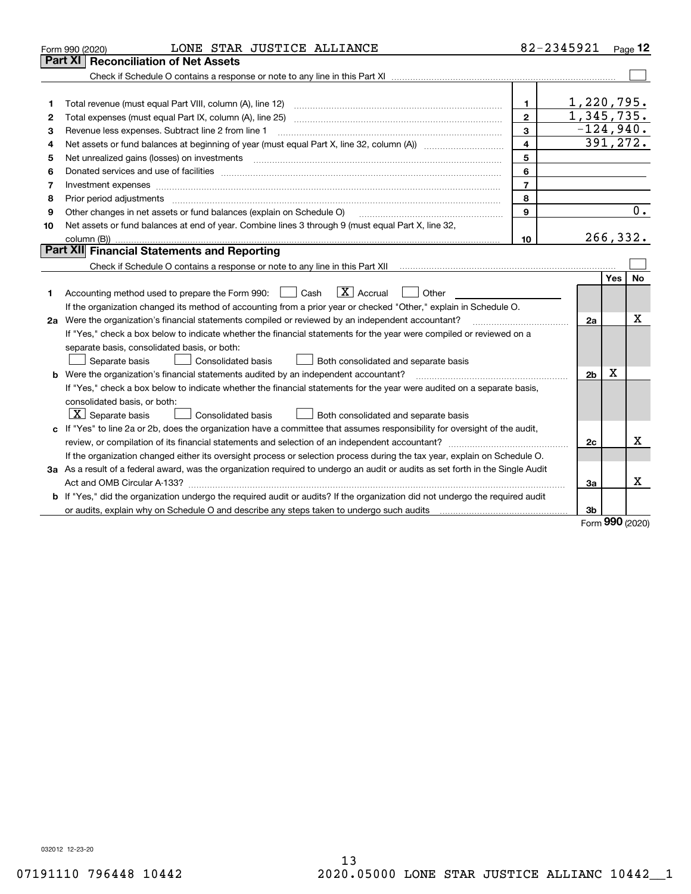Form 990 (2020) LONE STAR JUSTICE ALLIANCE 82-2345921 Page 12

## Part XI Reconciliation of Net Assets

Check if Schedule O contains a response or note to any line in this Part XI ☐

| | | | |
|---|---|---|---|
| 1 | Total revenue (must equal Part VIII, column (A), line 12) | 1 | 1,220,795. |
| 2 | Total expenses (must equal Part IX, column (A), line 25) | 2 | 1,345,735. |
| 3 | Revenue less expenses. Subtract line 2 from line 1 | 3 | -124,940. |
| 4 | Net assets or fund balances at beginning of year (must equal Part X, line 32, column (A)) | 4 | 391,272. |
| 5 | Net unrealized gains (losses) on investments | 5 | |
| 6 | Donated services and use of facilities | 6 | |
| 7 | Investment expenses | 7 | |
| 8 | Prior period adjustments | 8 | |
| 9 | Other changes in net assets or fund balances (explain on Schedule O) | 9 | 0. |
| 10 | Net assets or fund balances at end of year. Combine lines 3 through 9 (must equal Part X, line 32, column (B)) | 10 | 266,332. |

## Part XII Financial Statements and Reporting

Check if Schedule O contains a response or note to any line in this Part XII ☐

| | | | Yes | No |
|---|---|---|---|---|
| 1 | Accounting method used to prepare the Form 990: ☐ Cash ☒ Accrual ☐ Other<br>If the organization changed its method of accounting from a prior year or checked "Other," explain in Schedule O. | | | |
| 2a | Were the organization's financial statements compiled or reviewed by an independent accountant?<br>If "Yes," check a box below to indicate whether the financial statements for the year were compiled or reviewed on a separate basis, consolidated basis, or both:<br>☐ Separate basis ☐ Consolidated basis ☐ Both consolidated and separate basis | 2a | | X |
| b | Were the organization's financial statements audited by an independent accountant?<br>If "Yes," check a box below to indicate whether the financial statements for the year were audited on a separate basis, consolidated basis, or both:<br>☒ Separate basis ☐ Consolidated basis ☐ Both consolidated and separate basis | 2b | X | |
| c | If "Yes" to line 2a or 2b, does the organization have a committee that assumes responsibility for oversight of the audit, review, or compilation of its financial statements and selection of an independent accountant?<br>If the organization changed either its oversight process or selection process during the tax year, explain on Schedule O. | 2c | | X |
| 3a | As a result of a federal award, was the organization required to undergo an audit or audits as set forth in the Single Audit Act and OMB Circular A-133? | 3a | | X |
| b | If "Yes," did the organization undergo the required audit or audits? If the organization did not undergo the required audit or audits, explain why on Schedule O and describe any steps taken to undergo such audits | 3b | | |

Form 990 (2020)

032012 12-23-20

07191110 796448 10442 2020.05000 LONE STAR JUSTICE ALLIANC 10442__1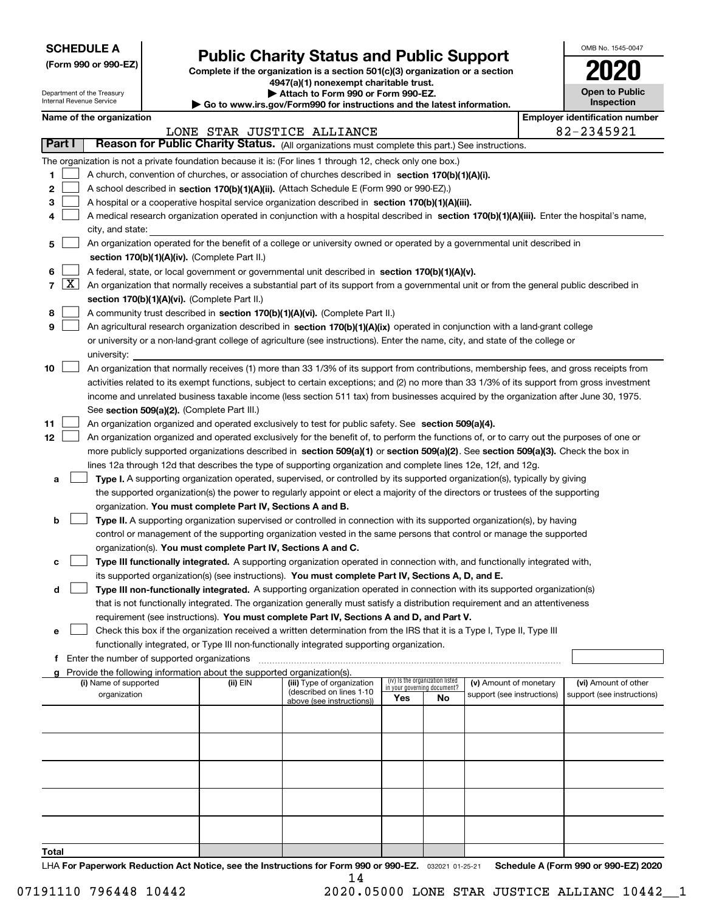**SCHEDULE A**
**(Form 990 or 990-EZ)**

Department of the Treasury
Internal Revenue Service

# Public Charity Status and Public Support

**Complete if the organization is a section 501(c)(3) organization or a section 4947(a)(1) nonexempt charitable trust.**
**▶ Attach to Form 990 or Form 990-EZ.**
**▶ Go to www.irs.gov/Form990 for instructions and the latest information.**

OMB No. 1545-0047

**2020**

**Open to Public Inspection**

**Name of the organization**: LONE STAR JUSTICE ALLIANCE
**Employer identification number**: 82-2345921

## Part I Reason for Public Charity Status. (All organizations must complete this part.) See instructions.

The organization is not a private foundation because it is: (For lines 1 through 12, check only one box.)

1. [ ] A church, convention of churches, or association of churches described in **section 170(b)(1)(A)(i).**
2. [ ] A school described in **section 170(b)(1)(A)(ii).** (Attach Schedule E (Form 990 or 990-EZ).)
3. [ ] A hospital or a cooperative hospital service organization described in **section 170(b)(1)(A)(iii).**
4. [ ] A medical research organization operated in conjunction with a hospital described in **section 170(b)(1)(A)(iii).** Enter the hospital's name, city, and state:
5. [ ] An organization operated for the benefit of a college or university owned or operated by a governmental unit described in **section 170(b)(1)(A)(iv).** (Complete Part II.)
6. [ ] A federal, state, or local government or governmental unit described in **section 170(b)(1)(A)(v).**
7. [X] An organization that normally receives a substantial part of its support from a governmental unit or from the general public described in **section 170(b)(1)(A)(vi).** (Complete Part II.)
8. [ ] A community trust described in **section 170(b)(1)(A)(vi).** (Complete Part II.)
9. [ ] An agricultural research organization described in **section 170(b)(1)(A)(ix)** operated in conjunction with a land-grant college or university or a non-land-grant college of agriculture (see instructions). Enter the name, city, and state of the college or university:
10. [ ] An organization that normally receives (1) more than 33 1/3% of its support from contributions, membership fees, and gross receipts from activities related to its exempt functions, subject to certain exceptions; and (2) no more than 33 1/3% of its support from gross investment income and unrelated business taxable income (less section 511 tax) from businesses acquired by the organization after June 30, 1975. See **section 509(a)(2).** (Complete Part III.)
11. [ ] An organization organized and operated exclusively to test for public safety. See **section 509(a)(4).**
12. [ ] An organization organized and operated exclusively for the benefit of, to perform the functions of, or to carry out the purposes of one or more publicly supported organizations described in **section 509(a)(1)** or **section 509(a)(2)**. See **section 509(a)(3).** Check the box in lines 12a through 12d that describes the type of supporting organization and complete lines 12e, 12f, and 12g.
   - **a** [ ] **Type I.** A supporting organization operated, supervised, or controlled by its supported organization(s), typically by giving the supported organization(s) the power to regularly appoint or elect a majority of the directors or trustees of the supporting organization. **You must complete Part IV, Sections A and B.**
   - **b** [ ] **Type II.** A supporting organization supervised or controlled in connection with its supported organization(s), by having control or management of the supporting organization vested in the same persons that control or manage the supported organization(s). **You must complete Part IV, Sections A and C.**
   - **c** [ ] **Type III functionally integrated.** A supporting organization operated in connection with, and functionally integrated with, its supported organization(s) (see instructions). **You must complete Part IV, Sections A, D, and E.**
   - **d** [ ] **Type III non-functionally integrated.** A supporting organization operated in connection with its supported organization(s) that is not functionally integrated. The organization generally must satisfy a distribution requirement and an attentiveness requirement (see instructions). **You must complete Part IV, Sections A and D, and Part V.**
   - **e** [ ] Check this box if the organization received a written determination from the IRS that it is a Type I, Type II, Type III functionally integrated, or Type III non-functionally integrated supporting organization.
   - **f** Enter the number of supported organizations
   - **g** Provide the following information about the supported organization(s).

| (i) Name of supported organization | (ii) EIN | (iii) Type of organization (described on lines 1-10 above (see instructions)) | (iv) Is the organization listed in your governing document? Yes | No | (v) Amount of monetary support (see instructions) | (vi) Amount of other support (see instructions) |
|---|---|---|---|---|---|---|
| | | | | | | |
| | | | | | | |
| | | | | | | |
| | | | | | | |
| | | | | | | |
| **Total** | | | | | | |

LHA **For Paperwork Reduction Act Notice, see the Instructions for Form 990 or 990-EZ.** 032021 01-25-21 **Schedule A (Form 990 or 990-EZ) 2020**

07191110 796448 10442 2020.05000 LONE STAR JUSTICE ALLIANC 10442__1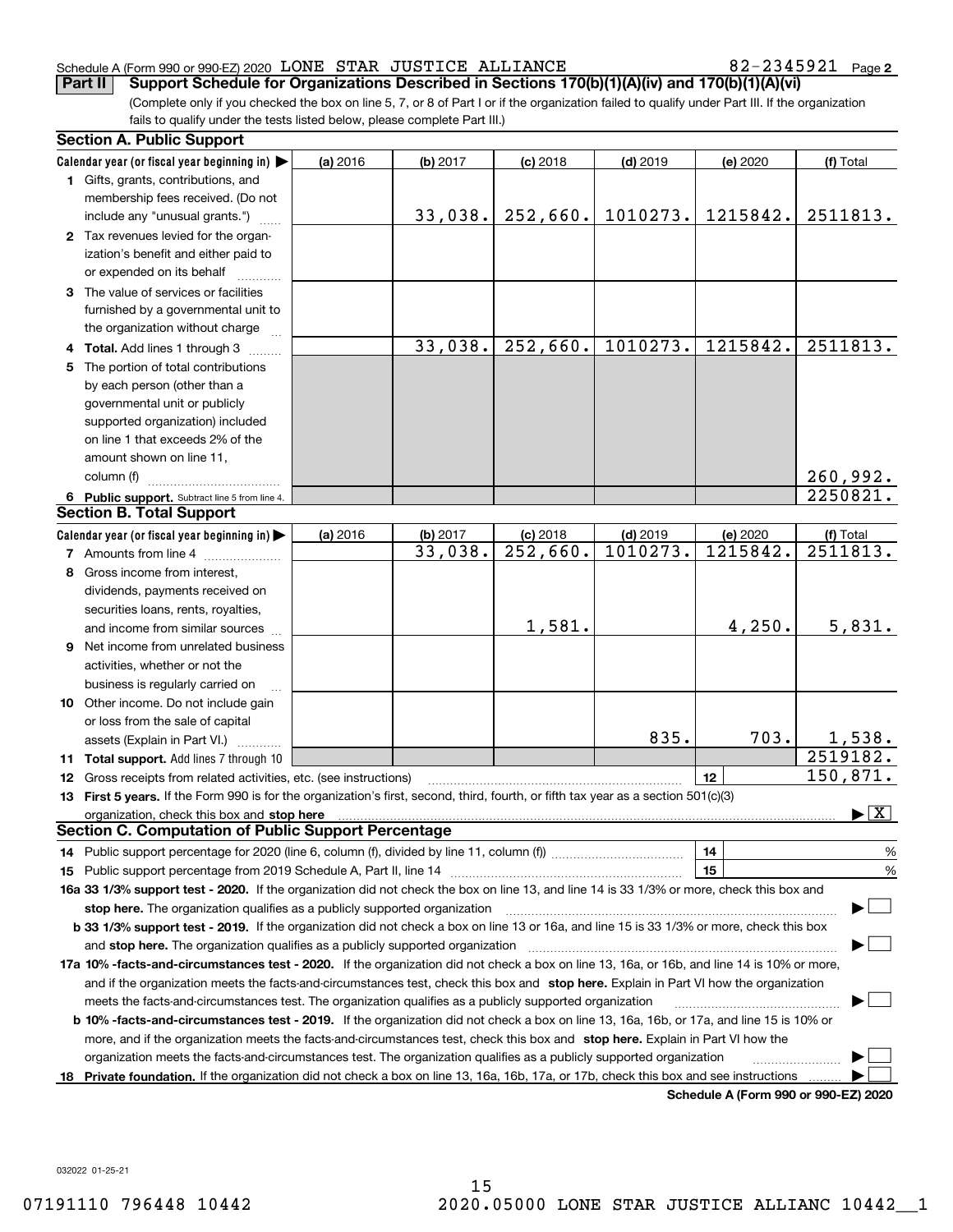Schedule A (Form 990 or 990-EZ) 2020 LONE STAR JUSTICE ALLIANCE 82-2345921 Page 2

**Part II Support Schedule for Organizations Described in Sections 170(b)(1)(A)(iv) and 170(b)(1)(A)(vi)**

(Complete only if you checked the box on line 5, 7, or 8 of Part I or if the organization failed to qualify under Part III. If the organization fails to qualify under the tests listed below, please complete Part III.)

### Section A. Public Support

| Calendar year (or fiscal year beginning in) | (a) 2016 | (b) 2017 | (c) 2018 | (d) 2019 | (e) 2020 | (f) Total |
|---|---|---|---|---|---|---|
| 1 Gifts, grants, contributions, and membership fees received. (Do not include any "unusual grants.") | | 33,038. | 252,660. | 1010273. | 1215842. | 2511813. |
| 2 Tax revenues levied for the organization's benefit and either paid to or expended on its behalf | | | | | | |
| 3 The value of services or facilities furnished by a governmental unit to the organization without charge | | | | | | |
| 4 Total. Add lines 1 through 3 | | 33,038. | 252,660. | 1010273. | 1215842. | 2511813. |
| 5 The portion of total contributions by each person (other than a governmental unit or publicly supported organization) included on line 1 that exceeds 2% of the amount shown on line 11, column (f) | | | | | | 260,992. |
| 6 Public support. Subtract line 5 from line 4. | | | | | | 2250821. |

### Section B. Total Support

| Calendar year (or fiscal year beginning in) | (a) 2016 | (b) 2017 | (c) 2018 | (d) 2019 | (e) 2020 | (f) Total |
|---|---|---|---|---|---|---|
| 7 Amounts from line 4 | | 33,038. | 252,660. | 1010273. | 1215842. | 2511813. |
| 8 Gross income from interest, dividends, payments received on securities loans, rents, royalties, and income from similar sources | | | 1,581. | | 4,250. | 5,831. |
| 9 Net income from unrelated business activities, whether or not the business is regularly carried on | | | | | | |
| 10 Other income. Do not include gain or loss from the sale of capital assets (Explain in Part VI.) | | | | 835. | 703. | 1,538. |
| 11 Total support. Add lines 7 through 10 | | | | | | 2519182. |

12 Gross receipts from related activities, etc. (see instructions) | 12 | 150,871.

13 **First 5 years.** If the Form 990 is for the organization's first, second, third, fourth, or fifth tax year as a section 501(c)(3) organization, check this box and **stop here** ▶ [X]

### Section C. Computation of Public Support Percentage

14 Public support percentage for 2020 (line 6, column (f), divided by line 11, column (f)) | 14 | %

15 Public support percentage from 2019 Schedule A, Part II, line 14 | 15 | %

**16a 33 1/3% support test - 2020.** If the organization did not check the box on line 13, and line 14 is 33 1/3% or more, check this box and **stop here.** The organization qualifies as a publicly supported organization ▶ [ ]

**b 33 1/3% support test - 2019.** If the organization did not check a box on line 13 or 16a, and line 15 is 33 1/3% or more, check this box and **stop here.** The organization qualifies as a publicly supported organization ▶ [ ]

**17a 10% -facts-and-circumstances test - 2020.** If the organization did not check a box on line 13, 16a, or 16b, and line 14 is 10% or more, and if the organization meets the facts-and-circumstances test, check this box and **stop here.** Explain in Part VI how the organization meets the facts-and-circumstances test. The organization qualifies as a publicly supported organization ▶ [ ]

**b 10% -facts-and-circumstances test - 2019.** If the organization did not check a box on line 13, 16a, 16b, or 17a, and line 15 is 10% or more, and if the organization meets the facts-and-circumstances test, check this box and **stop here.** Explain in Part VI how the organization meets the facts-and-circumstances test. The organization qualifies as a publicly supported organization ▶ [ ]

**18 Private foundation.** If the organization did not check a box on line 13, 16a, 16b, 17a, or 17b, check this box and see instructions ▶ [ ]

**Schedule A (Form 990 or 990-EZ) 2020**

032022 01-25-21

07191110 796448 10442 2020.05000 LONE STAR JUSTICE ALLIANC 10442__1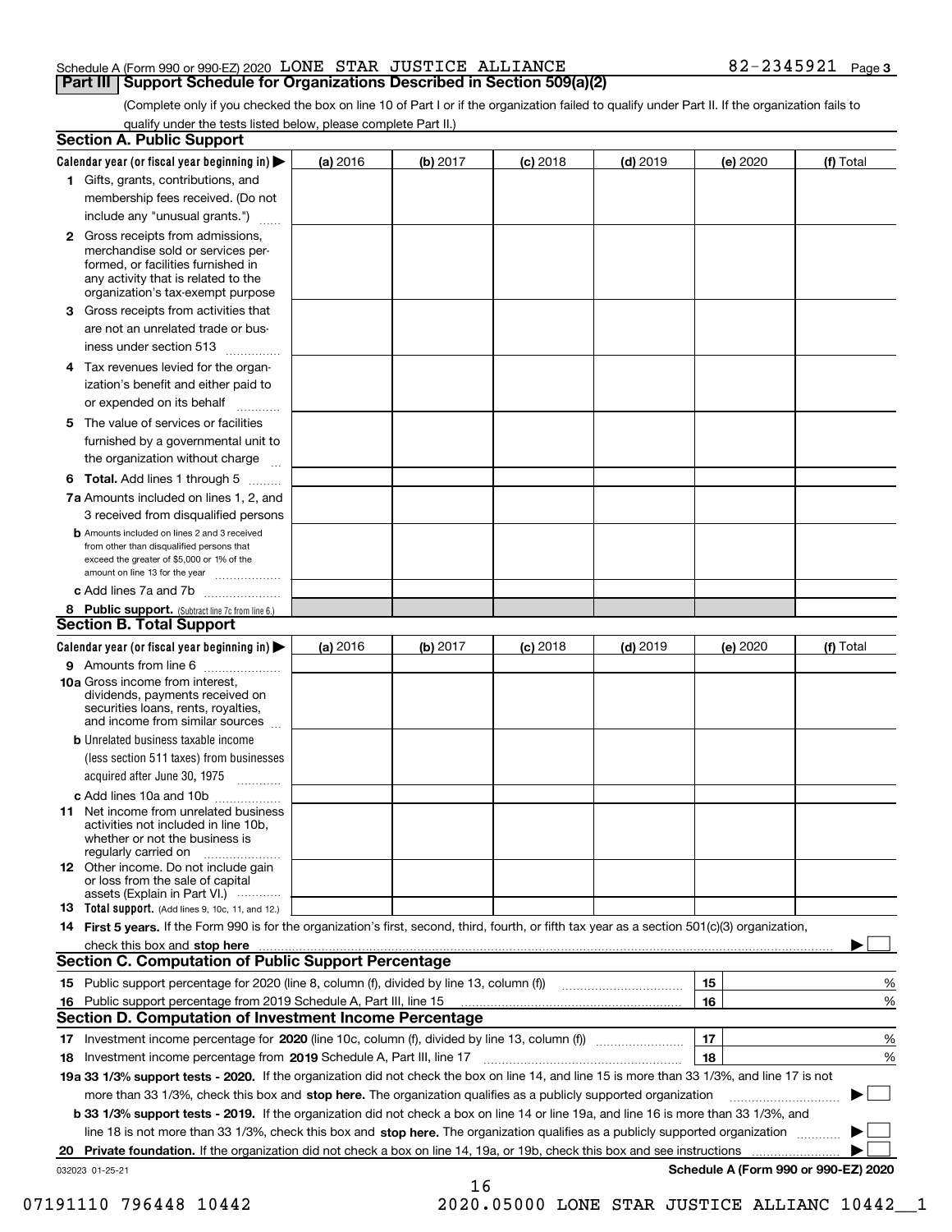Schedule A (Form 990 or 990-EZ) 2020 LONE STAR JUSTICE ALLIANCE 82-2345921 Page 3

## Part III Support Schedule for Organizations Described in Section 509(a)(2)

(Complete only if you checked the box on line 10 of Part I or if the organization failed to qualify under Part II. If the organization fails to qualify under the tests listed below, please complete Part II.)

### Section A. Public Support

| Calendar year (or fiscal year beginning in) ▶ | (a) 2016 | (b) 2017 | (c) 2018 | (d) 2019 | (e) 2020 | (f) Total |
|---|---|---|---|---|---|---|
| **1** Gifts, grants, contributions, and membership fees received. (Do not include any "unusual grants.") | | | | | | |
| **2** Gross receipts from admissions, merchandise sold or services performed, or facilities furnished in any activity that is related to the organization's tax-exempt purpose | | | | | | |
| **3** Gross receipts from activities that are not an unrelated trade or business under section 513 | | | | | | |
| **4** Tax revenues levied for the organization's benefit and either paid to or expended on its behalf | | | | | | |
| **5** The value of services or facilities furnished by a governmental unit to the organization without charge | | | | | | |
| **6 Total.** Add lines 1 through 5 | | | | | | |
| **7a** Amounts included on lines 1, 2, and 3 received from disqualified persons | | | | | | |
| **b** Amounts included on lines 2 and 3 received from other than disqualified persons that exceed the greater of $5,000 or 1% of the amount on line 13 for the year | | | | | | |
| **c** Add lines 7a and 7b | | | | | | |
| **8 Public support.** (Subtract line 7c from line 6.) | | | | | | |

### Section B. Total Support

| Calendar year (or fiscal year beginning in) ▶ | (a) 2016 | (b) 2017 | (c) 2018 | (d) 2019 | (e) 2020 | (f) Total |
|---|---|---|---|---|---|---|
| **9** Amounts from line 6 | | | | | | |
| **10a** Gross income from interest, dividends, payments received on securities loans, rents, royalties, and income from similar sources | | | | | | |
| **b** Unrelated business taxable income (less section 511 taxes) from businesses acquired after June 30, 1975 | | | | | | |
| **c** Add lines 10a and 10b | | | | | | |
| **11** Net income from unrelated business activities not included in line 10b, whether or not the business is regularly carried on | | | | | | |
| **12** Other income. Do not include gain or loss from the sale of capital assets (Explain in Part VI.) | | | | | | |
| **13 Total support.** (Add lines 9, 10c, 11, and 12.) | | | | | | |

**14 First 5 years.** If the Form 990 is for the organization's first, second, third, fourth, or fifth tax year as a section 501(c)(3) organization, check this box and **stop here** ▶ ☐

### Section C. Computation of Public Support Percentage

| | | | |
|---|---|---|---|
| **15** | Public support percentage for 2020 (line 8, column (f), divided by line 13, column (f)) | 15 | % |
| **16** | Public support percentage from 2019 Schedule A, Part III, line 15 | 16 | % |

### Section D. Computation of Investment Income Percentage

| | | | |
|---|---|---|---|
| **17** | Investment income percentage for **2020** (line 10c, column (f), divided by line 13, column (f)) | 17 | % |
| **18** | Investment income percentage from **2019** Schedule A, Part III, line 17 | 18 | % |

**19a 33 1/3% support tests - 2020.** If the organization did not check the box on line 14, and line 15 is more than 33 1/3%, and line 17 is not more than 33 1/3%, check this box and **stop here.** The organization qualifies as a publicly supported organization ▶ ☐

**b 33 1/3% support tests - 2019.** If the organization did not check a box on line 14 or line 19a, and line 16 is more than 33 1/3%, and line 18 is not more than 33 1/3%, check this box and **stop here.** The organization qualifies as a publicly supported organization ▶ ☐

**20 Private foundation.** If the organization did not check a box on line 14, 19a, or 19b, check this box and see instructions ▶ ☐

032023 01-25-21 **Schedule A (Form 990 or 990-EZ) 2020**

07191110 796448 10442 2020.05000 LONE STAR JUSTICE ALLIANC 10442__1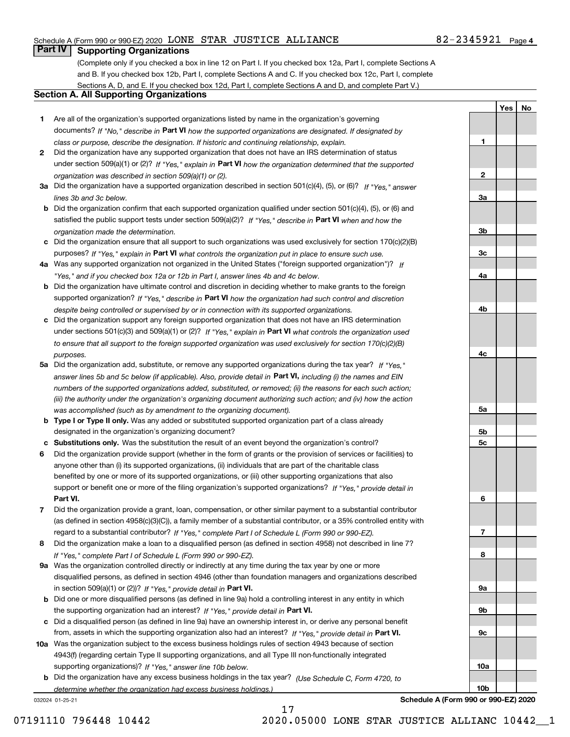Schedule A (Form 990 or 990-EZ) 2020 LONE STAR JUSTICE ALLIANCE 82-2345921 Page 4

## Part IV Supporting Organizations

(Complete only if you checked a box in line 12 on Part I. If you checked box 12a, Part I, complete Sections A and B. If you checked box 12b, Part I, complete Sections A and C. If you checked box 12c, Part I, complete Sections A, D, and E. If you checked box 12d, Part I, complete Sections A and D, and complete Part V.)

### Section A. All Supporting Organizations

| | | | Yes | No |
|---|---|---|---|---|
| **1** | Are all of the organization's supported organizations listed by name in the organization's governing documents? *If "No," describe in* **Part VI** *how the supported organizations are designated. If designated by class or purpose, describe the designation. If historic and continuing relationship, explain.* | 1 | | |
| **2** | Did the organization have any supported organization that does not have an IRS determination of status under section 509(a)(1) or (2)? *If "Yes," explain in* **Part VI** *how the organization determined that the supported organization was described in section 509(a)(1) or (2).* | 2 | | |
| **3a** | Did the organization have a supported organization described in section 501(c)(4), (5), or (6)? *If "Yes," answer lines 3b and 3c below.* | 3a | | |
| **b** | Did the organization confirm that each supported organization qualified under section 501(c)(4), (5), or (6) and satisfied the public support tests under section 509(a)(2)? *If "Yes," describe in* **Part VI** *when and how the organization made the determination.* | 3b | | |
| **c** | Did the organization ensure that all support to such organizations was used exclusively for section 170(c)(2)(B) purposes? *If "Yes," explain in* **Part VI** *what controls the organization put in place to ensure such use.* | 3c | | |
| **4a** | Was any supported organization not organized in the United States ("foreign supported organization")? *If "Yes," and if you checked box 12a or 12b in Part I, answer lines 4b and 4c below.* | 4a | | |
| **b** | Did the organization have ultimate control and discretion in deciding whether to make grants to the foreign supported organization? *If "Yes," describe in* **Part VI** *how the organization had such control and discretion despite being controlled or supervised by or in connection with its supported organizations.* | 4b | | |
| **c** | Did the organization support any foreign supported organization that does not have an IRS determination under sections 501(c)(3) and 509(a)(1) or (2)? *If "Yes," explain in* **Part VI** *what controls the organization used to ensure that all support to the foreign supported organization was used exclusively for section 170(c)(2)(B) purposes.* | 4c | | |
| **5a** | Did the organization add, substitute, or remove any supported organizations during the tax year? *If "Yes," answer lines 5b and 5c below (if applicable). Also, provide detail in* **Part VI,** *including (i) the names and EIN numbers of the supported organizations added, substituted, or removed; (ii) the reasons for each such action; (iii) the authority under the organization's organizing document authorizing such action; and (iv) how the action was accomplished (such as by amendment to the organizing document).* | 5a | | |
| **b** | **Type I or Type II only.** Was any added or substituted supported organization part of a class already designated in the organization's organizing document? | 5b | | |
| **c** | **Substitutions only.** Was the substitution the result of an event beyond the organization's control? | 5c | | |
| **6** | Did the organization provide support (whether in the form of grants or the provision of services or facilities) to anyone other than (i) its supported organizations, (ii) individuals that are part of the charitable class benefited by one or more of its supported organizations, or (iii) other supporting organizations that also support or benefit one or more of the filing organization's supported organizations? *If "Yes," provide detail in* **Part VI.** | 6 | | |
| **7** | Did the organization provide a grant, loan, compensation, or other similar payment to a substantial contributor (as defined in section 4958(c)(3)(C)), a family member of a substantial contributor, or a 35% controlled entity with regard to a substantial contributor? *If "Yes," complete Part I of Schedule L (Form 990 or 990-EZ).* | 7 | | |
| **8** | Did the organization make a loan to a disqualified person (as defined in section 4958) not described in line 7? *If "Yes," complete Part I of Schedule L (Form 990 or 990-EZ).* | 8 | | |
| **9a** | Was the organization controlled directly or indirectly at any time during the tax year by one or more disqualified persons, as defined in section 4946 (other than foundation managers and organizations described in section 509(a)(1) or (2))? *If "Yes," provide detail in* **Part VI.** | 9a | | |
| **b** | Did one or more disqualified persons (as defined in line 9a) hold a controlling interest in any entity in which the supporting organization had an interest? *If "Yes," provide detail in* **Part VI.** | 9b | | |
| **c** | Did a disqualified person (as defined in line 9a) have an ownership interest in, or derive any personal benefit from, assets in which the supporting organization also had an interest? *If "Yes," provide detail in* **Part VI.** | 9c | | |
| **10a** | Was the organization subject to the excess business holdings rules of section 4943 because of section 4943(f) (regarding certain Type II supporting organizations, and all Type III non-functionally integrated supporting organizations)? *If "Yes," answer line 10b below.* | 10a | | |
| **b** | Did the organization have any excess business holdings in the tax year? *(Use Schedule C, Form 4720, to determine whether the organization had excess business holdings.)* | 10b | | |

032024 01-25-21 **Schedule A (Form 990 or 990-EZ) 2020**

07191110 796448 10442 2020.05000 LONE STAR JUSTICE ALLIANC 10442__1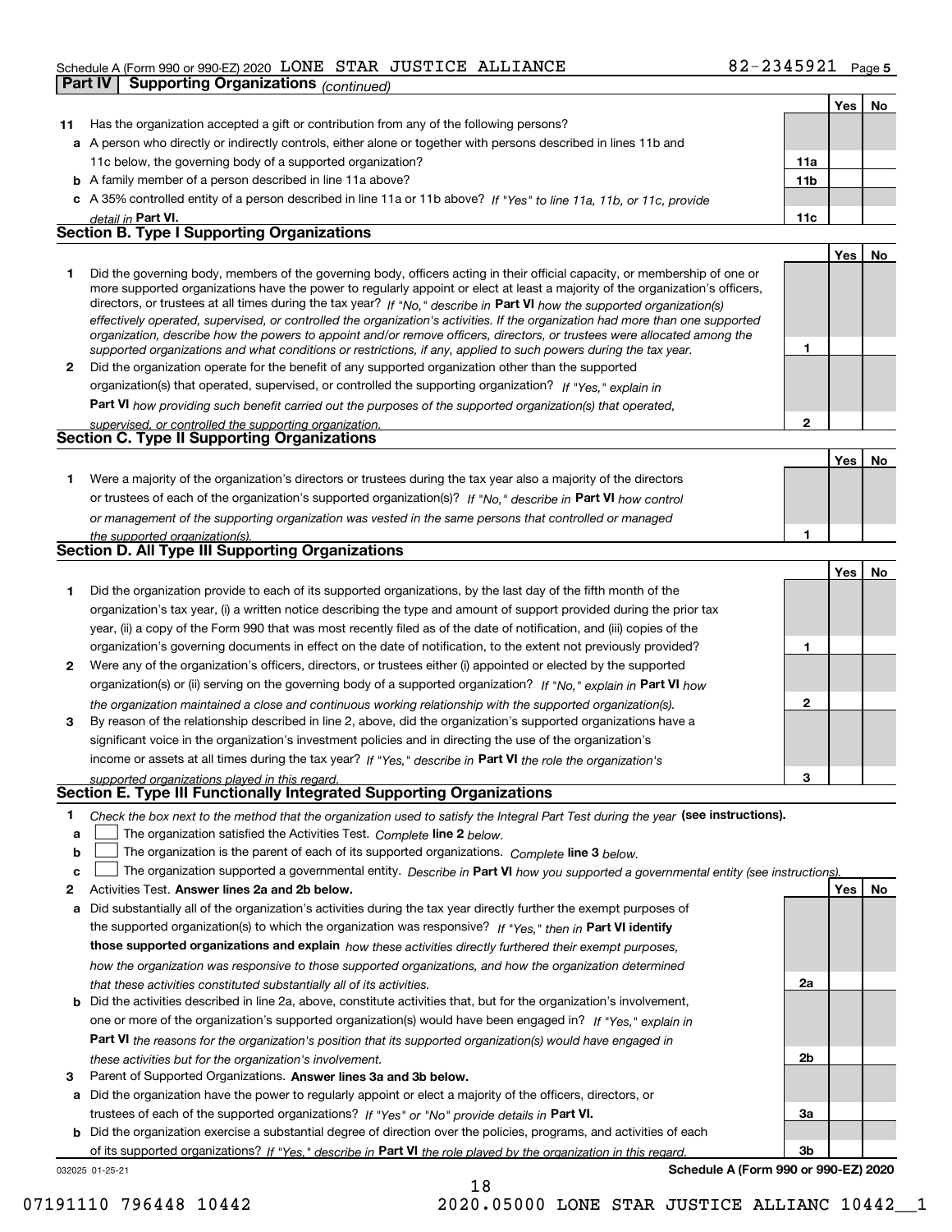Schedule A (Form 990 or 990-EZ) 2020 LONE STAR JUSTICE ALLIANCE 82-2345921 Page 5

## Part IV Supporting Organizations *(continued)*

| | | | Yes | No |
|---|---|---|---|---|
| **11** | Has the organization accepted a gift or contribution from any of the following persons? | | | |
| **a** | A person who directly or indirectly controls, either alone or together with persons described in lines 11b and 11c below, the governing body of a supported organization? | **11a** | | |
| **b** | A family member of a person described in line 11a above? | **11b** | | |
| **c** | A 35% controlled entity of a person described in line 11a or 11b above? *If "Yes" to line 11a, 11b, or 11c, provide detail in* **Part VI.** | **11c** | | |

### Section B. Type I Supporting Organizations

| | | | Yes | No |
|---|---|---|---|---|
| **1** | Did the governing body, members of the governing body, officers acting in their official capacity, or membership of one or more supported organizations have the power to regularly appoint or elect at least a majority of the organization's officers, directors, or trustees at all times during the tax year? *If "No," describe in* **Part VI** *how the supported organization(s) effectively operated, supervised, or controlled the organization's activities. If the organization had more than one supported organization, describe how the powers to appoint and/or remove officers, directors, or trustees were allocated among the supported organizations and what conditions or restrictions, if any, applied to such powers during the tax year.* | **1** | | |
| **2** | Did the organization operate for the benefit of any supported organization other than the supported organization(s) that operated, supervised, or controlled the supporting organization? *If "Yes," explain in* **Part VI** *how providing such benefit carried out the purposes of the supported organization(s) that operated, supervised, or controlled the supporting organization.* | **2** | | |

### Section C. Type II Supporting Organizations

| | | | Yes | No |
|---|---|---|---|---|
| **1** | Were a majority of the organization's directors or trustees during the tax year also a majority of the directors or trustees of each of the organization's supported organization(s)? *If "No," describe in* **Part VI** *how control or management of the supporting organization was vested in the same persons that controlled or managed the supported organization(s).* | **1** | | |

### Section D. All Type III Supporting Organizations

| | | | Yes | No |
|---|---|---|---|---|
| **1** | Did the organization provide to each of its supported organizations, by the last day of the fifth month of the organization's tax year, (i) a written notice describing the type and amount of support provided during the prior tax year, (ii) a copy of the Form 990 that was most recently filed as of the date of notification, and (iii) copies of the organization's governing documents in effect on the date of notification, to the extent not previously provided? | **1** | | |
| **2** | Were any of the organization's officers, directors, or trustees either (i) appointed or elected by the supported organization(s) or (ii) serving on the governing body of a supported organization? *If "No," explain in* **Part VI** *how the organization maintained a close and continuous working relationship with the supported organization(s).* | **2** | | |
| **3** | By reason of the relationship described in line 2, above, did the organization's supported organizations have a significant voice in the organization's investment policies and in directing the use of the organization's income or assets at all times during the tax year? *If "Yes," describe in* **Part VI** *the role the organization's supported organizations played in this regard.* | **3** | | |

### Section E. Type III Functionally Integrated Supporting Organizations

**1** *Check the box next to the method that the organization used to satisfy the Integral Part Test during the year* **(see instructions).**

- **a** ☐ The organization satisfied the Activities Test. *Complete* **line 2** *below.*
- **b** ☐ The organization is the parent of each of its supported organizations. *Complete* **line 3** *below.*
- **c** ☐ The organization supported a governmental entity. *Describe in* **Part VI** *how you supported a governmental entity (see instructions).*

| | | | Yes | No |
|---|---|---|---|---|
| **2** | Activities Test. **Answer lines 2a and 2b below.** | | | |
| **a** | Did substantially all of the organization's activities during the tax year directly further the exempt purposes of the supported organization(s) to which the organization was responsive? *If "Yes," then in* **Part VI identify those supported organizations and explain** *how these activities directly furthered their exempt purposes, how the organization was responsive to those supported organizations, and how the organization determined that these activities constituted substantially all of its activities.* | **2a** | | |
| **b** | Did the activities described in line 2a, above, constitute activities that, but for the organization's involvement, one or more of the organization's supported organization(s) would have been engaged in? *If "Yes," explain in* **Part VI** *the reasons for the organization's position that its supported organization(s) would have engaged in these activities but for the organization's involvement.* | **2b** | | |
| **3** | Parent of Supported Organizations. **Answer lines 3a and 3b below.** | | | |
| **a** | Did the organization have the power to regularly appoint or elect a majority of the officers, directors, or trustees of each of the supported organizations? *If "Yes" or "No" provide details in* **Part VI.** | **3a** | | |
| **b** | Did the organization exercise a substantial degree of direction over the policies, programs, and activities of each of its supported organizations? *If "Yes," describe in* **Part VI** *the role played by the organization in this regard.* | **3b** | | |

032025 01-25-21 **Schedule A (Form 990 or 990-EZ) 2020**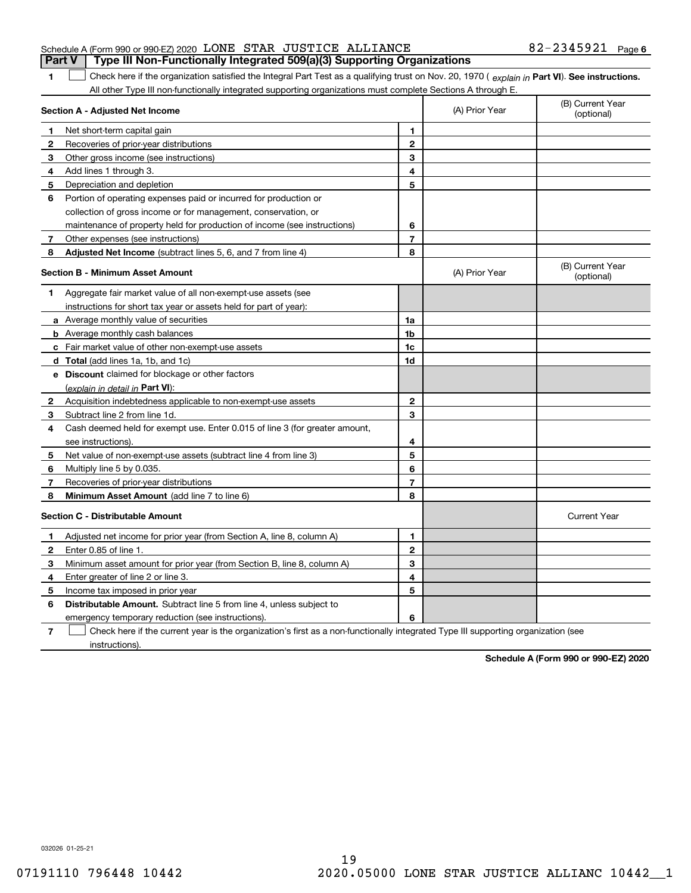Schedule A (Form 990 or 990-EZ) 2020 LONE STAR JUSTICE ALLIANCE 82-2345921 Page **6**

**Part V | Type III Non-Functionally Integrated 509(a)(3) Supporting Organizations**

**1** ☐ Check here if the organization satisfied the Integral Part Test as a qualifying trust on Nov. 20, 1970 ( *explain in* **Part VI**). **See instructions.** All other Type III non-functionally integrated supporting organizations must complete Sections A through E.

| **Section A - Adjusted Net Income** | | (A) Prior Year | (B) Current Year (optional) |
|---|---|---|---|
| **1** Net short-term capital gain | **1** | | |
| **2** Recoveries of prior-year distributions | **2** | | |
| **3** Other gross income (see instructions) | **3** | | |
| **4** Add lines 1 through 3. | **4** | | |
| **5** Depreciation and depletion | **5** | | |
| **6** Portion of operating expenses paid or incurred for production or collection of gross income or for management, conservation, or maintenance of property held for production of income (see instructions) | **6** | | |
| **7** Other expenses (see instructions) | **7** | | |
| **8** **Adjusted Net Income** (subtract lines 5, 6, and 7 from line 4) | **8** | | |

| **Section B - Minimum Asset Amount** | | (A) Prior Year | (B) Current Year (optional) |
|---|---|---|---|
| **1** Aggregate fair market value of all non-exempt-use assets (see instructions for short tax year or assets held for part of year): | | | |
| **a** Average monthly value of securities | **1a** | | |
| **b** Average monthly cash balances | **1b** | | |
| **c** Fair market value of other non-exempt-use assets | **1c** | | |
| **d** **Total** (add lines 1a, 1b, and 1c) | **1d** | | |
| **e** **Discount** claimed for blockage or other factors (*explain in detail in* **Part VI**): | | | |
| **2** Acquisition indebtedness applicable to non-exempt-use assets | **2** | | |
| **3** Subtract line 2 from line 1d. | **3** | | |
| **4** Cash deemed held for exempt use. Enter 0.015 of line 3 (for greater amount, see instructions). | **4** | | |
| **5** Net value of non-exempt-use assets (subtract line 4 from line 3) | **5** | | |
| **6** Multiply line 5 by 0.035. | **6** | | |
| **7** Recoveries of prior-year distributions | **7** | | |
| **8** **Minimum Asset Amount** (add line 7 to line 6) | **8** | | |

| **Section C - Distributable Amount** | | | Current Year |
|---|---|---|---|
| **1** Adjusted net income for prior year (from Section A, line 8, column A) | **1** | | |
| **2** Enter 0.85 of line 1. | **2** | | |
| **3** Minimum asset amount for prior year (from Section B, line 8, column A) | **3** | | |
| **4** Enter greater of line 2 or line 3. | **4** | | |
| **5** Income tax imposed in prior year | **5** | | |
| **6** **Distributable Amount.** Subtract line 5 from line 4, unless subject to emergency temporary reduction (see instructions). | **6** | | |

**7** ☐ Check here if the current year is the organization's first as a non-functionally integrated Type III supporting organization (see instructions).

**Schedule A (Form 990 or 990-EZ) 2020**

032026 01-25-21

07191110 796448 10442 2020.05000 LONE STAR JUSTICE ALLIANC 10442__1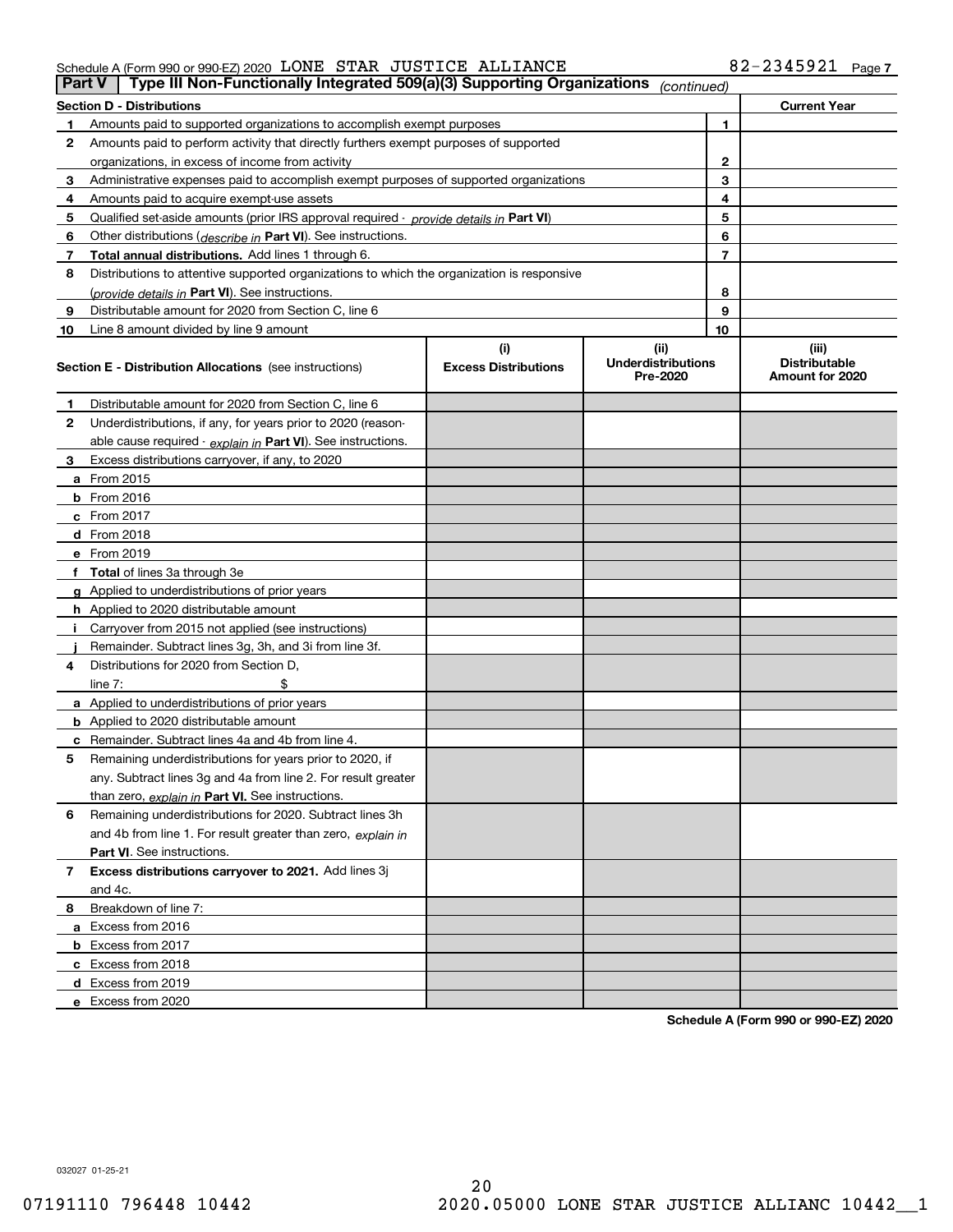Schedule A (Form 990 or 990-EZ) 2020 LONE STAR JUSTICE ALLIANCE 82-2345921 Page 7

## Part V | Type III Non-Functionally Integrated 509(a)(3) Supporting Organizations *(continued)*

| **Section D - Distributions** | | | **Current Year** |
|---|---|---|---|
| 1 | Amounts paid to supported organizations to accomplish exempt purposes | 1 | |
| 2 | Amounts paid to perform activity that directly furthers exempt purposes of supported organizations, in excess of income from activity | 2 | |
| 3 | Administrative expenses paid to accomplish exempt purposes of supported organizations | 3 | |
| 4 | Amounts paid to acquire exempt-use assets | 4 | |
| 5 | Qualified set-aside amounts (prior IRS approval required - *provide details in* **Part VI**) | 5 | |
| 6 | Other distributions (*describe in* **Part VI**). See instructions. | 6 | |
| 7 | **Total annual distributions.** Add lines 1 through 6. | 7 | |
| 8 | Distributions to attentive supported organizations to which the organization is responsive (*provide details in* **Part VI**). See instructions. | 8 | |
| 9 | Distributable amount for 2020 from Section C, line 6 | 9 | |
| 10 | Line 8 amount divided by line 9 amount | 10 | |

| **Section E - Distribution Allocations** (see instructions) | (i) Excess Distributions | (ii) Underdistributions Pre-2020 | (iii) Distributable Amount for 2020 |
|---|---|---|---|
| **1** Distributable amount for 2020 from Section C, line 6 | | | |
| **2** Underdistributions, if any, for years prior to 2020 (reasonable cause required - *explain in* **Part VI**). See instructions. | | | |
| **3** Excess distributions carryover, if any, to 2020 | | | |
| **a** From 2015 | | | |
| **b** From 2016 | | | |
| **c** From 2017 | | | |
| **d** From 2018 | | | |
| **e** From 2019 | | | |
| **f Total** of lines 3a through 3e | | | |
| **g** Applied to underdistributions of prior years | | | |
| **h** Applied to 2020 distributable amount | | | |
| **i** Carryover from 2015 not applied (see instructions) | | | |
| **j** Remainder. Subtract lines 3g, 3h, and 3i from line 3f. | | | |
| **4** Distributions for 2020 from Section D, line 7: $ | | | |
| **a** Applied to underdistributions of prior years | | | |
| **b** Applied to 2020 distributable amount | | | |
| **c** Remainder. Subtract lines 4a and 4b from line 4. | | | |
| **5** Remaining underdistributions for years prior to 2020, if any. Subtract lines 3g and 4a from line 2. For result greater than zero, *explain in* **Part VI.** See instructions. | | | |
| **6** Remaining underdistributions for 2020. Subtract lines 3h and 4b from line 1. For result greater than zero, *explain in* **Part VI**. See instructions. | | | |
| **7 Excess distributions carryover to 2021.** Add lines 3j and 4c. | | | |
| **8** Breakdown of line 7: | | | |
| **a** Excess from 2016 | | | |
| **b** Excess from 2017 | | | |
| **c** Excess from 2018 | | | |
| **d** Excess from 2019 | | | |
| **e** Excess from 2020 | | | |

**Schedule A (Form 990 or 990-EZ) 2020**

032027 01-25-21

07191110 796448 10442 2020.05000 LONE STAR JUSTICE ALLIANC 10442__1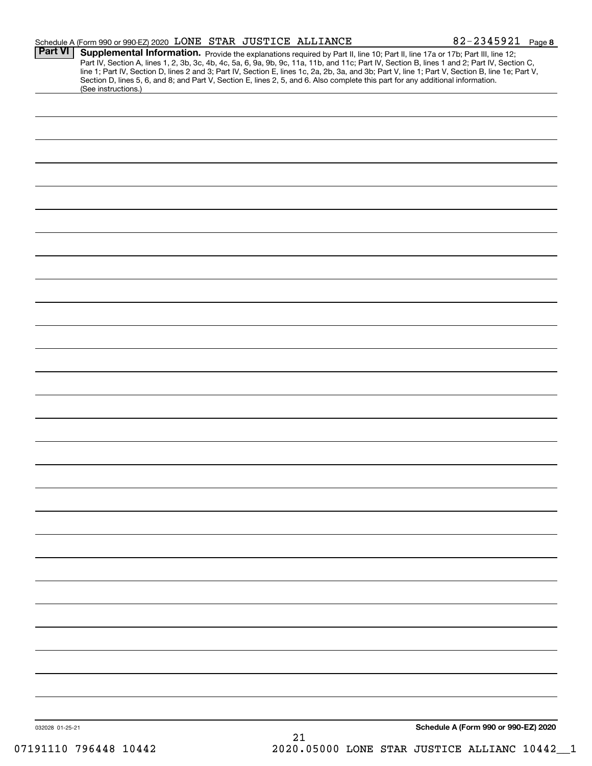Schedule A (Form 990 or 990-EZ) 2020 LONE STAR JUSTICE ALLIANCE 82-2345921 Page 8

**Part VI** **Supplemental Information.** Provide the explanations required by Part II, line 10; Part II, line 17a or 17b; Part III, line 12; Part IV, Section A, lines 1, 2, 3b, 3c, 4b, 4c, 5a, 6, 9a, 9b, 9c, 11a, 11b, and 11c; Part IV, Section B, lines 1 and 2; Part IV, Section C, line 1; Part IV, Section D, lines 2 and 3; Part IV, Section E, lines 1c, 2a, 2b, 3a, and 3b; Part V, line 1; Part V, Section B, line 1e; Part V, Section D, lines 5, 6, and 8; and Part V, Section E, lines 2, 5, and 6. Also complete this part for any additional information. (See instructions.)

032028 01-25-21

**Schedule A (Form 990 or 990-EZ) 2020**

07191110 796448 10442 2020.05000 LONE STAR JUSTICE ALLIANC 10442__1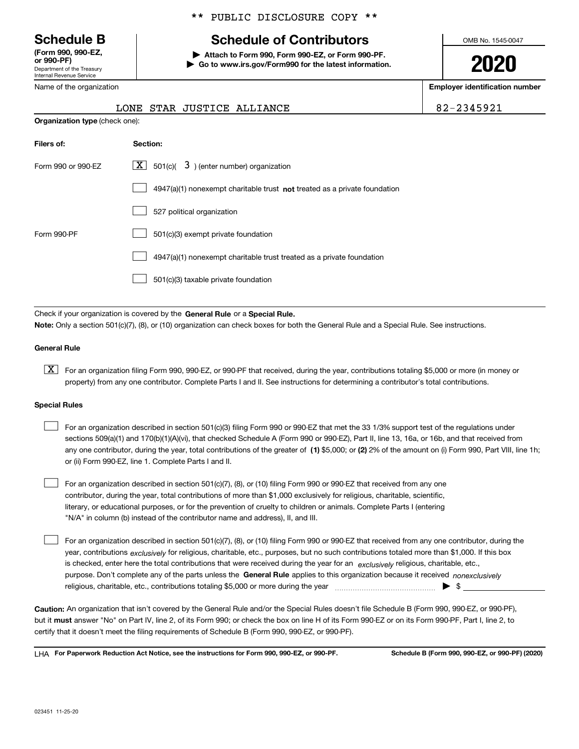** PUBLIC DISCLOSURE COPY **

# Schedule B

**(Form 990, 990-EZ, or 990-PF)**
Department of the Treasury
Internal Revenue Service

## Schedule of Contributors

**▶ Attach to Form 990, Form 990-EZ, or Form 990-PF.**
**▶ Go to www.irs.gov/Form990 for the latest information.**

OMB No. 1545-0047

**2020**

Name of the organization: LONE STAR JUSTICE ALLIANCE

**Employer identification number:** 82-2345921

**Organization type** (check one):

| **Filers of:** | **Section:** |
|---|---|
| Form 990 or 990-EZ | [X] 501(c)( 3 ) (enter number) organization |
| | [ ] 4947(a)(1) nonexempt charitable trust **not** treated as a private foundation |
| | [ ] 527 political organization |
| Form 990-PF | [ ] 501(c)(3) exempt private foundation |
| | [ ] 4947(a)(1) nonexempt charitable trust treated as a private foundation |
| | [ ] 501(c)(3) taxable private foundation |

Check if your organization is covered by the **General Rule** or a **Special Rule.**

**Note:** Only a section 501(c)(7), (8), or (10) organization can check boxes for both the General Rule and a Special Rule. See instructions.

**General Rule**

[X] For an organization filing Form 990, 990-EZ, or 990-PF that received, during the year, contributions totaling $5,000 or more (in money or property) from any one contributor. Complete Parts I and II. See instructions for determining a contributor's total contributions.

**Special Rules**

[ ] For an organization described in section 501(c)(3) filing Form 990 or 990-EZ that met the 33 1/3% support test of the regulations under sections 509(a)(1) and 170(b)(1)(A)(vi), that checked Schedule A (Form 990 or 990-EZ), Part II, line 13, 16a, or 16b, and that received from any one contributor, during the year, total contributions of the greater of **(1)** $5,000; or **(2)** 2% of the amount on (i) Form 990, Part VIII, line 1h; or (ii) Form 990-EZ, line 1. Complete Parts I and II.

[ ] For an organization described in section 501(c)(7), (8), or (10) filing Form 990 or 990-EZ that received from any one contributor, during the year, total contributions of more than $1,000 exclusively for religious, charitable, scientific, literary, or educational purposes, or for the prevention of cruelty to children or animals. Complete Parts I (entering "N/A" in column (b) instead of the contributor name and address), II, and III.

[ ] For an organization described in section 501(c)(7), (8), or (10) filing Form 990 or 990-EZ that received from any one contributor, during the year, contributions *exclusively* for religious, charitable, etc., purposes, but no such contributions totaled more than $1,000. If this box is checked, enter here the total contributions that were received during the year for an *exclusively* religious, charitable, etc., purpose. Don't complete any of the parts unless the **General Rule** applies to this organization because it received *nonexclusively* religious, charitable, etc., contributions totaling $5,000 or more during the year ▶ $ \_\_\_\_\_\_\_\_

**Caution:** An organization that isn't covered by the General Rule and/or the Special Rules doesn't file Schedule B (Form 990, 990-EZ, or 990-PF), but it **must** answer "No" on Part IV, line 2, of its Form 990; or check the box on line H of its Form 990-EZ or on its Form 990-PF, Part I, line 2, to certify that it doesn't meet the filing requirements of Schedule B (Form 990, 990-EZ, or 990-PF).

LHA **For Paperwork Reduction Act Notice, see the instructions for Form 990, 990-EZ, or 990-PF.** **Schedule B (Form 990, 990-EZ, or 990-PF) (2020)**

023451 11-25-20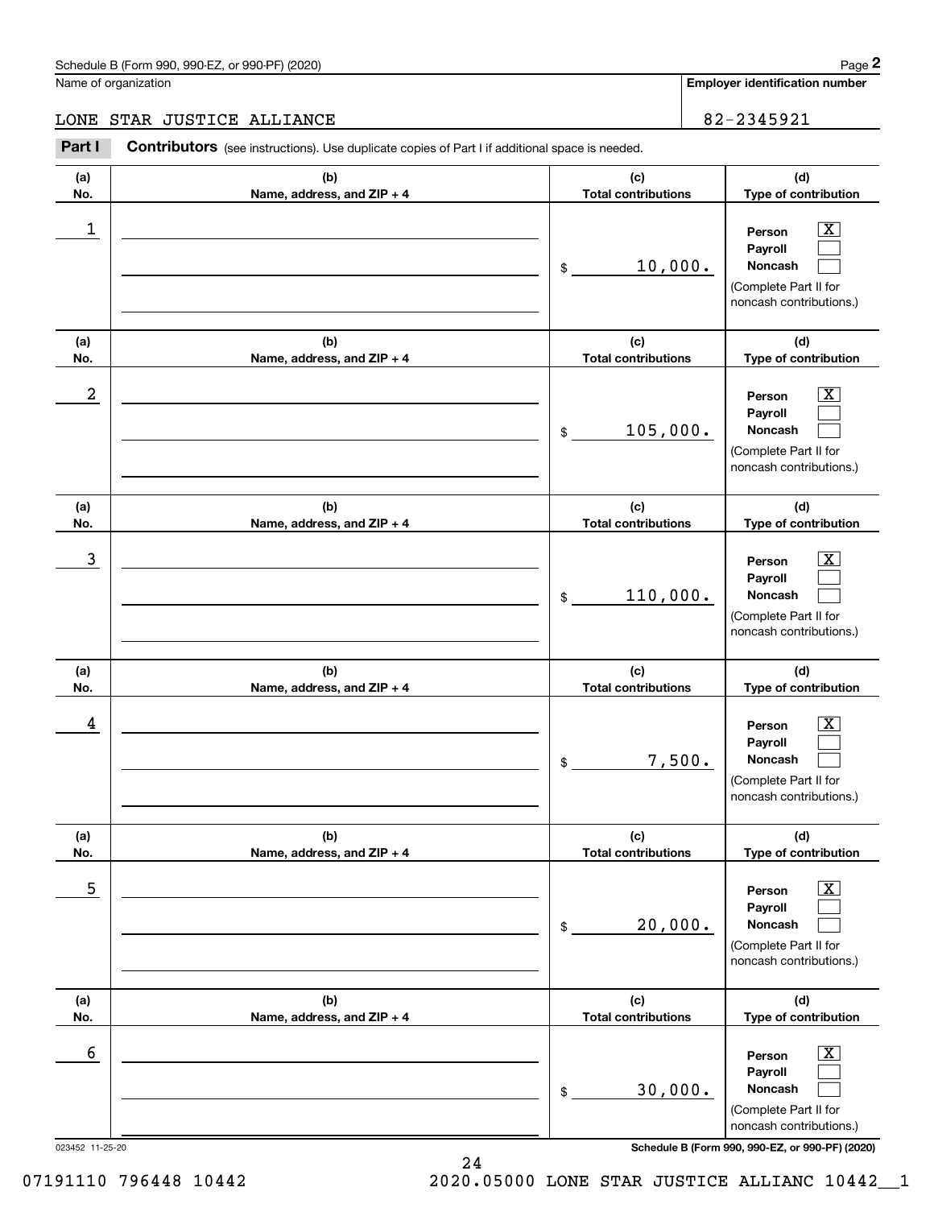Name of organization

**Employer identification number**

LONE STAR JUSTICE ALLIANCE

82-2345921

**Part I** **Contributors** (see instructions). Use duplicate copies of Part I if additional space is needed.

| (a) No. | (b) Name, address, and ZIP + 4 | (c) Total contributions | (d) Type of contribution |
|---|---|---|---|
| 1 | | $ 10,000. | Person [X] Payroll [ ] Noncash [ ] (Complete Part II for noncash contributions.) |
| 2 | | $ 105,000. | Person [X] Payroll [ ] Noncash [ ] (Complete Part II for noncash contributions.) |
| 3 | | $ 110,000. | Person [X] Payroll [ ] Noncash [ ] (Complete Part II for noncash contributions.) |
| 4 | | $ 7,500. | Person [X] Payroll [ ] Noncash [ ] (Complete Part II for noncash contributions.) |
| 5 | | $ 20,000. | Person [X] Payroll [ ] Noncash [ ] (Complete Part II for noncash contributions.) |
| 6 | | $ 30,000. | Person [X] Payroll [ ] Noncash [ ] (Complete Part II for noncash contributions.) |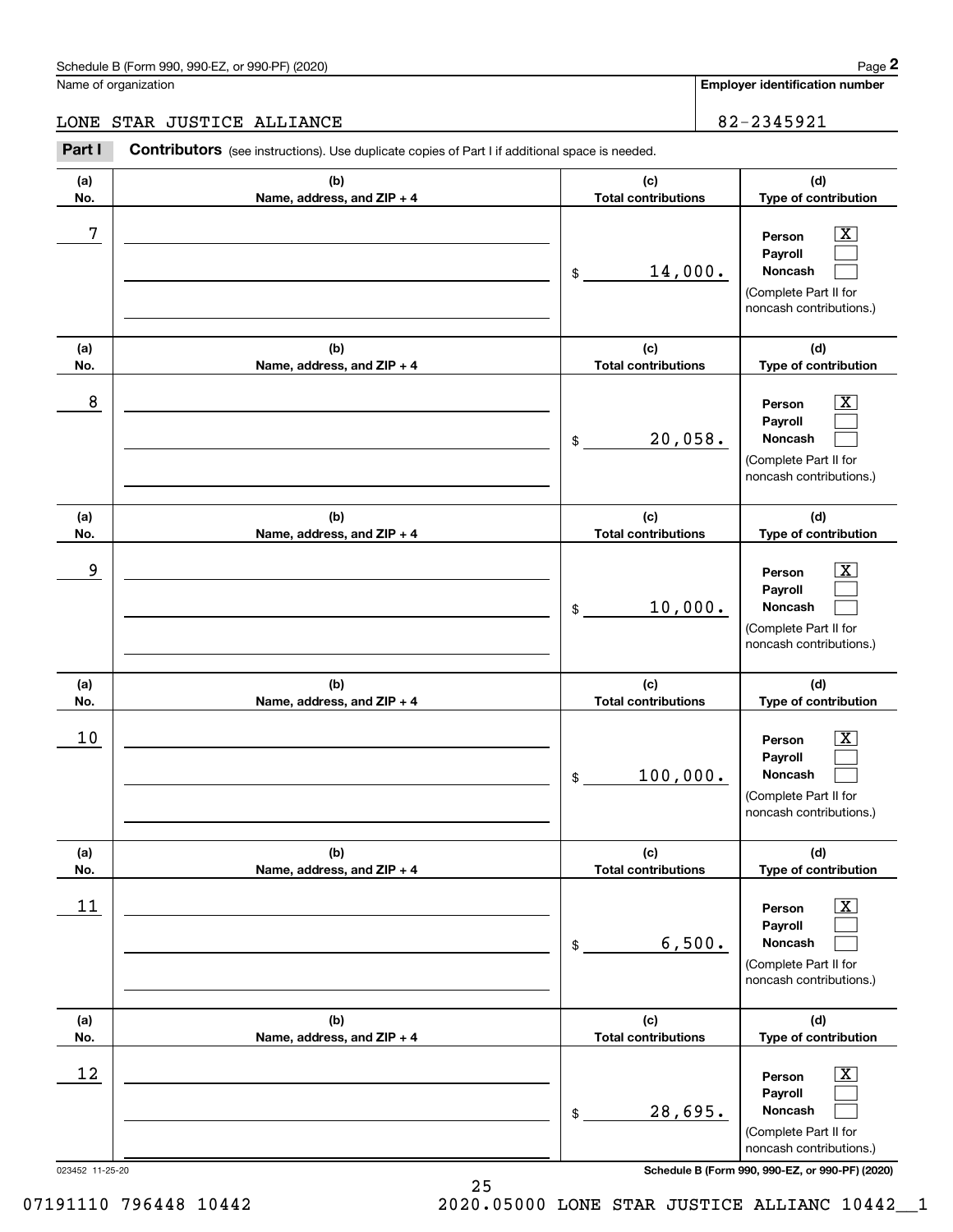Schedule B (Form 990, 990-EZ, or 990-PF) (2020)

Name of organization: LONE STAR JUSTICE ALLIANCE

Employer identification number: 82-2345921

**Part I** **Contributors** (see instructions). Use duplicate copies of Part I if additional space is needed.

| (a) No. | (b) Name, address, and ZIP + 4 | (c) Total contributions | (d) Type of contribution |
|---|---|---|---|
| 7 | | $ 14,000. | Person [X] Payroll [ ] Noncash [ ] (Complete Part II for noncash contributions.) |
| 8 | | $ 20,058. | Person [X] Payroll [ ] Noncash [ ] (Complete Part II for noncash contributions.) |
| 9 | | $ 10,000. | Person [X] Payroll [ ] Noncash [ ] (Complete Part II for noncash contributions.) |
| 10 | | $ 100,000. | Person [X] Payroll [ ] Noncash [ ] (Complete Part II for noncash contributions.) |
| 11 | | $ 6,500. | Person [X] Payroll [ ] Noncash [ ] (Complete Part II for noncash contributions.) |
| 12 | | $ 28,695. | Person [X] Payroll [ ] Noncash [ ] (Complete Part II for noncash contributions.) |

023452 11-25-20

Schedule B (Form 990, 990-EZ, or 990-PF) (2020)

07191110 796448 10442 2020.05000 LONE STAR JUSTICE ALLIANC 10442__1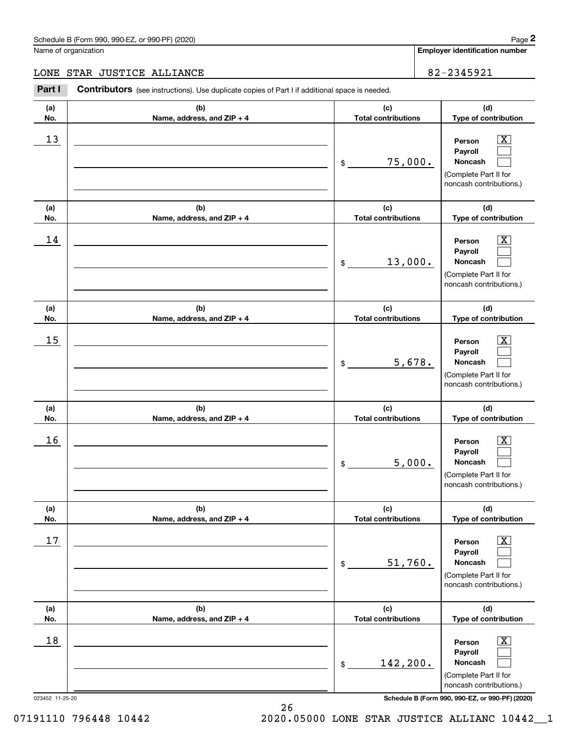Schedule B (Form 990, 990-EZ, or 990-PF) (2020) Page **2**

Name of organization: LONE STAR JUSTICE ALLIANCE

**Employer identification number**: 82-2345921

**Part I** **Contributors** (see instructions). Use duplicate copies of Part I if additional space is needed.

| (a) No. | (b) Name, address, and ZIP + 4 | (c) Total contributions | (d) Type of contribution |
|---|---|---|---|
| 13 | | $ 75,000. | Person [X] Payroll [ ] Noncash [ ] (Complete Part II for noncash contributions.) |
| 14 | | $ 13,000. | Person [X] Payroll [ ] Noncash [ ] (Complete Part II for noncash contributions.) |
| 15 | | $ 5,678. | Person [X] Payroll [ ] Noncash [ ] (Complete Part II for noncash contributions.) |
| 16 | | $ 5,000. | Person [X] Payroll [ ] Noncash [ ] (Complete Part II for noncash contributions.) |
| 17 | | $ 51,760. | Person [X] Payroll [ ] Noncash [ ] (Complete Part II for noncash contributions.) |
| 18 | | $ 142,200. | Person [X] Payroll [ ] Noncash [ ] (Complete Part II for noncash contributions.) |

023452 11-25-20

**Schedule B (Form 990, 990-EZ, or 990-PF) (2020)**

07191110 796448 10442 2020.05000 LONE STAR JUSTICE ALLIANC 10442__1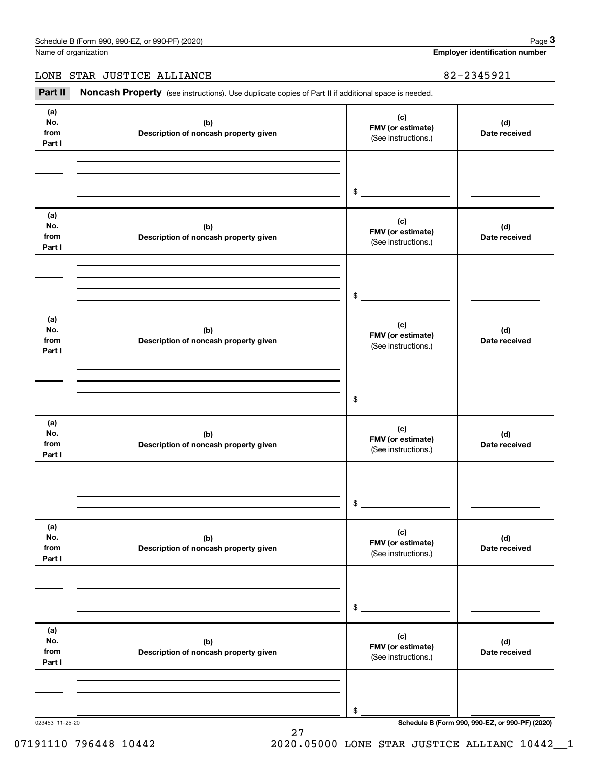Name of organization

LONE STAR JUSTICE ALLIANCE

**Employer identification number**

82-2345921

**Part II** **Noncash Property** (see instructions). Use duplicate copies of Part II if additional space is needed.

| (a) No. from Part I | (b) Description of noncash property given | (c) FMV (or estimate) (See instructions.) | (d) Date received |
|---|---|---|---|
| | | $ | |

| (a) No. from Part I | (b) Description of noncash property given | (c) FMV (or estimate) (See instructions.) | (d) Date received |
|---|---|---|---|
| | | $ | |

| (a) No. from Part I | (b) Description of noncash property given | (c) FMV (or estimate) (See instructions.) | (d) Date received |
|---|---|---|---|
| | | $ | |

| (a) No. from Part I | (b) Description of noncash property given | (c) FMV (or estimate) (See instructions.) | (d) Date received |
|---|---|---|---|
| | | $ | |

| (a) No. from Part I | (b) Description of noncash property given | (c) FMV (or estimate) (See instructions.) | (d) Date received |
|---|---|---|---|
| | | $ | |

| (a) No. from Part I | (b) Description of noncash property given | (c) FMV (or estimate) (See instructions.) | (d) Date received |
|---|---|---|---|
| | | $ | |

023453 11-25-20

**Schedule B (Form 990, 990-EZ, or 990-PF) (2020)**

07191110 796448 10442 2020.05000 LONE STAR JUSTICE ALLIANC 10442__1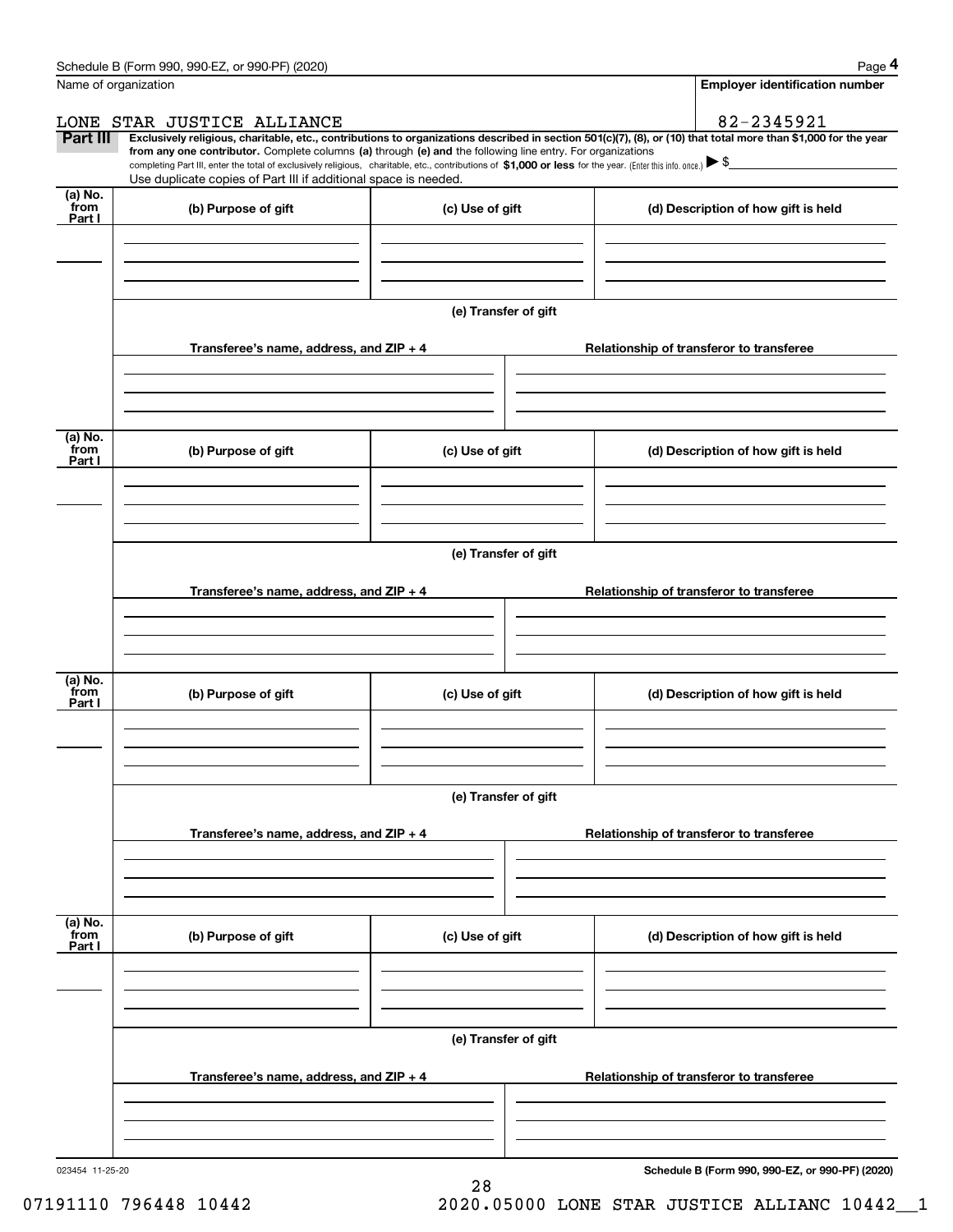Name of organization: LONE STAR JUSTICE ALLIANCE

Employer identification number: 82-2345921

**Part III** **Exclusively religious, charitable, etc., contributions to organizations described in section 501(c)(7), (8), or (10) that total more than $1,000 for the year from any one contributor.** Complete columns **(a)** through **(e)** and the following line entry. For organizations completing Part III, enter the total of exclusively religious, charitable, etc., contributions of **$1,000 or less** for the year. (Enter this info. once.) ▶ $

Use duplicate copies of Part III if additional space is needed.

| (a) No. from Part I | (b) Purpose of gift | (c) Use of gift | (d) Description of how gift is held |
|---|---|---|---|
| | | | |

(e) Transfer of gift

| Transferee's name, address, and ZIP + 4 | Relationship of transferor to transferee |
|---|---|
| | |

| (a) No. from Part I | (b) Purpose of gift | (c) Use of gift | (d) Description of how gift is held |
|---|---|---|---|
| | | | |

(e) Transfer of gift

| Transferee's name, address, and ZIP + 4 | Relationship of transferor to transferee |
|---|---|
| | |

| (a) No. from Part I | (b) Purpose of gift | (c) Use of gift | (d) Description of how gift is held |
|---|---|---|---|
| | | | |

(e) Transfer of gift

| Transferee's name, address, and ZIP + 4 | Relationship of transferor to transferee |
|---|---|
| | |

| (a) No. from Part I | (b) Purpose of gift | (c) Use of gift | (d) Description of how gift is held |
|---|---|---|---|
| | | | |

(e) Transfer of gift

| Transferee's name, address, and ZIP + 4 | Relationship of transferor to transferee |
|---|---|
| | |

023454 11-25-20

**Schedule B (Form 990, 990-EZ, or 990-PF) (2020)**

07191110 796448 10442    2020.05000 LONE STAR JUSTICE ALLIANC 10442__1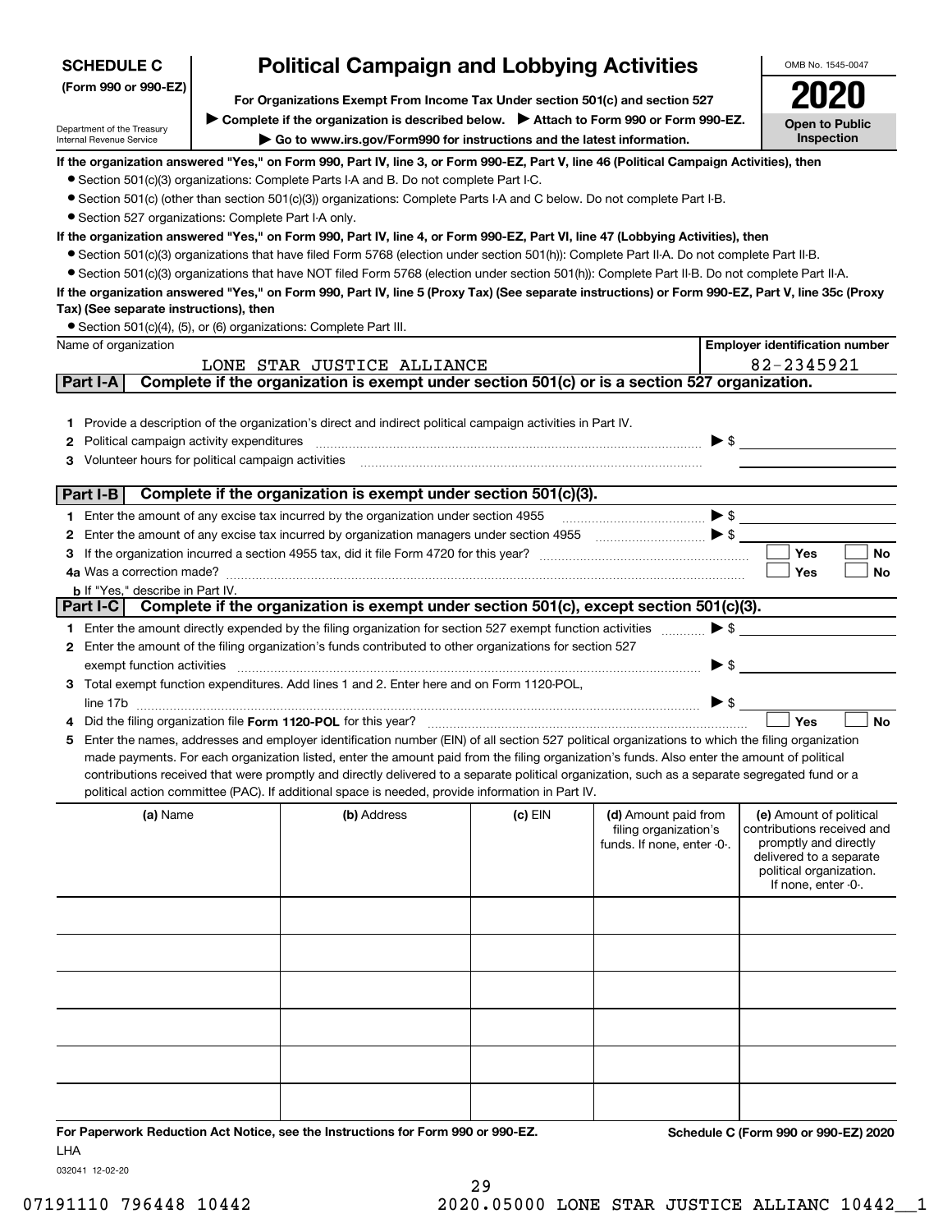**SCHEDULE C**
**(Form 990 or 990-EZ)**

Department of the Treasury
Internal Revenue Service

# Political Campaign and Lobbying Activities

**For Organizations Exempt From Income Tax Under section 501(c) and section 527**

▶ **Complete if the organization is described below.** ▶ **Attach to Form 990 or Form 990-EZ.**

▶ **Go to www.irs.gov/Form990 for instructions and the latest information.**

OMB No. 1545-0047

**2020**

**Open to Public Inspection**

**If the organization answered "Yes," on Form 990, Part IV, line 3, or Form 990-EZ, Part V, line 46 (Political Campaign Activities), then**
- Section 501(c)(3) organizations: Complete Parts I-A and B. Do not complete Part I-C.
- Section 501(c) (other than section 501(c)(3)) organizations: Complete Parts I-A and C below. Do not complete Part I-B.
- Section 527 organizations: Complete Part I-A only.

**If the organization answered "Yes," on Form 990, Part IV, line 4, or Form 990-EZ, Part VI, line 47 (Lobbying Activities), then**
- Section 501(c)(3) organizations that have filed Form 5768 (election under section 501(h)): Complete Part II-A. Do not complete Part II-B.
- Section 501(c)(3) organizations that have NOT filed Form 5768 (election under section 501(h)): Complete Part II-B. Do not complete Part II-A.

**If the organization answered "Yes," on Form 990, Part IV, line 5 (Proxy Tax) (See separate instructions) or Form 990-EZ, Part V, line 35c (Proxy Tax) (See separate instructions), then**
- Section 501(c)(4), (5), or (6) organizations: Complete Part III.

| Name of organization | Employer identification number |
|---|---|
| LONE STAR JUSTICE ALLIANCE | 82-2345921 |

## Part I-A Complete if the organization is exempt under section 501(c) or is a section 527 organization.

1. Provide a description of the organization's direct and indirect political campaign activities in Part IV.
2. Political campaign activity expenditures ▶ $
3. Volunteer hours for political campaign activities

## Part I-B Complete if the organization is exempt under section 501(c)(3).

1. Enter the amount of any excise tax incurred by the organization under section 4955 ▶ $
2. Enter the amount of any excise tax incurred by organization managers under section 4955 ▶ $
3. If the organization incurred a section 4955 tax, did it file Form 4720 for this year? ☐ Yes ☐ No
4a. Was a correction made? ☐ Yes ☐ No
b. If "Yes," describe in Part IV.

## Part I-C Complete if the organization is exempt under section 501(c), except section 501(c)(3).

1. Enter the amount directly expended by the filing organization for section 527 exempt function activities ▶ $
2. Enter the amount of the filing organization's funds contributed to other organizations for section 527 exempt function activities ▶ $
3. Total exempt function expenditures. Add lines 1 and 2. Enter here and on Form 1120-POL, line 17b ▶ $
4. Did the filing organization file **Form 1120-POL** for this year? ☐ Yes ☐ No
5. Enter the names, addresses and employer identification number (EIN) of all section 527 political organizations to which the filing organization made payments. For each organization listed, enter the amount paid from the filing organization's funds. Also enter the amount of political contributions received that were promptly and directly delivered to a separate political organization, such as a separate segregated fund or a political action committee (PAC). If additional space is needed, provide information in Part IV.

| (a) Name | (b) Address | (c) EIN | (d) Amount paid from filing organization's funds. If none, enter -0-. | (e) Amount of political contributions received and promptly and directly delivered to a separate political organization. If none, enter -0-. |
|---|---|---|---|---|
| | | | | |
| | | | | |
| | | | | |
| | | | | |
| | | | | |
| | | | | |

**For Paperwork Reduction Act Notice, see the Instructions for Form 990 or 990-EZ.** **Schedule C (Form 990 or 990-EZ) 2020**

LHA

032041 12-02-20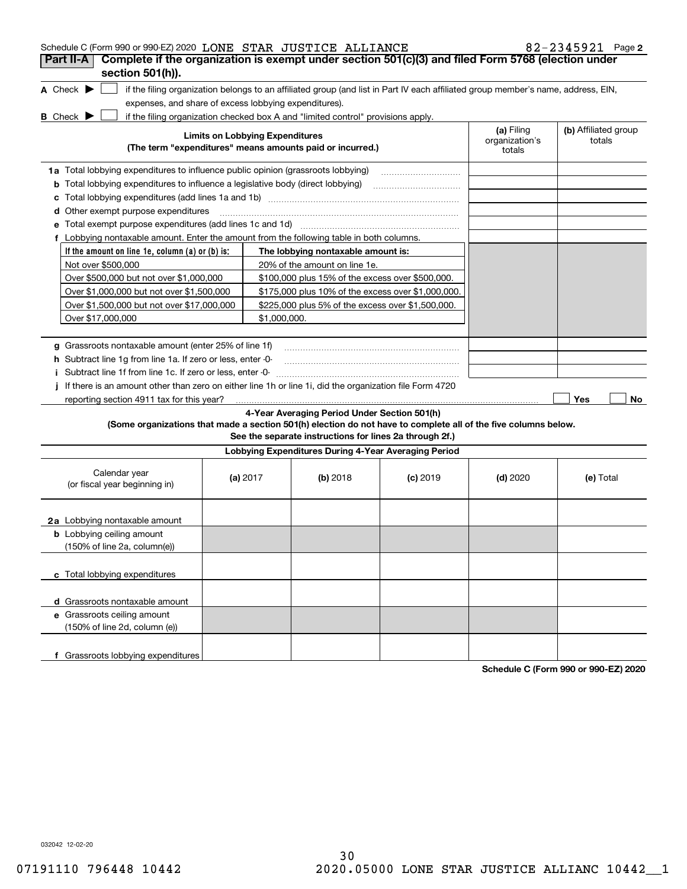Schedule C (Form 990 or 990-EZ) 2020 LONE STAR JUSTICE ALLIANCE 82-2345921 Page **2**

## Part II-A Complete if the organization is exempt under section 501(c)(3) and filed Form 5768 (election under section 501(h)).

**A** Check ▶ ☐ if the filing organization belongs to an affiliated group (and list in Part IV each affiliated group member's name, address, EIN, expenses, and share of excess lobbying expenditures).

**B** Check ▶ ☐ if the filing organization checked box A and "limited control" provisions apply.

| **Limits on Lobbying Expenditures** (The term "expenditures" means amounts paid or incurred.) | **(a)** Filing organization's totals | **(b)** Affiliated group totals |
|---|---|---|
| **1a** Total lobbying expenditures to influence public opinion (grassroots lobbying) | | |
| **b** Total lobbying expenditures to influence a legislative body (direct lobbying) | | |
| **c** Total lobbying expenditures (add lines 1a and 1b) | | |
| **d** Other exempt purpose expenditures | | |
| **e** Total exempt purpose expenditures (add lines 1c and 1d) | | |
| **f** Lobbying nontaxable amount. Enter the amount from the following table in both columns. | | |

| If the amount on line 1e, column (a) or (b) is: | The lobbying nontaxable amount is: |
|---|---|
| Not over $500,000 | 20% of the amount on line 1e. |
| Over $500,000 but not over $1,000,000 | $100,000 plus 15% of the excess over $500,000. |
| Over $1,000,000 but not over $1,500,000 | $175,000 plus 10% of the excess over $1,000,000. |
| Over $1,500,000 but not over $17,000,000 | $225,000 plus 5% of the excess over $1,500,000. |
| Over $17,000,000 | $1,000,000. |

| | (a) | (b) |
|---|---|---|
| **g** Grassroots nontaxable amount (enter 25% of line 1f) | | |
| **h** Subtract line 1g from line 1a. If zero or less, enter -0- | | |
| **i** Subtract line 1f from line 1c. If zero or less, enter -0- | | |

**j** If there is an amount other than zero on either line 1h or line 1i, did the organization file Form 4720 reporting section 4911 tax for this year? ☐ Yes ☐ No

### 4-Year Averaging Period Under Section 501(h)

**(Some organizations that made a section 501(h) election do not have to complete all of the five columns below. See the separate instructions for lines 2a through 2f.)**

**Lobbying Expenditures During 4-Year Averaging Period**

| Calendar year (or fiscal year beginning in) | **(a)** 2017 | **(b)** 2018 | **(c)** 2019 | **(d)** 2020 | **(e)** Total |
|---|---|---|---|---|---|
| **2a** Lobbying nontaxable amount | | | | | |
| **b** Lobbying ceiling amount (150% of line 2a, column(e)) | | | | | |
| **c** Total lobbying expenditures | | | | | |
| **d** Grassroots nontaxable amount | | | | | |
| **e** Grassroots ceiling amount (150% of line 2d, column (e)) | | | | | |
| **f** Grassroots lobbying expenditures | | | | | |

**Schedule C (Form 990 or 990-EZ) 2020**

032042 12-02-20

07191110 796448 10442 2020.05000 LONE STAR JUSTICE ALLIANC 10442__1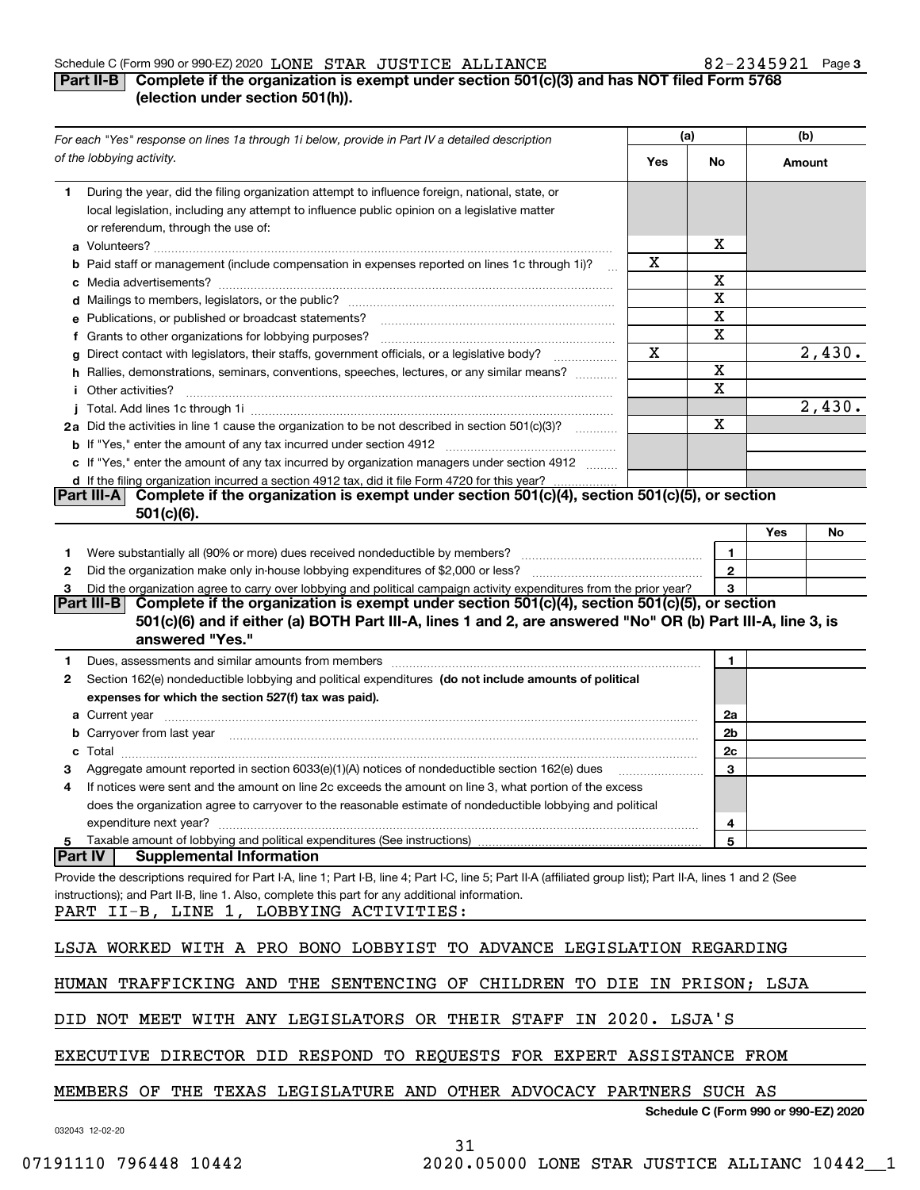Schedule C (Form 990 or 990-EZ) 2020 LONE STAR JUSTICE ALLIANCE 82-2345921 Page 3

## Part II-B Complete if the organization is exempt under section 501(c)(3) and has NOT filed Form 5768 (election under section 501(h)).

| *For each "Yes" response on lines 1a through 1i below, provide in Part IV a detailed description of the lobbying activity.* | (a) Yes | (a) No | (b) Amount |
|---|---|---|---|
| **1** During the year, did the filing organization attempt to influence foreign, national, state, or local legislation, including any attempt to influence public opinion on a legislative matter or referendum, through the use of: | | | |
| **a** Volunteers? | | X | |
| **b** Paid staff or management (include compensation in expenses reported on lines 1c through 1i)? | X | | |
| **c** Media advertisements? | | X | |
| **d** Mailings to members, legislators, or the public? | | X | |
| **e** Publications, or published or broadcast statements? | | X | |
| **f** Grants to other organizations for lobbying purposes? | | X | |
| **g** Direct contact with legislators, their staffs, government officials, or a legislative body? | X | | 2,430. |
| **h** Rallies, demonstrations, seminars, conventions, speeches, lectures, or any similar means? | | X | |
| **i** Other activities? | | X | |
| **j** Total. Add lines 1c through 1i | | | 2,430. |
| **2a** Did the activities in line 1 cause the organization to be not described in section 501(c)(3)? | | X | |
| **b** If "Yes," enter the amount of any tax incurred under section 4912 | | | |
| **c** If "Yes," enter the amount of any tax incurred by organization managers under section 4912 | | | |
| **d** If the filing organization incurred a section 4912 tax, did it file Form 4720 for this year? | | | |

## Part III-A Complete if the organization is exempt under section 501(c)(4), section 501(c)(5), or section 501(c)(6).

| | | Yes | No |
|---|---|---|---|
| **1** Were substantially all (90% or more) dues received nondeductible by members? | 1 | | |
| **2** Did the organization make only in-house lobbying expenditures of $2,000 or less? | 2 | | |
| **3** Did the organization agree to carry over lobbying and political campaign activity expenditures from the prior year? | 3 | | |

## Part III-B Complete if the organization is exempt under section 501(c)(4), section 501(c)(5), or section 501(c)(6) and if either (a) BOTH Part III-A, lines 1 and 2, are answered "No" OR (b) Part III-A, line 3, is answered "Yes."

| | | |
|---|---|---|
| **1** Dues, assessments and similar amounts from members | 1 | |
| **2** Section 162(e) nondeductible lobbying and political expenditures **(do not include amounts of political expenses for which the section 527(f) tax was paid).** | | |
| **a** Current year | 2a | |
| **b** Carryover from last year | 2b | |
| **c** Total | 2c | |
| **3** Aggregate amount reported in section 6033(e)(1)(A) notices of nondeductible section 162(e) dues | 3 | |
| **4** If notices were sent and the amount on line 2c exceeds the amount on line 3, what portion of the excess does the organization agree to carryover to the reasonable estimate of nondeductible lobbying and political expenditure next year? | 4 | |
| **5** Taxable amount of lobbying and political expenditures (See instructions) | 5 | |

## Part IV Supplemental Information

Provide the descriptions required for Part I-A, line 1; Part I-B, line 4; Part I-C, line 5; Part II-A (affiliated group list); Part II-A, lines 1 and 2 (See instructions); and Part II-B, line 1. Also, complete this part for any additional information.

PART II-B, LINE 1, LOBBYING ACTIVITIES:

LSJA WORKED WITH A PRO BONO LOBBYIST TO ADVANCE LEGISLATION REGARDING HUMAN TRAFFICKING AND THE SENTENCING OF CHILDREN TO DIE IN PRISON; LSJA DID NOT MEET WITH ANY LEGISLATORS OR THEIR STAFF IN 2020. LSJA'S EXECUTIVE DIRECTOR DID RESPOND TO REQUESTS FOR EXPERT ASSISTANCE FROM MEMBERS OF THE TEXAS LEGISLATURE AND OTHER ADVOCACY PARTNERS SUCH AS

Schedule C (Form 990 or 990-EZ) 2020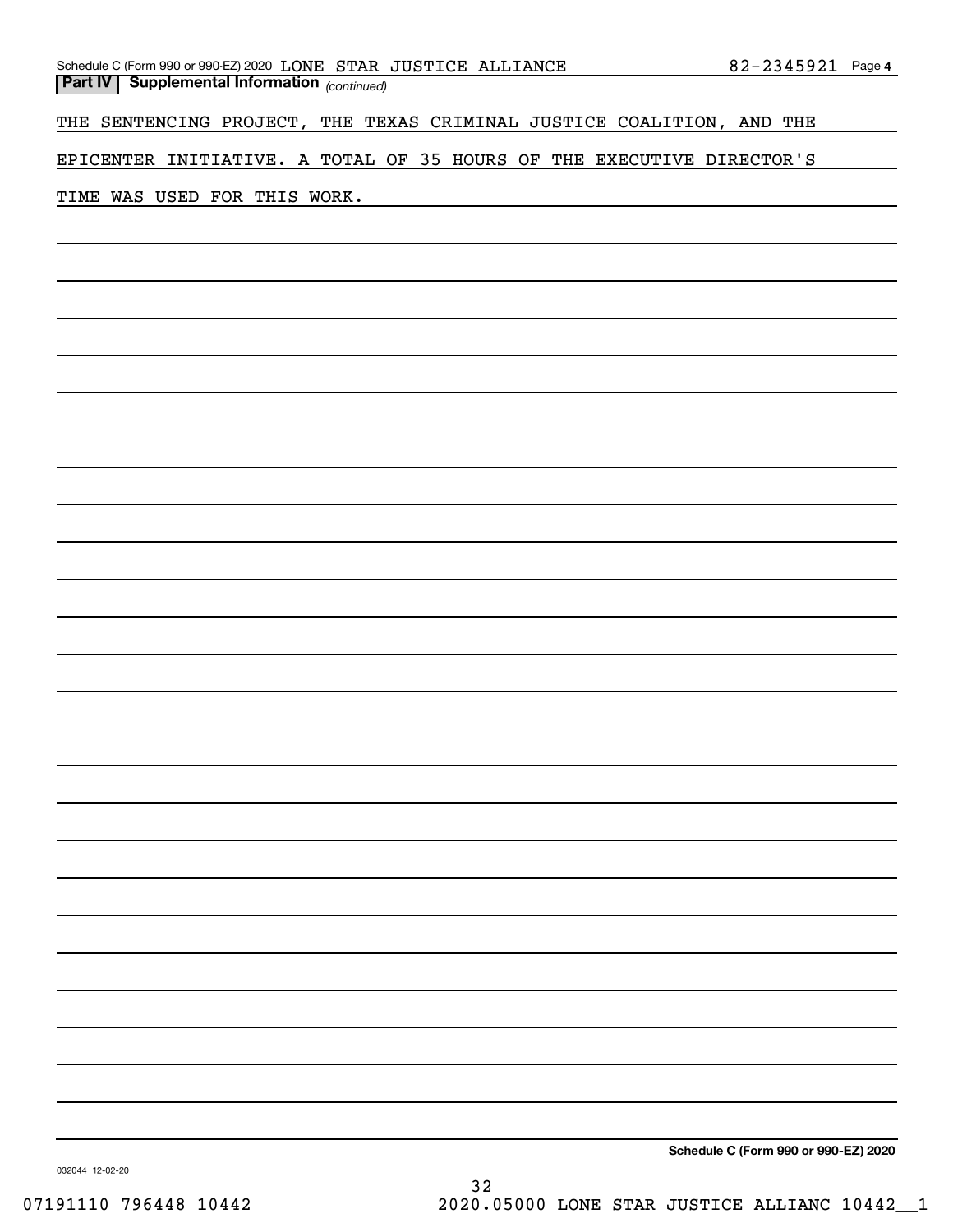**Part IV | Supplemental Information** *(continued)*

THE SENTENCING PROJECT, THE TEXAS CRIMINAL JUSTICE COALITION, AND THE EPICENTER INITIATIVE. A TOTAL OF 35 HOURS OF THE EXECUTIVE DIRECTOR'S TIME WAS USED FOR THIS WORK.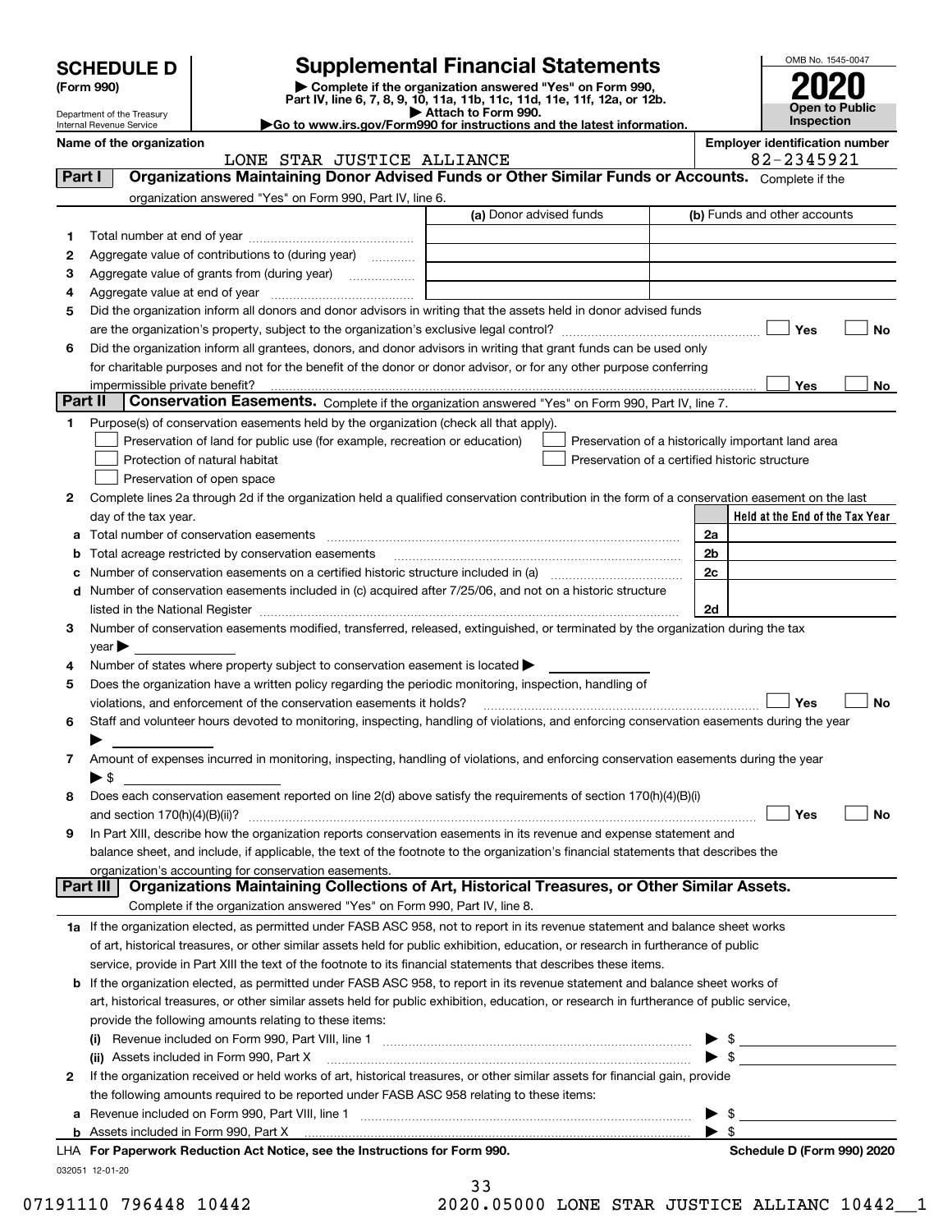# SCHEDULE D (Form 990)

Department of the Treasury
Internal Revenue Service

## Supplemental Financial Statements

▶ Complete if the organization answered "Yes" on Form 990, Part IV, line 6, 7, 8, 9, 10, 11a, 11b, 11c, 11d, 11e, 11f, 12a, or 12b.
▶ Attach to Form 990.
▶Go to www.irs.gov/Form990 for instructions and the latest information.

OMB No. 1545-0047

**2020**

**Open to Public Inspection**

**Name of the organization:** LONE STAR JUSTICE ALLIANCE

**Employer identification number:** 82-2345921

### Part I — Organizations Maintaining Donor Advised Funds or Other Similar Funds or Accounts.
Complete if the organization answered "Yes" on Form 990, Part IV, line 6.

| | | (a) Donor advised funds | (b) Funds and other accounts |
|---|---|---|---|
| 1 | Total number at end of year | | |
| 2 | Aggregate value of contributions to (during year) | | |
| 3 | Aggregate value of grants from (during year) | | |
| 4 | Aggregate value at end of year | | |

5 Did the organization inform all donors and donor advisors in writing that the assets held in donor advised funds are the organization's property, subject to the organization's exclusive legal control? ☐ Yes ☐ No

6 Did the organization inform all grantees, donors, and donor advisors in writing that grant funds can be used only for charitable purposes and not for the benefit of the donor or donor advisor, or for any other purpose conferring impermissible private benefit? ☐ Yes ☐ No

### Part II — Conservation Easements.
Complete if the organization answered "Yes" on Form 990, Part IV, line 7.

1 Purpose(s) of conservation easements held by the organization (check all that apply).

- ☐ Preservation of land for public use (for example, recreation or education)
- ☐ Protection of natural habitat
- ☐ Preservation of open space
- ☐ Preservation of a historically important land area
- ☐ Preservation of a certified historic structure

2 Complete lines 2a through 2d if the organization held a qualified conservation contribution in the form of a conservation easement on the last day of the tax year.

| | | | Held at the End of the Tax Year |
|---|---|---|---|
| a | Total number of conservation easements | 2a | |
| b | Total acreage restricted by conservation easements | 2b | |
| c | Number of conservation easements on a certified historic structure included in (a) | 2c | |
| d | Number of conservation easements included in (c) acquired after 7/25/06, and not on a historic structure listed in the National Register | 2d | |

3 Number of conservation easements modified, transferred, released, extinguished, or terminated by the organization during the tax year ▶

4 Number of states where property subject to conservation easement is located ▶

5 Does the organization have a written policy regarding the periodic monitoring, inspection, handling of violations, and enforcement of the conservation easements it holds? ☐ Yes ☐ No

6 Staff and volunteer hours devoted to monitoring, inspecting, handling of violations, and enforcing conservation easements during the year ▶

7 Amount of expenses incurred in monitoring, inspecting, handling of violations, and enforcing conservation easements during the year ▶ $

8 Does each conservation easement reported on line 2(d) above satisfy the requirements of section 170(h)(4)(B)(i) and section 170(h)(4)(B)(ii)? ☐ Yes ☐ No

9 In Part XIII, describe how the organization reports conservation easements in its revenue and expense statement and balance sheet, and include, if applicable, the text of the footnote to the organization's financial statements that describes the organization's accounting for conservation easements.

### Part III — Organizations Maintaining Collections of Art, Historical Treasures, or Other Similar Assets.
Complete if the organization answered "Yes" on Form 990, Part IV, line 8.

1a If the organization elected, as permitted under FASB ASC 958, not to report in its revenue statement and balance sheet works of art, historical treasures, or other similar assets held for public exhibition, education, or research in furtherance of public service, provide in Part XIII the text of the footnote to its financial statements that describes these items.

b If the organization elected, as permitted under FASB ASC 958, to report in its revenue statement and balance sheet works of art, historical treasures, or other similar assets held for public exhibition, education, or research in furtherance of public service, provide the following amounts relating to these items:

(i) Revenue included on Form 990, Part VIII, line 1 ▶ $

(ii) Assets included in Form 990, Part X ▶ $

2 If the organization received or held works of art, historical treasures, or other similar assets for financial gain, provide the following amounts required to be reported under FASB ASC 958 relating to these items:

a Revenue included on Form 990, Part VIII, line 1 ▶ $

b Assets included in Form 990, Part X ▶ $

LHA For Paperwork Reduction Act Notice, see the Instructions for Form 990. **Schedule D (Form 990) 2020**

032051 12-01-20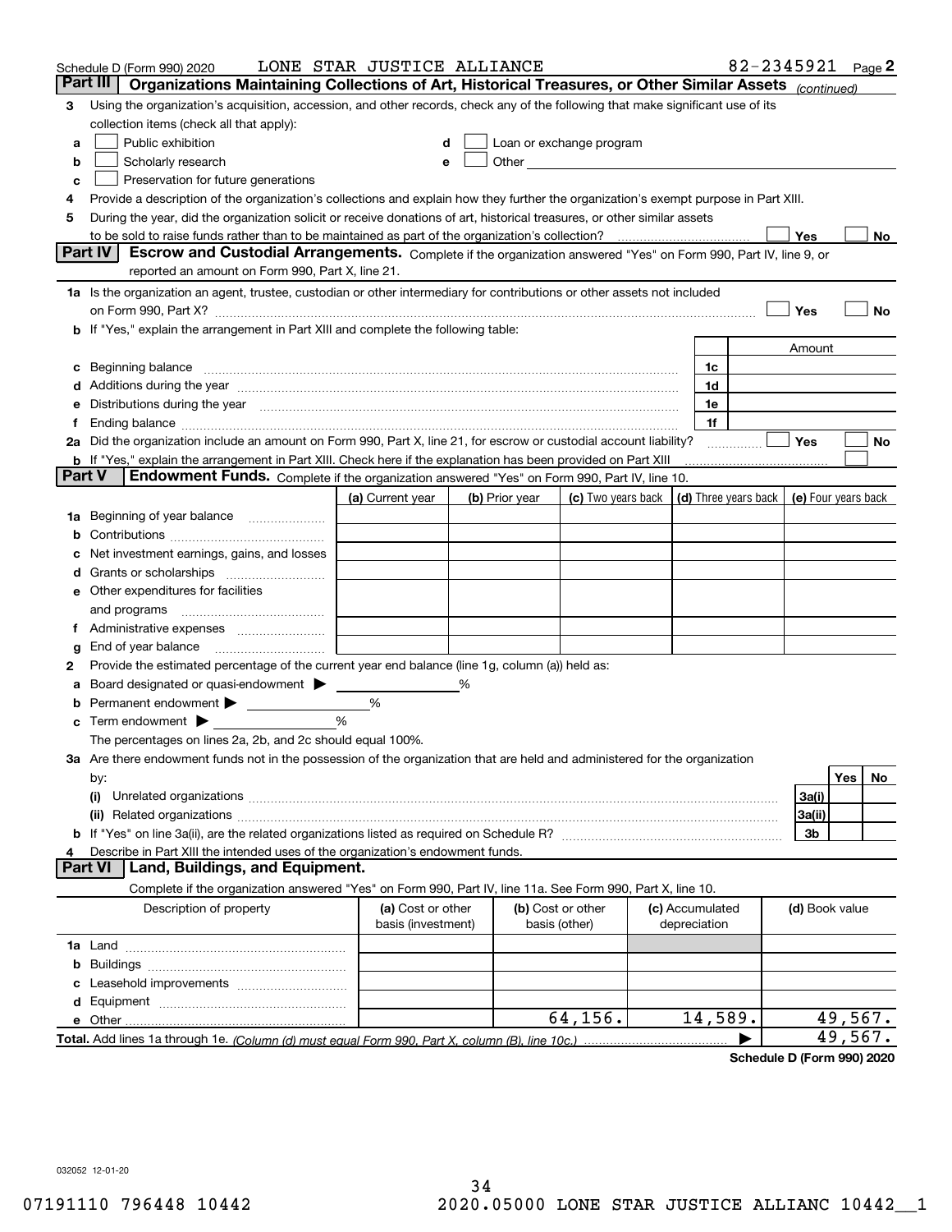Schedule D (Form 990) 2020 LONE STAR JUSTICE ALLIANCE 82-2345921 Page 2

## Part III Organizations Maintaining Collections of Art, Historical Treasures, or Other Similar Assets *(continued)*

3 Using the organization's acquisition, accession, and other records, check any of the following that make significant use of its collection items (check all that apply):

- a ☐ Public exhibition
- b ☐ Scholarly research
- c ☐ Preservation for future generations
- d ☐ Loan or exchange program
- e ☐ Other

4 Provide a description of the organization's collections and explain how they further the organization's exempt purpose in Part XIII.

5 During the year, did the organization solicit or receive donations of art, historical treasures, or other similar assets to be sold to raise funds rather than to be maintained as part of the organization's collection? ☐ Yes ☐ No

## Part IV Escrow and Custodial Arrangements.

Complete if the organization answered "Yes" on Form 990, Part IV, line 9, or reported an amount on Form 990, Part X, line 21.

1a Is the organization an agent, trustee, custodian or other intermediary for contributions or other assets not included on Form 990, Part X? ☐ Yes ☐ No

b If "Yes," explain the arrangement in Part XIII and complete the following table:

| | | Amount |
|---|---|---|
| c Beginning balance | 1c | |
| d Additions during the year | 1d | |
| e Distributions during the year | 1e | |
| f Ending balance | 1f | |

2a Did the organization include an amount on Form 990, Part X, line 21, for escrow or custodial account liability? ☐ Yes ☐ No

b If "Yes," explain the arrangement in Part XIII. Check here if the explanation has been provided on Part XIII ☐

## Part V Endowment Funds.

Complete if the organization answered "Yes" on Form 990, Part IV, line 10.

| | (a) Current year | (b) Prior year | (c) Two years back | (d) Three years back | (e) Four years back |
|---|---|---|---|---|---|
| 1a Beginning of year balance | | | | | |
| b Contributions | | | | | |
| c Net investment earnings, gains, and losses | | | | | |
| d Grants or scholarships | | | | | |
| e Other expenditures for facilities and programs | | | | | |
| f Administrative expenses | | | | | |
| g End of year balance | | | | | |

2 Provide the estimated percentage of the current year end balance (line 1g, column (a)) held as:

- a Board designated or quasi-endowment ▶ ____ %
- b Permanent endowment ▶ ____ %
- c Term endowment ▶ ____ %

The percentages on lines 2a, 2b, and 2c should equal 100%.

3a Are there endowment funds not in the possession of the organization that are held and administered for the organization by:

| | | Yes | No |
|---|---|---|---|
| (i) Unrelated organizations | 3a(i) | | |
| (ii) Related organizations | 3a(ii) | | |
| b If "Yes" on line 3a(ii), are the related organizations listed as required on Schedule R? | 3b | | |

4 Describe in Part XIII the intended uses of the organization's endowment funds.

## Part VI Land, Buildings, and Equipment.

Complete if the organization answered "Yes" on Form 990, Part IV, line 11a. See Form 990, Part X, line 10.

| Description of property | (a) Cost or other basis (investment) | (b) Cost or other basis (other) | (c) Accumulated depreciation | (d) Book value |
|---|---|---|---|---|
| 1a Land | | | | |
| b Buildings | | | | |
| c Leasehold improvements | | | | |
| d Equipment | | | | |
| e Other | | 64,156. | 14,589. | 49,567. |
| **Total.** Add lines 1a through 1e. *(Column (d) must equal Form 990, Part X, column (B), line 10c.)* | | | ▶ | 49,567. |

**Schedule D (Form 990) 2020**

032052 12-01-20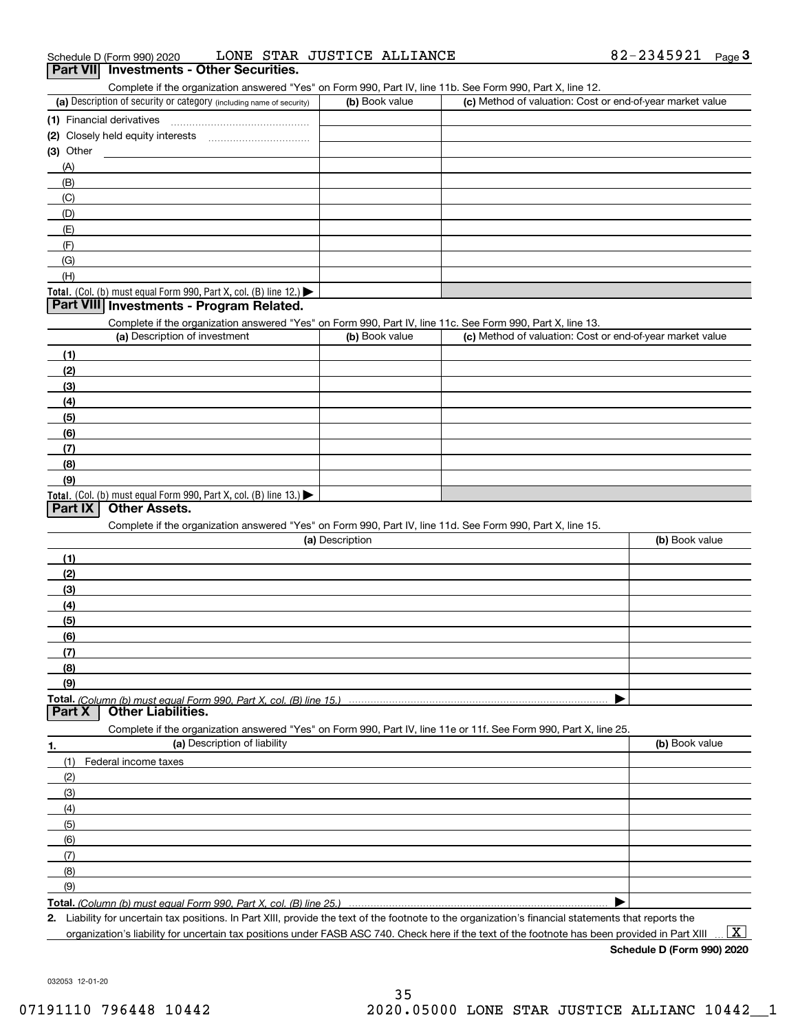Schedule D (Form 990) 2020 LONE STAR JUSTICE ALLIANCE 82-2345921 Page 3

## Part VII Investments - Other Securities.

Complete if the organization answered "Yes" on Form 990, Part IV, line 11b. See Form 990, Part X, line 12.

| (a) Description of security or category (including name of security) | (b) Book value | (c) Method of valuation: Cost or end-of-year market value |
|---|---|---|
| (1) Financial derivatives | | |
| (2) Closely held equity interests | | |
| (3) Other | | |
| (A) | | |
| (B) | | |
| (C) | | |
| (D) | | |
| (E) | | |
| (F) | | |
| (G) | | |
| (H) | | |
| **Total.** (Col. (b) must equal Form 990, Part X, col. (B) line 12.) ▶ | | |

## Part VIII Investments - Program Related.

Complete if the organization answered "Yes" on Form 990, Part IV, line 11c. See Form 990, Part X, line 13.

| (a) Description of investment | (b) Book value | (c) Method of valuation: Cost or end-of-year market value |
|---|---|---|
| (1) | | |
| (2) | | |
| (3) | | |
| (4) | | |
| (5) | | |
| (6) | | |
| (7) | | |
| (8) | | |
| (9) | | |
| **Total.** (Col. (b) must equal Form 990, Part X, col. (B) line 13.) ▶ | | |

## Part IX Other Assets.

Complete if the organization answered "Yes" on Form 990, Part IV, line 11d. See Form 990, Part X, line 15.

| (a) Description | (b) Book value |
|---|---|
| (1) | |
| (2) | |
| (3) | |
| (4) | |
| (5) | |
| (6) | |
| (7) | |
| (8) | |
| (9) | |
| **Total.** *(Column (b) must equal Form 990, Part X, col. (B) line 15.)* ▶ | |

## Part X Other Liabilities.

Complete if the organization answered "Yes" on Form 990, Part IV, line 11e or 11f. See Form 990, Part X, line 25.

| 1. (a) Description of liability | (b) Book value |
|---|---|
| (1) Federal income taxes | |
| (2) | |
| (3) | |
| (4) | |
| (5) | |
| (6) | |
| (7) | |
| (8) | |
| (9) | |
| **Total.** *(Column (b) must equal Form 990, Part X, col. (B) line 25.)* ▶ | |

**2.** Liability for uncertain tax positions. In Part XIII, provide the text of the footnote to the organization's financial statements that reports the organization's liability for uncertain tax positions under FASB ASC 740. Check here if the text of the footnote has been provided in Part XIII ... [X]

**Schedule D (Form 990) 2020**

032053 12-01-20

07191110 796448 10442 2020.05000 LONE STAR JUSTICE ALLIANC 10442__1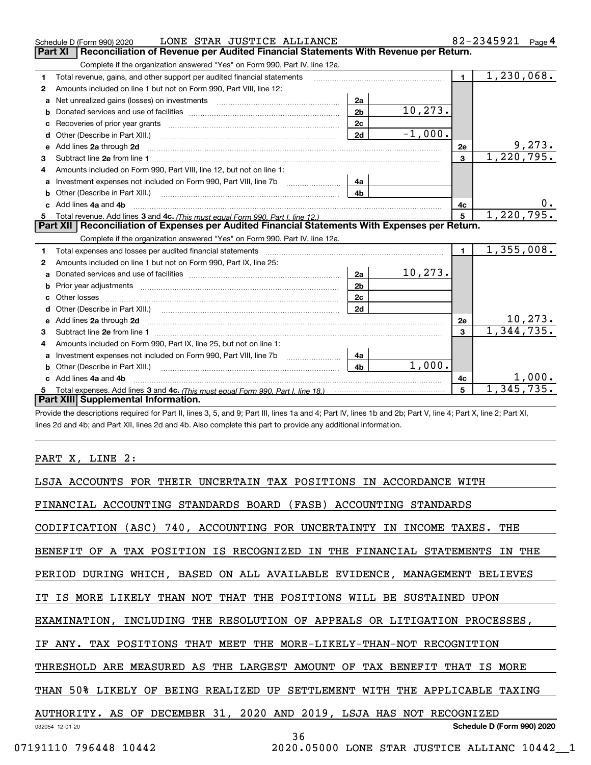Schedule D (Form 990) 2020 LONE STAR JUSTICE ALLIANCE 82-2345921 Page 4

## Part XI Reconciliation of Revenue per Audited Financial Statements With Revenue per Return.

Complete if the organization answered "Yes" on Form 990, Part IV, line 12a.

| | | | | | |
|---|---|---|---|---|---|
| 1 | Total revenue, gains, and other support per audited financial statements | | | 1 | 1,230,068. |
| 2 | Amounts included on line 1 but not on Form 990, Part VIII, line 12: | | | | |
| a | Net unrealized gains (losses) on investments | 2a | | | |
| b | Donated services and use of facilities | 2b | 10,273. | | |
| c | Recoveries of prior year grants | 2c | | | |
| d | Other (Describe in Part XIII.) | 2d | -1,000. | | |
| e | Add lines 2a through 2d | | | 2e | 9,273. |
| 3 | Subtract line 2e from line 1 | | | 3 | 1,220,795. |
| 4 | Amounts included on Form 990, Part VIII, line 12, but not on line 1: | | | | |
| a | Investment expenses not included on Form 990, Part VIII, line 7b | 4a | | | |
| b | Other (Describe in Part XIII.) | 4b | | | |
| c | Add lines 4a and 4b | | | 4c | 0. |
| 5 | Total revenue. Add lines 3 and 4c. *(This must equal Form 990, Part I, line 12.)* | | | 5 | 1,220,795. |

## Part XII Reconciliation of Expenses per Audited Financial Statements With Expenses per Return.

Complete if the organization answered "Yes" on Form 990, Part IV, line 12a.

| | | | | | |
|---|---|---|---|---|---|
| 1 | Total expenses and losses per audited financial statements | | | 1 | 1,355,008. |
| 2 | Amounts included on line 1 but not on Form 990, Part IX, line 25: | | | | |
| a | Donated services and use of facilities | 2a | 10,273. | | |
| b | Prior year adjustments | 2b | | | |
| c | Other losses | 2c | | | |
| d | Other (Describe in Part XIII.) | 2d | | | |
| e | Add lines 2a through 2d | | | 2e | 10,273. |
| 3 | Subtract line 2e from line 1 | | | 3 | 1,344,735. |
| 4 | Amounts included on Form 990, Part IX, line 25, but not on line 1: | | | | |
| a | Investment expenses not included on Form 990, Part VIII, line 7b | 4a | | | |
| b | Other (Describe in Part XIII.) | 4b | 1,000. | | |
| c | Add lines 4a and 4b | | | 4c | 1,000. |
| 5 | Total expenses. Add lines 3 and 4c. *(This must equal Form 990, Part I, line 18.)* | | | 5 | 1,345,735. |

## Part XIII Supplemental Information.

Provide the descriptions required for Part II, lines 3, 5, and 9; Part III, lines 1a and 4; Part IV, lines 1b and 2b; Part V, line 4; Part X, line 2; Part XI, lines 2d and 4b; and Part XII, lines 2d and 4b. Also complete this part to provide any additional information.

PART X, LINE 2:

LSJA ACCOUNTS FOR THEIR UNCERTAIN TAX POSITIONS IN ACCORDANCE WITH FINANCIAL ACCOUNTING STANDARDS BOARD (FASB) ACCOUNTING STANDARDS CODIFICATION (ASC) 740, ACCOUNTING FOR UNCERTAINTY IN INCOME TAXES. THE BENEFIT OF A TAX POSITION IS RECOGNIZED IN THE FINANCIAL STATEMENTS IN THE PERIOD DURING WHICH, BASED ON ALL AVAILABLE EVIDENCE, MANAGEMENT BELIEVES IT IS MORE LIKELY THAN NOT THAT THE POSITIONS WILL BE SUSTAINED UPON EXAMINATION, INCLUDING THE RESOLUTION OF APPEALS OR LITIGATION PROCESSES, IF ANY. TAX POSITIONS THAT MEET THE MORE-LIKELY-THAN-NOT RECOGNITION THRESHOLD ARE MEASURED AS THE LARGEST AMOUNT OF TAX BENEFIT THAT IS MORE THAN 50% LIKELY OF BEING REALIZED UP SETTLEMENT WITH THE APPLICABLE TAXING AUTHORITY. AS OF DECEMBER 31, 2020 AND 2019, LSJA HAS NOT RECOGNIZED

032054 12-01-20 Schedule D (Form 990) 2020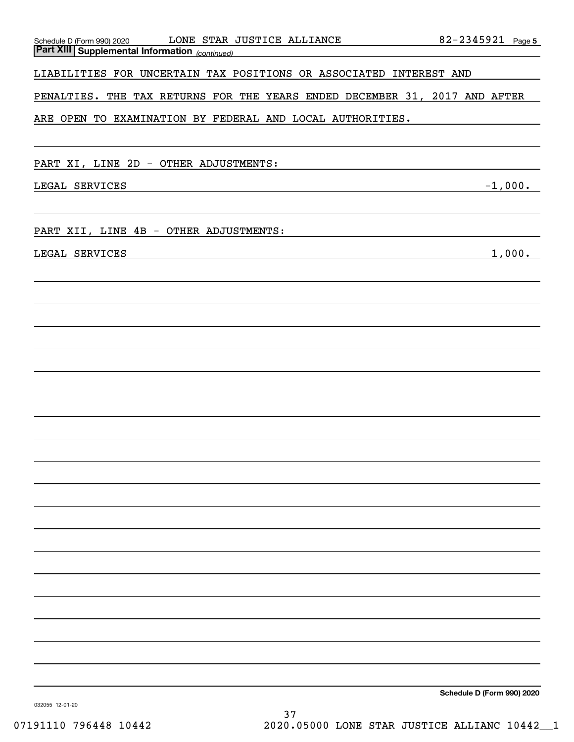## Part XIII Supplemental Information *(continued)*

LIABILITIES FOR UNCERTAIN TAX POSITIONS OR ASSOCIATED INTEREST AND PENALTIES. THE TAX RETURNS FOR THE YEARS ENDED DECEMBER 31, 2017 AND AFTER ARE OPEN TO EXAMINATION BY FEDERAL AND LOCAL AUTHORITIES.

PART XI, LINE 2D - OTHER ADJUSTMENTS:

| | |
|---|---|
| LEGAL SERVICES | -1,000. |

PART XII, LINE 4B - OTHER ADJUSTMENTS:

| | |
|---|---|
| LEGAL SERVICES | 1,000. |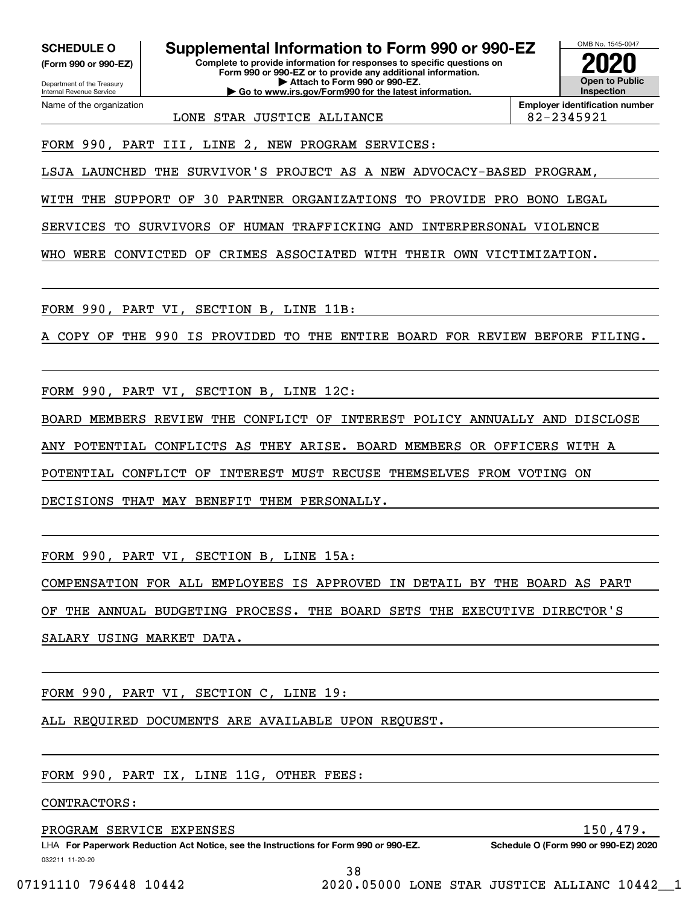**SCHEDULE O**
**(Form 990 or 990-EZ)**

Department of the Treasury
Internal Revenue Service

# Supplemental Information to Form 990 or 990-EZ

**Complete to provide information for responses to specific questions on Form 990 or 990-EZ or to provide any additional information.**
**▶ Attach to Form 990 or 990-EZ.**
**▶ Go to www.irs.gov/Form990 for the latest information.**

OMB No. 1545-0047

**2020**

**Open to Public Inspection**

Name of the organization: LONE STAR JUSTICE ALLIANCE

**Employer identification number**: 82-2345921

FORM 990, PART III, LINE 2, NEW PROGRAM SERVICES:

LSJA LAUNCHED THE SURVIVOR'S PROJECT AS A NEW ADVOCACY-BASED PROGRAM, WITH THE SUPPORT OF 30 PARTNER ORGANIZATIONS TO PROVIDE PRO BONO LEGAL SERVICES TO SURVIVORS OF HUMAN TRAFFICKING AND INTERPERSONAL VIOLENCE WHO WERE CONVICTED OF CRIMES ASSOCIATED WITH THEIR OWN VICTIMIZATION.

FORM 990, PART VI, SECTION B, LINE 11B:

A COPY OF THE 990 IS PROVIDED TO THE ENTIRE BOARD FOR REVIEW BEFORE FILING.

FORM 990, PART VI, SECTION B, LINE 12C:

BOARD MEMBERS REVIEW THE CONFLICT OF INTEREST POLICY ANNUALLY AND DISCLOSE ANY POTENTIAL CONFLICTS AS THEY ARISE. BOARD MEMBERS OR OFFICERS WITH A POTENTIAL CONFLICT OF INTEREST MUST RECUSE THEMSELVES FROM VOTING ON DECISIONS THAT MAY BENEFIT THEM PERSONALLY.

FORM 990, PART VI, SECTION B, LINE 15A:

COMPENSATION FOR ALL EMPLOYEES IS APPROVED IN DETAIL BY THE BOARD AS PART OF THE ANNUAL BUDGETING PROCESS. THE BOARD SETS THE EXECUTIVE DIRECTOR'S SALARY USING MARKET DATA.

FORM 990, PART VI, SECTION C, LINE 19:

ALL REQUIRED DOCUMENTS ARE AVAILABLE UPON REQUEST.

FORM 990, PART IX, LINE 11G, OTHER FEES:

CONTRACTORS:

| | |
|---|---|
| PROGRAM SERVICE EXPENSES | 150,479. |

LHA **For Paperwork Reduction Act Notice, see the Instructions for Form 990 or 990-EZ.**
032211 11-20-20
**Schedule O (Form 990 or 990-EZ) 2020**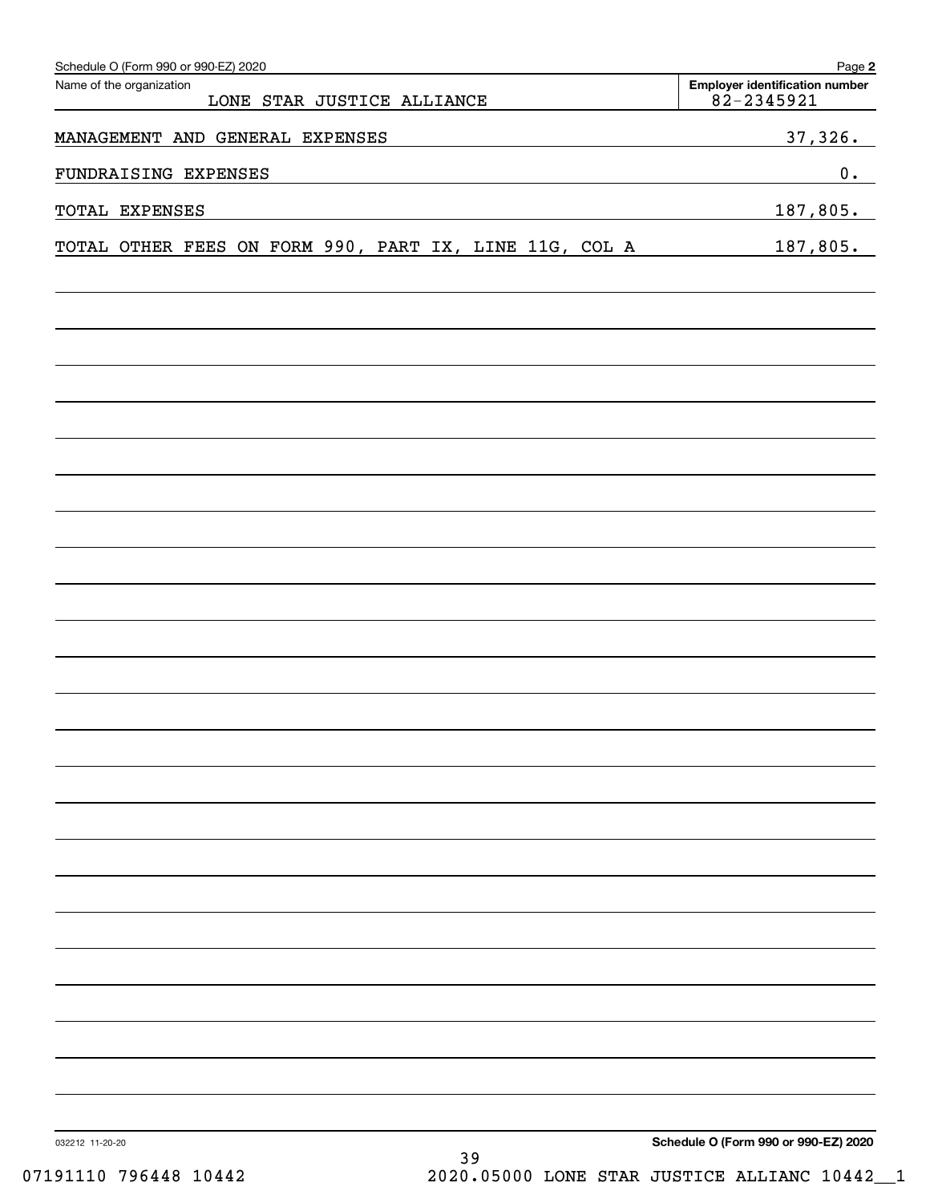Schedule O (Form 990 or 990-EZ) 2020

Name of the organization: LONE STAR JUSTICE ALLIANCE

Employer identification number: 82-2345921

| | |
|---|---|
| MANAGEMENT AND GENERAL EXPENSES | 37,326. |
| FUNDRAISING EXPENSES | 0. |
| TOTAL EXPENSES | 187,805. |
| TOTAL OTHER FEES ON FORM 990, PART IX, LINE 11G, COL A | 187,805. |

032212 11-20-20

Schedule O (Form 990 or 990-EZ) 2020